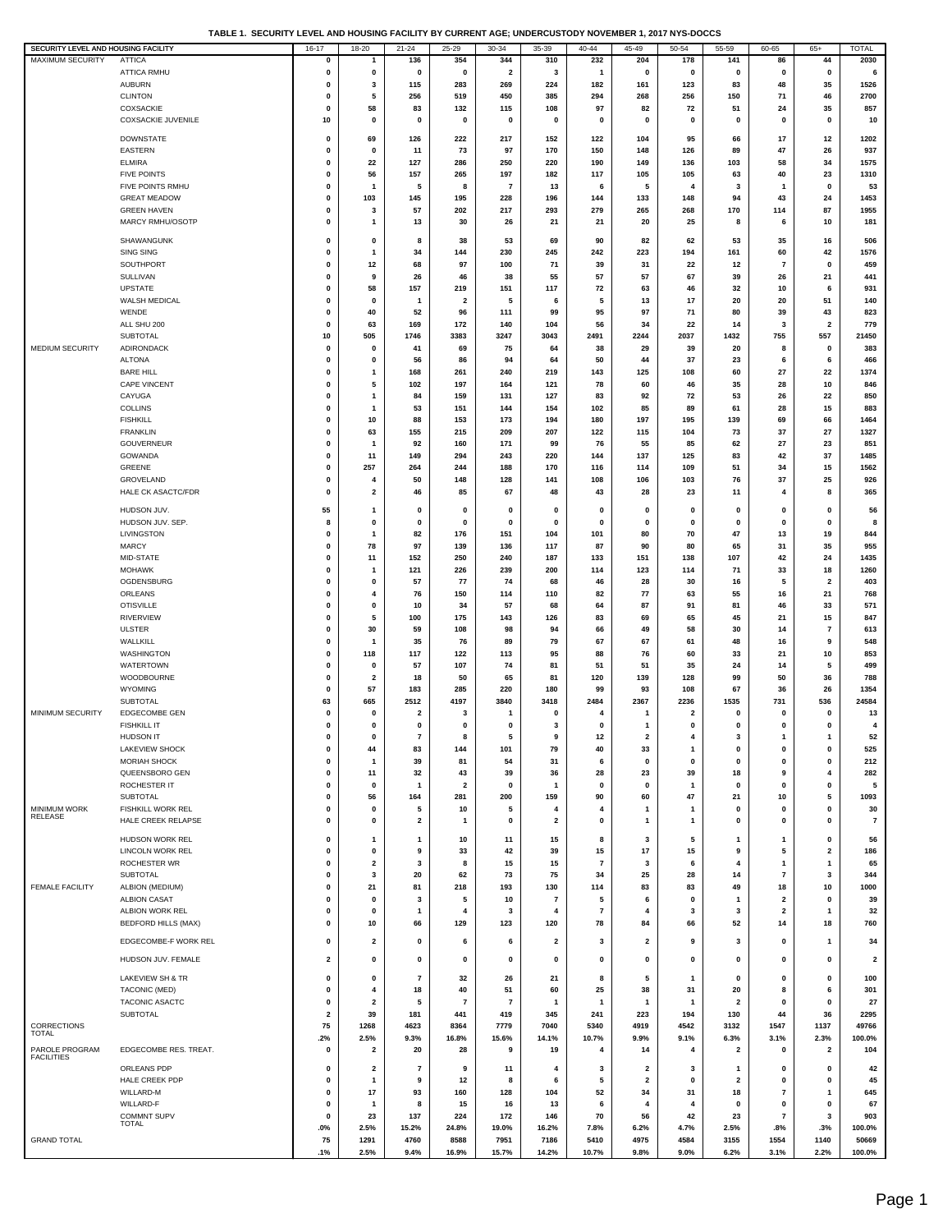**TABLE 1. SECURITY LEVEL AND HOUSING FACILITY BY CURRENT AGE; UNDERCUSTODY NOVEMBER 1, 2017 NYS-DOCCS**

| SECURITY LEVEL AND HOUSING FACILITY | | 16-17 | 18-20 | 21-24 | 25-29 | 30-34 | 35-39 | 40-44 | 45-49 | 50-54 | 55-59 | 60-65 | 65+ | TOTAL |
|---|---|---|---|---|---|---|---|---|---|---|---|---|---|---|
| MAXIMUM SECURITY | ATTICA | 0 | 1 | 136 | 354 | 344 | 310 | 232 | 204 | 178 | 141 | 86 | 44 | 2030 |
| | ATTICA RMHU | 0 | 0 | 0 | 0 | 2 | 3 | 1 | 0 | 0 | 0 | 0 | 0 | 6 |
| | AUBURN | 0 | 3 | 115 | 283 | 269 | 224 | 182 | 161 | 123 | 83 | 48 | 35 | 1526 |
| | CLINTON | 0 | 5 | 256 | 519 | 450 | 385 | 294 | 268 | 256 | 150 | 71 | 46 | 2700 |
| | COXSACKIE | 0 | 58 | 83 | 132 | 115 | 108 | 97 | 82 | 72 | 51 | 24 | 35 | 857 |
| | COXSACKIE JUVENILE | 10 | 0 | 0 | 0 | 0 | 0 | 0 | 0 | 0 | 0 | 0 | 0 | 10 |
| | DOWNSTATE | 0 | 69 | 126 | 222 | 217 | 152 | 122 | 104 | 95 | 66 | 17 | 12 | 1202 |
| | EASTERN | 0 | 0 | 11 | 73 | 97 | 170 | 150 | 148 | 126 | 89 | 47 | 26 | 937 |
| | ELMIRA | 0 | 22 | 127 | 286 | 250 | 220 | 190 | 149 | 136 | 103 | 58 | 34 | 1575 |
| | FIVE POINTS | 0 | 56 | 157 | 265 | 197 | 182 | 117 | 105 | 105 | 63 | 40 | 23 | 1310 |
| | FIVE POINTS RMHU | 0 | 1 | 5 | 8 | 7 | 13 | 6 | 5 | 4 | 3 | 1 | 0 | 53 |
| | GREAT MEADOW | 0 | 103 | 145 | 195 | 228 | 196 | 144 | 133 | 148 | 94 | 43 | 24 | 1453 |
| | GREEN HAVEN | 0 | 3 | 57 | 202 | 217 | 293 | 279 | 265 | 268 | 170 | 114 | 87 | 1955 |
| | MARCY RMHU/OSOTP | 0 | 1 | 13 | 30 | 26 | 21 | 21 | 20 | 25 | 8 | 6 | 10 | 181 |
| | SHAWANGUNK | 0 | 0 | 8 | 38 | 53 | 69 | 90 | 82 | 62 | 53 | 35 | 16 | 506 |
| | SING SING | 0 | 1 | 34 | 144 | 230 | 245 | 242 | 223 | 194 | 161 | 60 | 42 | 1576 |
| | SOUTHPORT | 0 | 12 | 68 | 97 | 100 | 71 | 39 | 31 | 22 | 12 | 7 | 0 | 459 |
| | SULLIVAN | 0 | 9 | 26 | 46 | 38 | 55 | 57 | 57 | 67 | 39 | 26 | 21 | 441 |
| | UPSTATE | 0 | 58 | 157 | 219 | 151 | 117 | 72 | 63 | 46 | 32 | 10 | 6 | 931 |
| | WALSH MEDICAL | 0 | 0 | 1 | 2 | 5 | 6 | 5 | 13 | 17 | 20 | 20 | 51 | 140 |
| | WENDE | 0 | 40 | 52 | 96 | 111 | 99 | 95 | 97 | 71 | 80 | 39 | 43 | 823 |
| | ALL SHU 200 | 0 | 63 | 169 | 172 | 140 | 104 | 56 | 34 | 22 | 14 | 3 | 2 | 779 |
| | SUBTOTAL | 10 | 505 | 1746 | 3383 | 3247 | 3043 | 2491 | 2244 | 2037 | 1432 | 755 | 557 | 21450 |
| MEDIUM SECURITY | ADIRONDACK | 0 | 0 | 41 | 69 | 75 | 64 | 38 | 29 | 39 | 20 | 8 | 0 | 383 |
| | ALTONA | 0 | 0 | 56 | 86 | 94 | 64 | 50 | 44 | 37 | 23 | 6 | 6 | 466 |
| | BARE HILL | 0 | 1 | 168 | 261 | 240 | 219 | 143 | 125 | 108 | 60 | 27 | 22 | 1374 |
| | CAPE VINCENT | 0 | 5 | 102 | 197 | 164 | 121 | 78 | 60 | 46 | 35 | 28 | 10 | 846 |
| | CAYUGA | 0 | 1 | 84 | 159 | 131 | 127 | 83 | 92 | 72 | 53 | 26 | 22 | 850 |
| | COLLINS | 0 | 1 | 53 | 151 | 144 | 154 | 102 | 85 | 89 | 61 | 28 | 15 | 883 |
| | FISHKILL | 0 | 10 | 88 | 153 | 173 | 194 | 180 | 197 | 195 | 139 | 69 | 66 | 1464 |
| | FRANKLIN | 0 | 63 | 155 | 215 | 209 | 207 | 122 | 115 | 104 | 73 | 37 | 27 | 1327 |
| | GOUVERNEUR | 0 | 1 | 92 | 160 | 171 | 99 | 76 | 55 | 85 | 62 | 27 | 23 | 851 |
| | GOWANDA | 0 | 11 | 149 | 294 | 243 | 220 | 144 | 137 | 125 | 83 | 42 | 37 | 1485 |
| | GREENE | 0 | 257 | 264 | 244 | 188 | 170 | 116 | 114 | 109 | 51 | 34 | 15 | 1562 |
| | GROVELAND | 0 | 4 | 50 | 148 | 128 | 141 | 108 | 106 | 103 | 76 | 37 | 25 | 926 |
| | HALE CK ASACTC/FDR | 0 | 2 | 46 | 85 | 67 | 48 | 43 | 28 | 23 | 11 | 4 | 8 | 365 |
| | HUDSON JUV. | 55 | 1 | 0 | 0 | 0 | 0 | 0 | 0 | 0 | 0 | 0 | 0 | 56 |
| | HUDSON JUV. SEP. | 8 | 0 | 0 | 0 | 0 | 0 | 0 | 0 | 0 | 0 | 0 | 0 | 8 |
| | LIVINGSTON | 0 | 1 | 82 | 176 | 151 | 104 | 101 | 80 | 70 | 47 | 13 | 19 | 844 |
| | MARCY | 0 | 78 | 97 | 139 | 136 | 117 | 87 | 90 | 80 | 65 | 31 | 35 | 955 |
| | MID-STATE | 0 | 11 | 152 | 250 | 240 | 187 | 133 | 151 | 138 | 107 | 42 | 24 | 1435 |
| | MOHAWK | 0 | 1 | 121 | 226 | 239 | 200 | 114 | 123 | 114 | 71 | 33 | 18 | 1260 |
| | OGDENSBURG | 0 | 0 | 57 | 77 | 74 | 68 | 46 | 28 | 30 | 16 | 5 | 2 | 403 |
| | ORLEANS | 0 | 4 | 76 | 150 | 114 | 110 | 82 | 77 | 63 | 55 | 16 | 21 | 768 |
| | OTISVILLE | 0 | 0 | 10 | 34 | 57 | 68 | 64 | 87 | 91 | 81 | 46 | 33 | 571 |
| | RIVERVIEW | 0 | 5 | 100 | 175 | 143 | 126 | 83 | 69 | 65 | 45 | 21 | 15 | 847 |
| | ULSTER | 0 | 30 | 59 | 108 | 98 | 94 | 66 | 49 | 58 | 30 | 14 | 7 | 613 |
| | WALLKILL | 0 | 1 | 35 | 76 | 89 | 79 | 67 | 67 | 61 | 48 | 16 | 9 | 548 |
| | WASHINGTON | 0 | 118 | 117 | 122 | 113 | 95 | 88 | 76 | 60 | 33 | 21 | 10 | 853 |
| | WATERTOWN | 0 | 0 | 57 | 107 | 74 | 81 | 51 | 51 | 35 | 24 | 14 | 5 | 499 |
| | WOODBOURNE | 0 | 2 | 18 | 50 | 65 | 81 | 120 | 139 | 128 | 99 | 50 | 36 | 788 |
| | WYOMING | 0 | 57 | 183 | 285 | 220 | 180 | 99 | 93 | 108 | 67 | 36 | 26 | 1354 |
| | SUBTOTAL | 63 | 665 | 2512 | 4197 | 3840 | 3418 | 2484 | 2367 | 2236 | 1535 | 731 | 536 | 24584 |
| MINIMUM SECURITY | EDGECOMBE GEN | 0 | 0 | 2 | 3 | 1 | 0 | 4 | 1 | 2 | 0 | 0 | 0 | 13 |
| | FISHKILL IT | 0 | 0 | 0 | 0 | 0 | 3 | 0 | 1 | 0 | 0 | 0 | 0 | 4 |
| | HUDSON IT | 0 | 0 | 7 | 8 | 5 | 9 | 12 | 2 | 4 | 3 | 1 | 1 | 52 |
| | LAKEVIEW SHOCK | 0 | 44 | 83 | 144 | 101 | 79 | 40 | 33 | 1 | 0 | 0 | 0 | 525 |
| | MORIAH SHOCK | 0 | 1 | 39 | 81 | 54 | 31 | 6 | 0 | 0 | 0 | 0 | 0 | 212 |
| | QUEENSBORO GEN | 0 | 11 | 32 | 43 | 39 | 36 | 28 | 23 | 39 | 18 | 9 | 4 | 282 |
| | ROCHESTER IT | 0 | 0 | 1 | 2 | 0 | 1 | 0 | 0 | 1 | 0 | 0 | 0 | 5 |
| | SUBTOTAL | 0 | 56 | 164 | 281 | 200 | 159 | 90 | 60 | 47 | 21 | 10 | 5 | 1093 |
| MINIMUM WORK RELEASE | FISHKILL WORK REL | 0 | 0 | 5 | 10 | 5 | 4 | 4 | 1 | 1 | 0 | 0 | 0 | 30 |
| | HALE CREEK RELAPSE | 0 | 0 | 2 | 1 | 0 | 2 | 0 | 1 | 1 | 0 | 0 | 0 | 7 |
| | HUDSON WORK REL | 0 | 1 | 1 | 10 | 11 | 15 | 8 | 3 | 5 | 1 | 1 | 0 | 56 |
| | LINCOLN WORK REL | 0 | 0 | 9 | 33 | 42 | 39 | 15 | 17 | 15 | 9 | 5 | 2 | 186 |
| | ROCHESTER WR | 0 | 2 | 3 | 8 | 15 | 15 | 7 | 3 | 6 | 4 | 1 | 1 | 65 |
| | SUBTOTAL | 0 | 3 | 20 | 62 | 73 | 75 | 34 | 25 | 28 | 14 | 7 | 3 | 344 |
| FEMALE FACILITY | ALBION (MEDIUM) | 0 | 21 | 81 | 218 | 193 | 130 | 114 | 83 | 83 | 49 | 18 | 10 | 1000 |
| | ALBION CASAT | 0 | 0 | 3 | 5 | 10 | 7 | 5 | 6 | 0 | 1 | 2 | 0 | 39 |
| | ALBION WORK REL | 0 | 0 | 1 | 4 | 3 | 4 | 7 | 4 | 3 | 3 | 2 | 1 | 32 |
| | BEDFORD HILLS (MAX) | 0 | 10 | 66 | 129 | 123 | 120 | 78 | 84 | 66 | 52 | 14 | 18 | 760 |
| | EDGECOMBE-F WORK REL | 0 | 2 | 0 | 6 | 6 | 2 | 3 | 2 | 9 | 3 | 0 | 1 | 34 |
| | HUDSON JUV. FEMALE | 2 | 0 | 0 | 0 | 0 | 0 | 0 | 0 | 0 | 0 | 0 | 0 | 2 |
| | LAKEVIEW SH & TR | 0 | 0 | 7 | 32 | 26 | 21 | 8 | 5 | 1 | 0 | 0 | 0 | 100 |
| | TACONIC (MED) | 0 | 4 | 18 | 40 | 51 | 60 | 25 | 38 | 31 | 20 | 8 | 6 | 301 |
| | TACONIC ASACTC | 0 | 2 | 5 | 7 | 7 | 1 | 1 | 1 | 1 | 2 | 0 | 0 | 27 |
| | SUBTOTAL | 2 | 39 | 181 | 441 | 419 | 345 | 241 | 223 | 194 | 130 | 44 | 36 | 2295 |
| CORRECTIONS TOTAL | | 75 | 1268 | 4623 | 8364 | 7779 | 7040 | 5340 | 4919 | 4542 | 3132 | 1547 | 1137 | 49766 |
| | | .2% | 2.5% | 9.3% | 16.8% | 15.6% | 14.1% | 10.7% | 9.9% | 9.1% | 6.3% | 3.1% | 2.3% | 100.0% |
| PAROLE PROGRAM FACILITIES | EDGECOMBE RES. TREAT. | 0 | 2 | 20 | 28 | 9 | 19 | 4 | 14 | 4 | 2 | 0 | 2 | 104 |
| | ORLEANS PDP | 0 | 2 | 7 | 9 | 11 | 4 | 3 | 2 | 3 | 1 | 0 | 0 | 42 |
| | HALE CREEK PDP | 0 | 1 | 9 | 12 | 8 | 6 | 5 | 2 | 0 | 2 | 0 | 0 | 45 |
| | WILLARD-M | 0 | 17 | 93 | 160 | 128 | 104 | 52 | 34 | 31 | 18 | 7 | 1 | 645 |
| | WILLARD-F | 0 | 1 | 8 | 15 | 16 | 13 | 6 | 4 | 4 | 0 | 0 | 0 | 67 |
| | COMMNT SUPV TOTAL | 0 | 23 | 137 | 224 | 172 | 146 | 70 | 56 | 42 | 23 | 7 | 3 | 903 |
| | | .0% | 2.5% | 15.2% | 24.8% | 19.0% | 16.2% | 7.8% | 6.2% | 4.7% | 2.5% | .8% | .3% | 100.0% |
| GRAND TOTAL | | 75 | 1291 | 4760 | 8588 | 7951 | 7186 | 5410 | 4975 | 4584 | 3155 | 1554 | 1140 | 50669 |
| | | .1% | 2.5% | 9.4% | 16.9% | 15.7% | 14.2% | 10.7% | 9.8% | 9.0% | 6.2% | 3.1% | 2.2% | 100.0% |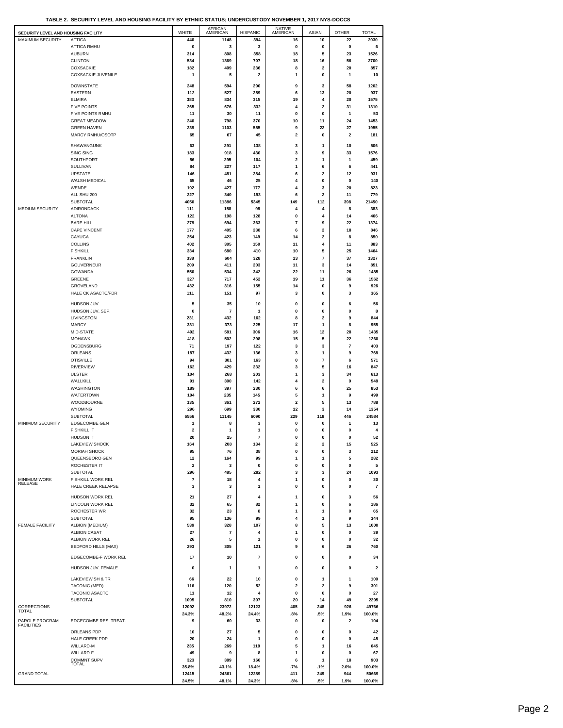**TABLE 2. SECURITY LEVEL AND HOUSING FACILITY BY ETHNIC STATUS; UNDERCUSTODY NOVEMBER 1, 2017 NYS-DOCCS**

| SECURITY LEVEL AND HOUSING FACILITY | | WHITE | AFRICAN AMERICAN | HISPANIC | NATIVE AMERICAN | ASIAN | OTHER | TOTAL |
|---|---|---|---|---|---|---|---|---|
| MAXIMUM SECURITY | ATTICA | 440 | 1148 | 394 | 16 | 10 | 22 | 2030 |
| | ATTICA RMHU | 0 | 3 | 3 | 0 | 0 | 0 | 6 |
| | AUBURN | 314 | 808 | 358 | 18 | 5 | 23 | 1526 |
| | CLINTON | 534 | 1369 | 707 | 18 | 16 | 56 | 2700 |
| | COXSACKIE | 182 | 409 | 236 | 8 | 2 | 20 | 857 |
| | COXSACKIE JUVENILE | 1 | 5 | 2 | 1 | 0 | 1 | 10 |
| | DOWNSTATE | 248 | 594 | 290 | 9 | 3 | 58 | 1202 |
| | EASTERN | 112 | 527 | 259 | 6 | 13 | 20 | 937 |
| | ELMIRA | 383 | 834 | 315 | 19 | 4 | 20 | 1575 |
| | FIVE POINTS | 265 | 676 | 332 | 4 | 2 | 31 | 1310 |
| | FIVE POINTS RMHU | 11 | 30 | 11 | 0 | 0 | 1 | 53 |
| | GREAT MEADOW | 240 | 798 | 370 | 10 | 11 | 24 | 1453 |
| | GREEN HAVEN | 239 | 1103 | 555 | 9 | 22 | 27 | 1955 |
| | MARCY RMHU/OSOTP | 65 | 67 | 45 | 2 | 0 | 2 | 181 |
| | SHAWANGUNK | 63 | 291 | 138 | 3 | 1 | 10 | 506 |
| | SING SING | 183 | 918 | 430 | 3 | 9 | 33 | 1576 |
| | SOUTHPORT | 56 | 295 | 104 | 2 | 1 | 1 | 459 |
| | SULLIVAN | 84 | 227 | 117 | 1 | 6 | 6 | 441 |
| | UPSTATE | 146 | 481 | 284 | 6 | 2 | 12 | 931 |
| | WALSH MEDICAL | 65 | 46 | 25 | 4 | 0 | 0 | 140 |
| | WENDE | 192 | 427 | 177 | 4 | 3 | 20 | 823 |
| | ALL SHU 200 | 227 | 340 | 193 | 6 | 2 | 11 | 779 |
| | SUBTOTAL | 4050 | 11396 | 5345 | 149 | 112 | 398 | 21450 |
| MEDIUM SECURITY | ADIRONDACK | 111 | 158 | 98 | 4 | 4 | 8 | 383 |
| | ALTONA | 122 | 198 | 128 | 0 | 4 | 14 | 466 |
| | BARE HILL | 279 | 694 | 363 | 7 | 9 | 22 | 1374 |
| | CAPE VINCENT | 177 | 405 | 238 | 6 | 2 | 18 | 846 |
| | CAYUGA | 254 | 423 | 149 | 14 | 2 | 8 | 850 |
| | COLLINS | 402 | 305 | 150 | 11 | 4 | 11 | 883 |
| | FISHKILL | 334 | 680 | 410 | 10 | 5 | 25 | 1464 |
| | FRANKLIN | 338 | 604 | 328 | 13 | 7 | 37 | 1327 |
| | GOUVERNEUR | 209 | 411 | 203 | 11 | 3 | 14 | 851 |
| | GOWANDA | 550 | 534 | 342 | 22 | 11 | 26 | 1485 |
| | GREENE | 327 | 717 | 452 | 19 | 11 | 36 | 1562 |
| | GROVELAND | 432 | 316 | 155 | 14 | 0 | 9 | 926 |
| | HALE CK ASACTC/FDR | 111 | 151 | 97 | 3 | 0 | 3 | 365 |
| | HUDSON JUV. | 5 | 35 | 10 | 0 | 0 | 6 | 56 |
| | HUDSON JUV. SEP. | 0 | 7 | 1 | 0 | 0 | 0 | 8 |
| | LIVINGSTON | 231 | 432 | 162 | 8 | 2 | 9 | 844 |
| | MARCY | 331 | 373 | 225 | 17 | 1 | 8 | 955 |
| | MID-STATE | 492 | 581 | 306 | 16 | 12 | 28 | 1435 |
| | MOHAWK | 418 | 502 | 298 | 15 | 5 | 22 | 1260 |
| | OGDENSBURG | 71 | 197 | 122 | 3 | 3 | 7 | 403 |
| | ORLEANS | 187 | 432 | 136 | 3 | 1 | 9 | 768 |
| | OTISVILLE | 94 | 301 | 163 | 0 | 7 | 6 | 571 |
| | RIVERVIEW | 162 | 429 | 232 | 3 | 5 | 16 | 847 |
| | ULSTER | 104 | 268 | 203 | 1 | 3 | 34 | 613 |
| | WALLKILL | 91 | 300 | 142 | 4 | 2 | 9 | 548 |
| | WASHINGTON | 189 | 397 | 230 | 6 | 6 | 25 | 853 |
| | WATERTOWN | 104 | 235 | 145 | 5 | 1 | 9 | 499 |
| | WOODBOURNE | 135 | 361 | 272 | 2 | 5 | 13 | 788 |
| | WYOMING | 296 | 699 | 330 | 12 | 3 | 14 | 1354 |
| | SUBTOTAL | 6556 | 11145 | 6090 | 229 | 118 | 446 | 24584 |
| MINIMUM SECURITY | EDGECOMBE GEN | 1 | 8 | 3 | 0 | 0 | 1 | 13 |
| | FISHKILL IT | 2 | 1 | 1 | 0 | 0 | 0 | 4 |
| | HUDSON IT | 20 | 25 | 7 | 0 | 0 | 0 | 52 |
| | LAKEVIEW SHOCK | 164 | 208 | 134 | 2 | 2 | 15 | 525 |
| | MORIAH SHOCK | 95 | 76 | 38 | 0 | 0 | 3 | 212 |
| | QUEENSBORO GEN | 12 | 164 | 99 | 1 | 1 | 5 | 282 |
| | ROCHESTER IT | 2 | 3 | 0 | 0 | 0 | 0 | 5 |
| | SUBTOTAL | 296 | 485 | 282 | 3 | 3 | 24 | 1093 |
| MINIMUM WORK RELEASE | FISHKILL WORK REL | 7 | 18 | 4 | 1 | 0 | 0 | 30 |
| | HALE CREEK RELAPSE | 3 | 3 | 1 | 0 | 0 | 0 | 7 |
| | HUDSON WORK REL | 21 | 27 | 4 | 1 | 0 | 3 | 56 |
| | LINCOLN WORK REL | 32 | 65 | 82 | 1 | 0 | 6 | 186 |
| | ROCHESTER WR | 32 | 23 | 8 | 1 | 1 | 0 | 65 |
| | SUBTOTAL | 95 | 136 | 99 | 4 | 1 | 9 | 344 |
| FEMALE FACILITY | ALBION (MEDIUM) | 539 | 328 | 107 | 8 | 5 | 13 | 1000 |
| | ALBION CASAT | 27 | 7 | 4 | 1 | 0 | 0 | 39 |
| | ALBION WORK REL | 26 | 5 | 1 | 0 | 0 | 0 | 32 |
| | BEDFORD HILLS (MAX) | 293 | 305 | 121 | 9 | 6 | 26 | 760 |
| | EDGECOMBE-F WORK REL | 17 | 10 | 7 | 0 | 0 | 0 | 34 |
| | HUDSON JUV. FEMALE | 0 | 1 | 1 | 0 | 0 | 0 | 2 |
| | LAKEVIEW SH & TR | 66 | 22 | 10 | 0 | 1 | 1 | 100 |
| | TACONIC (MED) | 116 | 120 | 52 | 2 | 2 | 9 | 301 |
| | TACONIC ASACTC | 11 | 12 | 4 | 0 | 0 | 0 | 27 |
| | SUBTOTAL | 1095 | 810 | 307 | 20 | 14 | 49 | 2295 |
| CORRECTIONS TOTAL | | 12092 | 23972 | 12123 | 405 | 248 | 926 | 49766 |
| | | 24.3% | 48.2% | 24.4% | .8% | .5% | 1.9% | 100.0% |
| PAROLE PROGRAM FACILITIES | EDGECOMBE RES. TREAT. | 9 | 60 | 33 | 0 | 0 | 2 | 104 |
| | ORLEANS PDP | 10 | 27 | 5 | 0 | 0 | 0 | 42 |
| | HALE CREEK PDP | 20 | 24 | 1 | 0 | 0 | 0 | 45 |
| | WILLARD-M | 235 | 269 | 119 | 5 | 1 | 16 | 645 |
| | WILLARD-F | 49 | 9 | 8 | 1 | 0 | 0 | 67 |
| | COMMNT SUPV TOTAL | 323 | 389 | 166 | 6 | 1 | 18 | 903 |
| | | 35.8% | 43.1% | 18.4% | .7% | .1% | 2.0% | 100.0% |
| GRAND TOTAL | | 12415 | 24361 | 12289 | 411 | 249 | 944 | 50669 |
| | | 24.5% | 48.1% | 24.3% | .8% | .5% | 1.9% | 100.0% |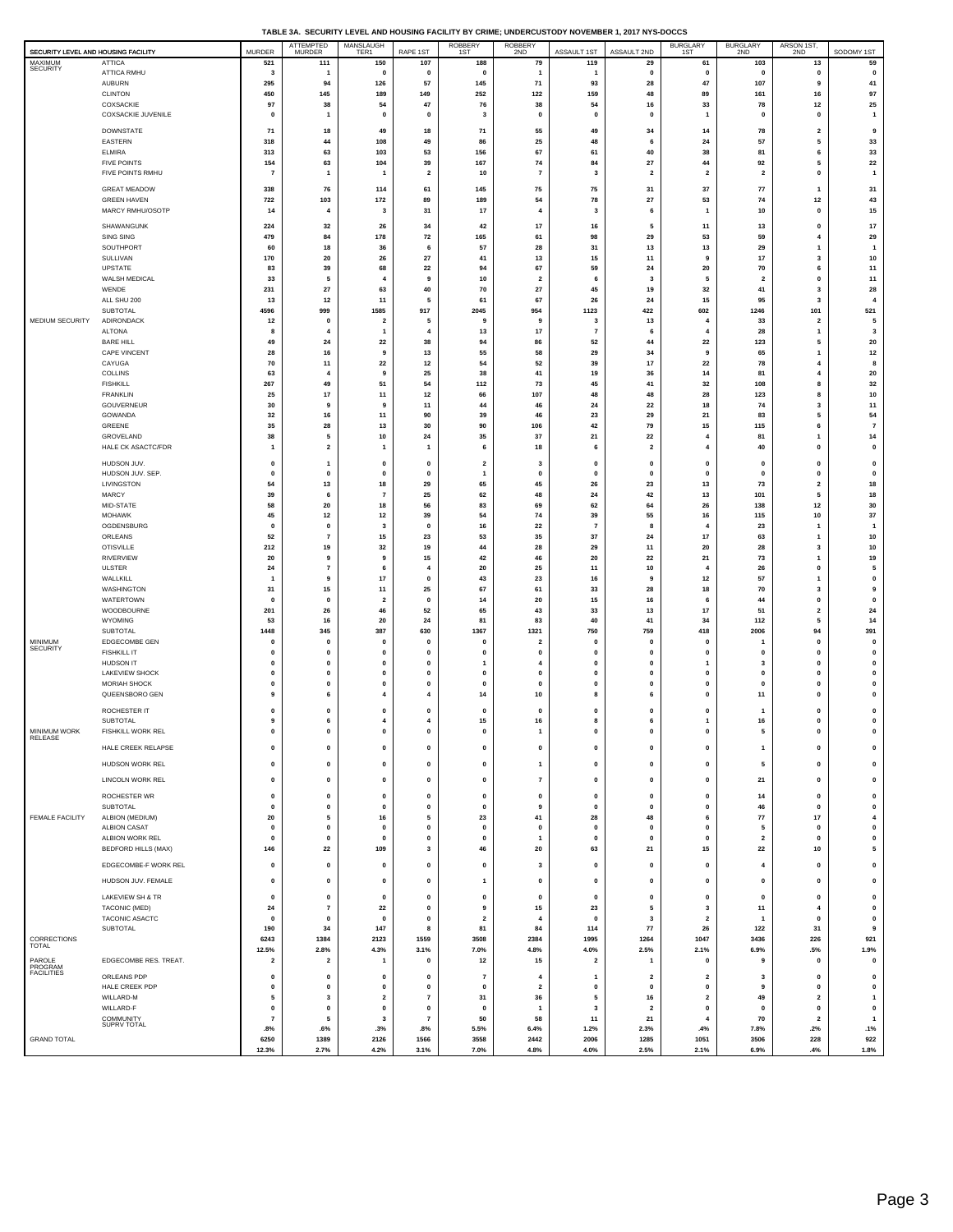**TABLE 3A. SECURITY LEVEL AND HOUSING FACILITY BY CRIME; UNDERCUSTODY NOVEMBER 1, 2017 NYS-DOCCS**

| SECURITY LEVEL AND HOUSING FACILITY | | MURDER | ATTEMPTED MURDER | MANSLAUGHTER1 | RAPE 1ST | ROBBERY 1ST | ROBBERY 2ND | ASSAULT 1ST | ASSAULT 2ND | BURGLARY 1ST | BURGLARY 2ND | ARSON 1ST, 2ND | SODOMY 1ST |
|---|---|---|---|---|---|---|---|---|---|---|---|---|---|
| MAXIMUM SECURITY | ATTICA | 521 | 111 | 150 | 107 | 188 | 79 | 119 | 29 | 61 | 103 | 13 | 59 |
| | ATTICA RMHU | 3 | 1 | 0 | 0 | 0 | 1 | 1 | 0 | 0 | 0 | 0 | 0 |
| | AUBURN | 295 | 94 | 126 | 57 | 145 | 71 | 93 | 28 | 47 | 107 | 9 | 41 |
| | CLINTON | 450 | 145 | 189 | 149 | 252 | 122 | 159 | 48 | 89 | 161 | 16 | 97 |
| | COXSACKIE | 97 | 38 | 54 | 47 | 76 | 38 | 54 | 16 | 33 | 78 | 12 | 25 |
| | COXSACKIE JUVENILE | 0 | 1 | 0 | 0 | 3 | 0 | 0 | 0 | 1 | 0 | 0 | 1 |
| | DOWNSTATE | 71 | 18 | 49 | 18 | 71 | 55 | 49 | 34 | 14 | 78 | 2 | 9 |
| | EASTERN | 318 | 44 | 108 | 49 | 86 | 25 | 48 | 6 | 24 | 57 | 5 | 33 |
| | ELMIRA | 313 | 63 | 103 | 53 | 156 | 67 | 61 | 40 | 38 | 81 | 6 | 33 |
| | FIVE POINTS | 154 | 63 | 104 | 39 | 167 | 74 | 84 | 27 | 44 | 92 | 5 | 22 |
| | FIVE POINTS RMHU | 7 | 1 | 1 | 2 | 10 | 7 | 3 | 2 | 2 | 2 | 0 | 1 |
| | GREAT MEADOW | 338 | 76 | 114 | 61 | 145 | 75 | 75 | 31 | 37 | 77 | 1 | 31 |
| | GREEN HAVEN | 722 | 103 | 172 | 89 | 189 | 54 | 78 | 27 | 53 | 74 | 12 | 43 |
| | MARCY RMHU/OSOTP | 14 | 4 | 3 | 31 | 17 | 4 | 3 | 6 | 1 | 10 | 0 | 15 |
| | SHAWANGUNK | 224 | 32 | 26 | 34 | 42 | 17 | 16 | 5 | 11 | 13 | 0 | 17 |
| | SING SING | 479 | 84 | 178 | 72 | 165 | 61 | 98 | 29 | 53 | 59 | 4 | 29 |
| | SOUTHPORT | 60 | 18 | 36 | 6 | 57 | 28 | 31 | 13 | 13 | 29 | 1 | 1 |
| | SULLIVAN | 170 | 20 | 26 | 27 | 41 | 13 | 15 | 11 | 9 | 17 | 3 | 10 |
| | UPSTATE | 83 | 39 | 68 | 22 | 94 | 67 | 59 | 24 | 20 | 70 | 6 | 11 |
| | WALSH MEDICAL | 33 | 5 | 4 | 9 | 10 | 2 | 6 | 3 | 5 | 2 | 0 | 11 |
| | WENDE | 231 | 27 | 63 | 40 | 70 | 27 | 45 | 19 | 32 | 41 | 3 | 28 |
| | ALL SHU 200 | 13 | 12 | 11 | 5 | 61 | 67 | 26 | 24 | 15 | 95 | 3 | 4 |
| | SUBTOTAL | 4596 | 999 | 1585 | 917 | 2045 | 954 | 1123 | 422 | 602 | 1246 | 101 | 521 |
| MEDIUM SECURITY | ADIRONDACK | 12 | 0 | 2 | 5 | 9 | 9 | 3 | 13 | 4 | 33 | 2 | 5 |
| | ALTONA | 8 | 4 | 1 | 4 | 13 | 17 | 7 | 6 | 4 | 28 | 1 | 3 |
| | BARE HILL | 49 | 24 | 22 | 38 | 94 | 86 | 52 | 44 | 22 | 123 | 5 | 20 |
| | CAPE VINCENT | 28 | 16 | 9 | 13 | 55 | 58 | 29 | 34 | 9 | 65 | 1 | 12 |
| | CAYUGA | 70 | 11 | 22 | 12 | 54 | 52 | 39 | 17 | 22 | 78 | 4 | 8 |
| | COLLINS | 63 | 4 | 9 | 25 | 38 | 41 | 19 | 36 | 14 | 81 | 4 | 20 |
| | FISHKILL | 267 | 49 | 51 | 54 | 112 | 73 | 45 | 41 | 32 | 108 | 8 | 32 |
| | FRANKLIN | 25 | 17 | 11 | 12 | 66 | 107 | 48 | 48 | 28 | 123 | 8 | 10 |
| | GOUVERNEUR | 30 | 9 | 9 | 11 | 44 | 46 | 24 | 22 | 18 | 74 | 3 | 11 |
| | GOWANDA | 32 | 16 | 11 | 90 | 39 | 46 | 23 | 29 | 21 | 83 | 5 | 54 |
| | GREENE | 35 | 28 | 13 | 30 | 90 | 106 | 42 | 79 | 15 | 115 | 6 | 7 |
| | GROVELAND | 38 | 5 | 10 | 24 | 35 | 37 | 21 | 22 | 4 | 81 | 1 | 14 |
| | HALE CK ASACTC/FDR | 1 | 2 | 1 | 1 | 6 | 18 | 6 | 2 | 4 | 40 | 0 | 0 |
| | HUDSON JUV. | 0 | 1 | 0 | 0 | 2 | 3 | 0 | 0 | 0 | 0 | 0 | 0 |
| | HUDSON JUV. SEP. | 0 | 0 | 0 | 0 | 1 | 0 | 0 | 0 | 0 | 0 | 0 | 0 |
| | LIVINGSTON | 54 | 13 | 18 | 29 | 65 | 45 | 26 | 23 | 13 | 73 | 2 | 18 |
| | MARCY | 39 | 6 | 7 | 25 | 62 | 48 | 24 | 42 | 13 | 101 | 5 | 18 |
| | MID-STATE | 58 | 20 | 18 | 56 | 83 | 69 | 62 | 64 | 26 | 138 | 12 | 30 |
| | MOHAWK | 45 | 12 | 12 | 39 | 54 | 74 | 39 | 55 | 16 | 115 | 10 | 37 |
| | OGDENSBURG | 0 | 0 | 3 | 0 | 16 | 22 | 7 | 8 | 4 | 23 | 1 | 1 |
| | ORLEANS | 52 | 7 | 15 | 23 | 53 | 35 | 37 | 24 | 17 | 63 | 1 | 10 |
| | OTISVILLE | 212 | 19 | 32 | 19 | 44 | 28 | 29 | 11 | 20 | 28 | 3 | 10 |
| | RIVERVIEW | 20 | 9 | 9 | 15 | 42 | 46 | 20 | 22 | 21 | 73 | 1 | 19 |
| | ULSTER | 24 | 7 | 6 | 4 | 20 | 25 | 11 | 10 | 4 | 26 | 0 | 5 |
| | WALLKILL | 1 | 9 | 17 | 0 | 43 | 23 | 16 | 9 | 12 | 57 | 1 | 0 |
| | WASHINGTON | 31 | 15 | 11 | 25 | 67 | 61 | 33 | 28 | 18 | 70 | 3 | 9 |
| | WATERTOWN | 0 | 0 | 2 | 0 | 14 | 20 | 15 | 16 | 6 | 44 | 0 | 0 |
| | WOODBOURNE | 201 | 26 | 46 | 52 | 65 | 43 | 33 | 13 | 17 | 51 | 2 | 24 |
| | WYOMING | 53 | 16 | 20 | 24 | 81 | 83 | 40 | 41 | 34 | 112 | 5 | 14 |
| | SUBTOTAL | 1448 | 345 | 387 | 630 | 1367 | 1321 | 750 | 759 | 418 | 2006 | 94 | 391 |
| MINIMUM SECURITY | EDGECOMBE GEN | 0 | 0 | 0 | 0 | 0 | 2 | 0 | 0 | 0 | 1 | 0 | 0 |
| | FISHKILL IT | 0 | 0 | 0 | 0 | 0 | 0 | 0 | 0 | 0 | 0 | 0 | 0 |
| | HUDSON IT | 0 | 0 | 0 | 0 | 1 | 4 | 0 | 0 | 1 | 3 | 0 | 0 |
| | LAKEVIEW SHOCK | 0 | 0 | 0 | 0 | 0 | 0 | 0 | 0 | 0 | 0 | 0 | 0 |
| | MORIAH SHOCK | 0 | 0 | 0 | 0 | 0 | 0 | 0 | 0 | 0 | 0 | 0 | 0 |
| | QUEENSBORO GEN | 9 | 6 | 4 | 4 | 14 | 10 | 8 | 6 | 0 | 11 | 0 | 0 |
| | ROCHESTER IT | 0 | 0 | 0 | 0 | 0 | 0 | 0 | 0 | 0 | 1 | 0 | 0 |
| | SUBTOTAL | 9 | 6 | 4 | 4 | 15 | 16 | 8 | 6 | 1 | 16 | 0 | 0 |
| MINIMUM WORK RELEASE | FISHKILL WORK REL | 0 | 0 | 0 | 0 | 0 | 1 | 0 | 0 | 0 | 5 | 0 | 0 |
| | HALE CREEK RELAPSE | 0 | 0 | 0 | 0 | 0 | 0 | 0 | 0 | 0 | 1 | 0 | 0 |
| | HUDSON WORK REL | 0 | 0 | 0 | 0 | 0 | 1 | 0 | 0 | 0 | 5 | 0 | 0 |
| | LINCOLN WORK REL | 0 | 0 | 0 | 0 | 0 | 7 | 0 | 0 | 0 | 21 | 0 | 0 |
| | ROCHESTER WR | 0 | 0 | 0 | 0 | 0 | 0 | 0 | 0 | 0 | 14 | 0 | 0 |
| | SUBTOTAL | 0 | 0 | 0 | 0 | 0 | 9 | 0 | 0 | 0 | 46 | 0 | 0 |
| FEMALE FACILITY | ALBION (MEDIUM) | 20 | 5 | 16 | 5 | 23 | 41 | 28 | 48 | 6 | 77 | 17 | 4 |
| | ALBION CASAT | 0 | 0 | 0 | 0 | 0 | 0 | 0 | 0 | 0 | 5 | 0 | 0 |
| | ALBION WORK REL | 0 | 0 | 0 | 0 | 0 | 1 | 0 | 0 | 0 | 2 | 0 | 0 |
| | BEDFORD HILLS (MAX) | 146 | 22 | 109 | 3 | 46 | 20 | 63 | 21 | 15 | 22 | 10 | 5 |
| | EDGECOMBE-F WORK REL | 0 | 0 | 0 | 0 | 0 | 3 | 0 | 0 | 0 | 4 | 0 | 0 |
| | HUDSON JUV. FEMALE | 0 | 0 | 0 | 0 | 1 | 0 | 0 | 0 | 0 | 0 | 0 | 0 |
| | LAKEVIEW SH & TR | 0 | 0 | 0 | 0 | 0 | 0 | 0 | 0 | 0 | 0 | 0 | 0 |
| | TACONIC (MED) | 24 | 7 | 22 | 0 | 9 | 15 | 23 | 5 | 3 | 11 | 4 | 0 |
| | TACONIC ASACTC | 0 | 0 | 0 | 0 | 2 | 4 | 0 | 3 | 2 | 1 | 0 | 0 |
| | SUBTOTAL | 190 | 34 | 147 | 8 | 81 | 84 | 114 | 77 | 26 | 122 | 31 | 9 |
| CORRECTIONS TOTAL | | 6243 | 1384 | 2123 | 1559 | 3508 | 2384 | 1995 | 1264 | 1047 | 3436 | 226 | 921 |
| | | 12.5% | 2.8% | 4.3% | 3.1% | 7.0% | 4.8% | 4.0% | 2.5% | 2.1% | 6.9% | .5% | 1.9% |
| PAROLE PROGRAM FACILITIES | EDGECOMBE RES. TREAT. | 2 | 2 | 1 | 0 | 12 | 15 | 2 | 1 | 0 | 9 | 0 | 0 |
| | ORLEANS PDP | 0 | 0 | 0 | 0 | 7 | 4 | 1 | 2 | 2 | 3 | 0 | 0 |
| | HALE CREEK PDP | 0 | 0 | 0 | 0 | 0 | 2 | 0 | 0 | 0 | 9 | 0 | 0 |
| | WILLARD-M | 5 | 3 | 2 | 7 | 31 | 36 | 5 | 16 | 2 | 49 | 2 | 1 |
| | WILLARD-F | 0 | 0 | 0 | 0 | 0 | 1 | 3 | 2 | 0 | 0 | 0 | 0 |
| | COMMUNITY SUPRV TOTAL | 7 | 5 | 3 | 7 | 50 | 58 | 11 | 21 | 4 | 70 | 2 | 1 |
| | | .8% | .6% | .3% | .8% | 5.5% | 6.4% | 1.2% | 2.3% | .4% | 7.8% | .2% | .1% |
| GRAND TOTAL | | 6250 | 1389 | 2126 | 1566 | 3558 | 2442 | 2006 | 1285 | 1051 | 3506 | 228 | 922 |
| | | 12.3% | 2.7% | 4.2% | 3.1% | 7.0% | 4.8% | 4.0% | 2.5% | 2.1% | 6.9% | .4% | 1.8% |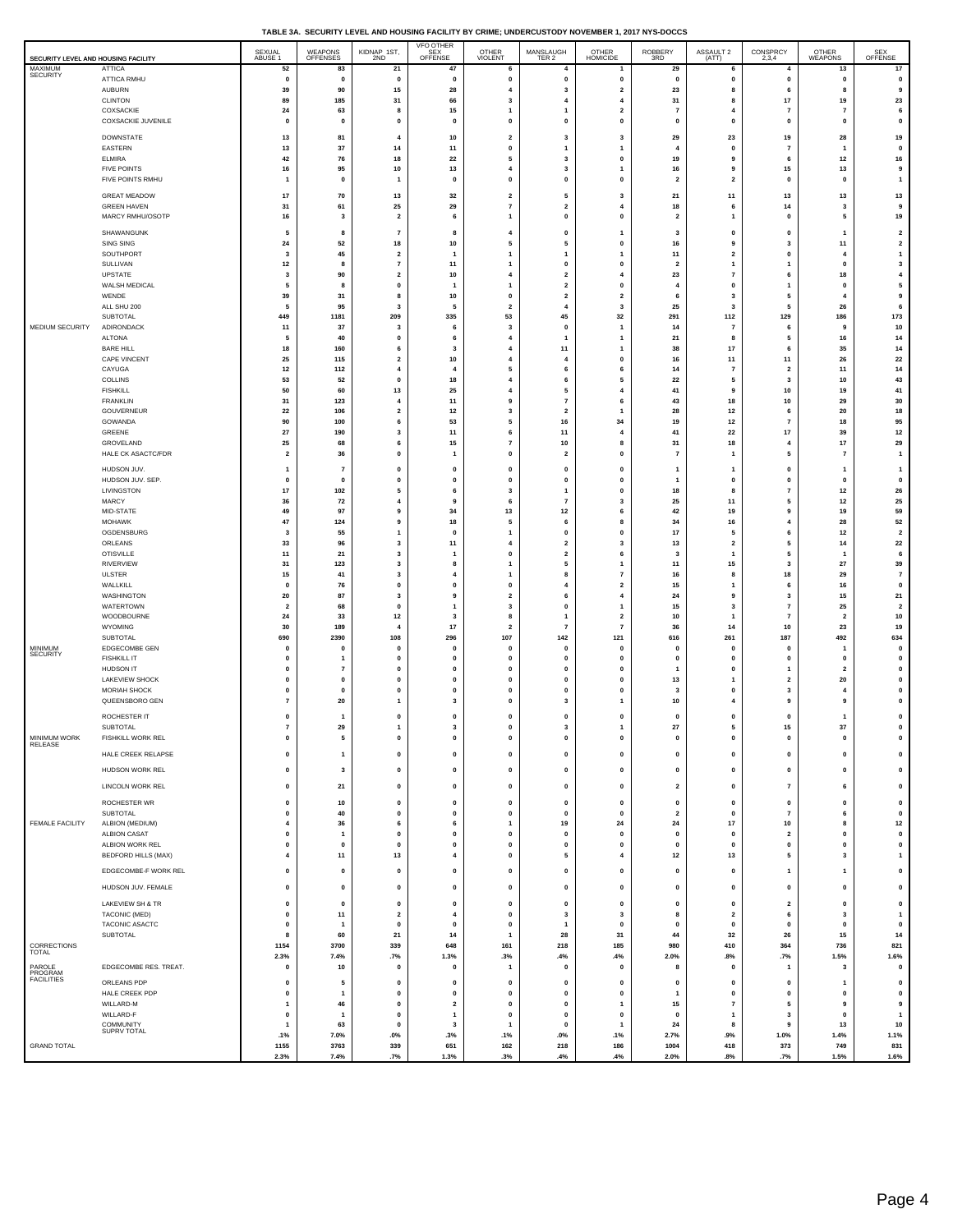**TABLE 3A. SECURITY LEVEL AND HOUSING FACILITY BY CRIME; UNDERCUSTODY NOVEMBER 1, 2017 NYS-DOCCS**

| SECURITY LEVEL AND HOUSING FACILITY | | SEXUAL ABUSE 1 | WEAPONS OFFENSES | KIDNAP 1ST, 2ND | VFO OTHER SEX OFFENSE | OTHER VIOLENT | MANSLAUGH TER 2 | OTHER HOMICIDE | ROBBERY 3RD | ASSAULT 2 (ATT) | CONSPRCY 2,3,4 | OTHER WEAPONS | SEX OFFENSE |
|---|---|---|---|---|---|---|---|---|---|---|---|---|---|
| MAXIMUM SECURITY | ATTICA | 52 | 83 | 21 | 47 | 6 | 4 | 1 | 29 | 6 | 4 | 13 | 17 |
| | ATTICA RMHU | 0 | 0 | 0 | 0 | 0 | 0 | 0 | 0 | 0 | 0 | 0 | 0 |
| | AUBURN | 39 | 90 | 15 | 28 | 4 | 3 | 2 | 23 | 8 | 6 | 8 | 9 |
| | CLINTON | 89 | 185 | 31 | 66 | 3 | 4 | 4 | 31 | 8 | 17 | 19 | 23 |
| | COXSACKIE | 24 | 63 | 8 | 15 | 1 | 1 | 2 | 7 | 4 | 7 | 7 | 6 |
| | COXSACKIE JUVENILE | 0 | 0 | 0 | 0 | 0 | 0 | 0 | 0 | 0 | 0 | 0 | 0 |
| | DOWNSTATE | 13 | 81 | 4 | 10 | 2 | 3 | 3 | 29 | 23 | 19 | 28 | 19 |
| | EASTERN | 13 | 37 | 14 | 11 | 0 | 1 | 1 | 4 | 0 | 7 | 1 | 0 |
| | ELMIRA | 42 | 76 | 18 | 22 | 5 | 3 | 0 | 19 | 9 | 6 | 12 | 16 |
| | FIVE POINTS | 16 | 95 | 10 | 13 | 4 | 3 | 1 | 16 | 9 | 15 | 13 | 9 |
| | FIVE POINTS RMHU | 1 | 0 | 1 | 0 | 0 | 0 | 0 | 2 | 2 | 0 | 0 | 1 |
| | GREAT MEADOW | 17 | 70 | 13 | 32 | 2 | 5 | 3 | 21 | 11 | 13 | 13 | 13 |
| | GREEN HAVEN | 31 | 61 | 25 | 29 | 7 | 2 | 4 | 18 | 6 | 14 | 3 | 9 |
| | MARCY RMHU/OSOTP | 16 | 3 | 2 | 6 | 1 | 0 | 0 | 2 | 1 | 0 | 5 | 19 |
| | SHAWANGUNK | 5 | 8 | 7 | 8 | 4 | 0 | 1 | 3 | 0 | 0 | 1 | 2 |
| | SING SING | 24 | 52 | 18 | 10 | 5 | 5 | 0 | 16 | 9 | 3 | 11 | 2 |
| | SOUTHPORT | 3 | 45 | 2 | 1 | 1 | 1 | 1 | 11 | 2 | 0 | 4 | 1 |
| | SULLIVAN | 12 | 8 | 7 | 11 | 1 | 0 | 0 | 2 | 1 | 1 | 0 | 3 |
| | UPSTATE | 3 | 90 | 2 | 10 | 4 | 2 | 4 | 23 | 7 | 6 | 18 | 4 |
| | WALSH MEDICAL | 5 | 8 | 0 | 1 | 1 | 2 | 0 | 4 | 0 | 1 | 0 | 5 |
| | WENDE | 39 | 31 | 8 | 10 | 0 | 2 | 2 | 6 | 3 | 5 | 4 | 9 |
| | ALL SHU 200 | 5 | 95 | 3 | 5 | 2 | 4 | 3 | 25 | 3 | 5 | 26 | 6 |
| | SUBTOTAL | 449 | 1181 | 209 | 335 | 53 | 45 | 32 | 291 | 112 | 129 | 186 | 173 |
| MEDIUM SECURITY | ADIRONDACK | 11 | 37 | 3 | 6 | 3 | 0 | 1 | 14 | 7 | 6 | 9 | 10 |
| | ALTONA | 5 | 40 | 0 | 6 | 4 | 1 | 1 | 21 | 8 | 5 | 16 | 14 |
| | BARE HILL | 18 | 160 | 6 | 3 | 4 | 11 | 1 | 38 | 17 | 6 | 35 | 14 |
| | CAPE VINCENT | 25 | 115 | 2 | 10 | 4 | 4 | 0 | 16 | 11 | 11 | 26 | 22 |
| | CAYUGA | 12 | 112 | 4 | 4 | 5 | 6 | 6 | 14 | 7 | 2 | 11 | 14 |
| | COLLINS | 53 | 52 | 0 | 18 | 4 | 6 | 5 | 22 | 5 | 3 | 10 | 43 |
| | FISHKILL | 50 | 60 | 13 | 25 | 4 | 5 | 4 | 41 | 9 | 10 | 19 | 41 |
| | FRANKLIN | 31 | 123 | 4 | 11 | 9 | 7 | 6 | 43 | 18 | 10 | 29 | 30 |
| | GOUVERNEUR | 22 | 106 | 2 | 12 | 3 | 2 | 1 | 28 | 12 | 6 | 20 | 18 |
| | GOWANDA | 90 | 100 | 6 | 53 | 5 | 16 | 34 | 19 | 12 | 7 | 18 | 95 |
| | GREENE | 27 | 190 | 3 | 11 | 6 | 11 | 4 | 41 | 22 | 17 | 39 | 12 |
| | GROVELAND | 25 | 68 | 6 | 15 | 7 | 10 | 8 | 31 | 18 | 4 | 17 | 29 |
| | HALE CK ASACTC/FDR | 2 | 36 | 0 | 1 | 0 | 2 | 0 | 7 | 1 | 5 | 7 | 1 |
| | HUDSON JUV. | 1 | 7 | 0 | 0 | 0 | 0 | 0 | 1 | 1 | 0 | 1 | 1 |
| | HUDSON JUV. SEP. | 0 | 0 | 0 | 0 | 0 | 0 | 0 | 1 | 0 | 0 | 0 | 0 |
| | LIVINGSTON | 17 | 102 | 5 | 6 | 3 | 1 | 0 | 18 | 8 | 7 | 12 | 26 |
| | MARCY | 36 | 72 | 4 | 9 | 6 | 7 | 3 | 25 | 11 | 5 | 12 | 25 |
| | MID-STATE | 49 | 97 | 9 | 34 | 13 | 12 | 6 | 42 | 19 | 9 | 19 | 59 |
| | MOHAWK | 47 | 124 | 9 | 18 | 5 | 6 | 8 | 34 | 16 | 4 | 28 | 52 |
| | OGDENSBURG | 3 | 55 | 1 | 0 | 1 | 0 | 0 | 17 | 5 | 6 | 12 | 2 |
| | ORLEANS | 33 | 96 | 3 | 11 | 4 | 2 | 3 | 13 | 2 | 5 | 14 | 22 |
| | OTISVILLE | 11 | 21 | 3 | 1 | 0 | 2 | 6 | 3 | 1 | 5 | 1 | 6 |
| | RIVERVIEW | 31 | 123 | 3 | 8 | 1 | 5 | 1 | 11 | 15 | 3 | 27 | 39 |
| | ULSTER | 15 | 41 | 3 | 4 | 1 | 8 | 7 | 16 | 8 | 18 | 29 | 7 |
| | WALLKILL | 0 | 76 | 0 | 0 | 0 | 4 | 2 | 15 | 1 | 6 | 16 | 0 |
| | WASHINGTON | 20 | 87 | 3 | 9 | 2 | 6 | 4 | 24 | 9 | 3 | 15 | 21 |
| | WATERTOWN | 2 | 68 | 0 | 1 | 3 | 0 | 1 | 15 | 3 | 7 | 25 | 2 |
| | WOODBOURNE | 24 | 33 | 12 | 3 | 8 | 1 | 2 | 10 | 1 | 7 | 2 | 10 |
| | WYOMING | 30 | 189 | 4 | 17 | 2 | 7 | 7 | 36 | 14 | 10 | 23 | 19 |
| | SUBTOTAL | 690 | 2390 | 108 | 296 | 107 | 142 | 121 | 616 | 261 | 187 | 492 | 634 |
| MINIMUM SECURITY | EDGECOMBE GEN | 0 | 0 | 0 | 0 | 0 | 0 | 0 | 0 | 0 | 0 | 1 | 0 |
| | FISHKILL IT | 0 | 1 | 0 | 0 | 0 | 0 | 0 | 0 | 0 | 0 | 0 | 0 |
| | HUDSON IT | 0 | 7 | 0 | 0 | 0 | 0 | 0 | 1 | 0 | 1 | 2 | 0 |
| | LAKEVIEW SHOCK | 0 | 0 | 0 | 0 | 0 | 0 | 0 | 13 | 1 | 2 | 20 | 0 |
| | MORIAH SHOCK | 0 | 0 | 0 | 0 | 0 | 0 | 0 | 3 | 0 | 3 | 4 | 0 |
| | QUEENSBORO GEN | 7 | 20 | 1 | 3 | 0 | 3 | 1 | 10 | 4 | 9 | 9 | 0 |
| | ROCHESTER IT | 0 | 1 | 0 | 0 | 0 | 0 | 0 | 0 | 0 | 0 | 1 | 0 |
| | SUBTOTAL | 7 | 29 | 1 | 3 | 0 | 3 | 1 | 27 | 5 | 15 | 37 | 0 |
| MINIMUM WORK RELEASE | FISHKILL WORK REL | 0 | 5 | 0 | 0 | 0 | 0 | 0 | 0 | 0 | 0 | 0 | 0 |
| | HALE CREEK RELAPSE | 0 | 1 | 0 | 0 | 0 | 0 | 0 | 0 | 0 | 0 | 0 | 0 |
| | HUDSON WORK REL | 0 | 3 | 0 | 0 | 0 | 0 | 0 | 0 | 0 | 0 | 0 | 0 |
| | LINCOLN WORK REL | 0 | 21 | 0 | 0 | 0 | 0 | 0 | 2 | 0 | 7 | 6 | 0 |
| | ROCHESTER WR | 0 | 10 | 0 | 0 | 0 | 0 | 0 | 0 | 0 | 0 | 0 | 0 |
| | SUBTOTAL | 0 | 40 | 0 | 0 | 0 | 0 | 0 | 2 | 0 | 7 | 6 | 0 |
| FEMALE FACILITY | ALBION (MEDIUM) | 4 | 36 | 6 | 6 | 1 | 19 | 24 | 24 | 17 | 10 | 8 | 12 |
| | ALBION CASAT | 0 | 1 | 0 | 0 | 0 | 0 | 0 | 0 | 0 | 2 | 0 | 0 |
| | ALBION WORK REL | 0 | 0 | 0 | 0 | 0 | 0 | 0 | 0 | 0 | 0 | 0 | 0 |
| | BEDFORD HILLS (MAX) | 4 | 11 | 13 | 4 | 0 | 5 | 4 | 12 | 13 | 5 | 3 | 1 |
| | EDGECOMBE-F WORK REL | 0 | 0 | 0 | 0 | 0 | 0 | 0 | 0 | 0 | 1 | 1 | 0 |
| | HUDSON JUV. FEMALE | 0 | 0 | 0 | 0 | 0 | 0 | 0 | 0 | 0 | 0 | 0 | 0 |
| | LAKEVIEW SH & TR | 0 | 0 | 0 | 0 | 0 | 0 | 0 | 0 | 0 | 2 | 0 | 0 |
| | TACONIC (MED) | 0 | 11 | 2 | 4 | 0 | 3 | 3 | 8 | 2 | 6 | 3 | 1 |
| | TACONIC ASACTC | 0 | 1 | 0 | 0 | 0 | 1 | 0 | 0 | 0 | 0 | 0 | 0 |
| | SUBTOTAL | 8 | 60 | 21 | 14 | 1 | 28 | 31 | 44 | 32 | 26 | 15 | 14 |
| CORRECTIONS TOTAL | | 1154 | 3700 | 339 | 648 | 161 | 218 | 185 | 980 | 410 | 364 | 736 | 821 |
| | | 2.3% | 7.4% | .7% | 1.3% | .3% | .4% | .4% | 2.0% | .8% | .7% | 1.5% | 1.6% |
| PAROLE PROGRAM FACILITIES | EDGECOMBE RES. TREAT. | 0 | 10 | 0 | 0 | 1 | 0 | 0 | 8 | 0 | 1 | 3 | 0 |
| | ORLEANS PDP | 0 | 5 | 0 | 0 | 0 | 0 | 0 | 0 | 0 | 0 | 1 | 0 |
| | HALE CREEK PDP | 0 | 1 | 0 | 0 | 0 | 0 | 0 | 1 | 0 | 0 | 0 | 0 |
| | WILLARD-M | 1 | 46 | 0 | 2 | 0 | 0 | 1 | 15 | 7 | 5 | 9 | 9 |
| | WILLARD-F | 0 | 1 | 0 | 1 | 0 | 0 | 0 | 0 | 1 | 3 | 0 | 1 |
| | COMMUNITY SUPRV TOTAL | 1 | 63 | 0 | 3 | 1 | 0 | 1 | 24 | 8 | 9 | 13 | 10 |
| | | .1% | 7.0% | .0% | .3% | .1% | .0% | .1% | 2.7% | .9% | 1.0% | 1.4% | 1.1% |
| GRAND TOTAL | | 1155 | 3763 | 339 | 651 | 162 | 218 | 186 | 1004 | 418 | 373 | 749 | 831 |
| | | 2.3% | 7.4% | .7% | 1.3% | .3% | .4% | .4% | 2.0% | .8% | .7% | 1.5% | 1.6% |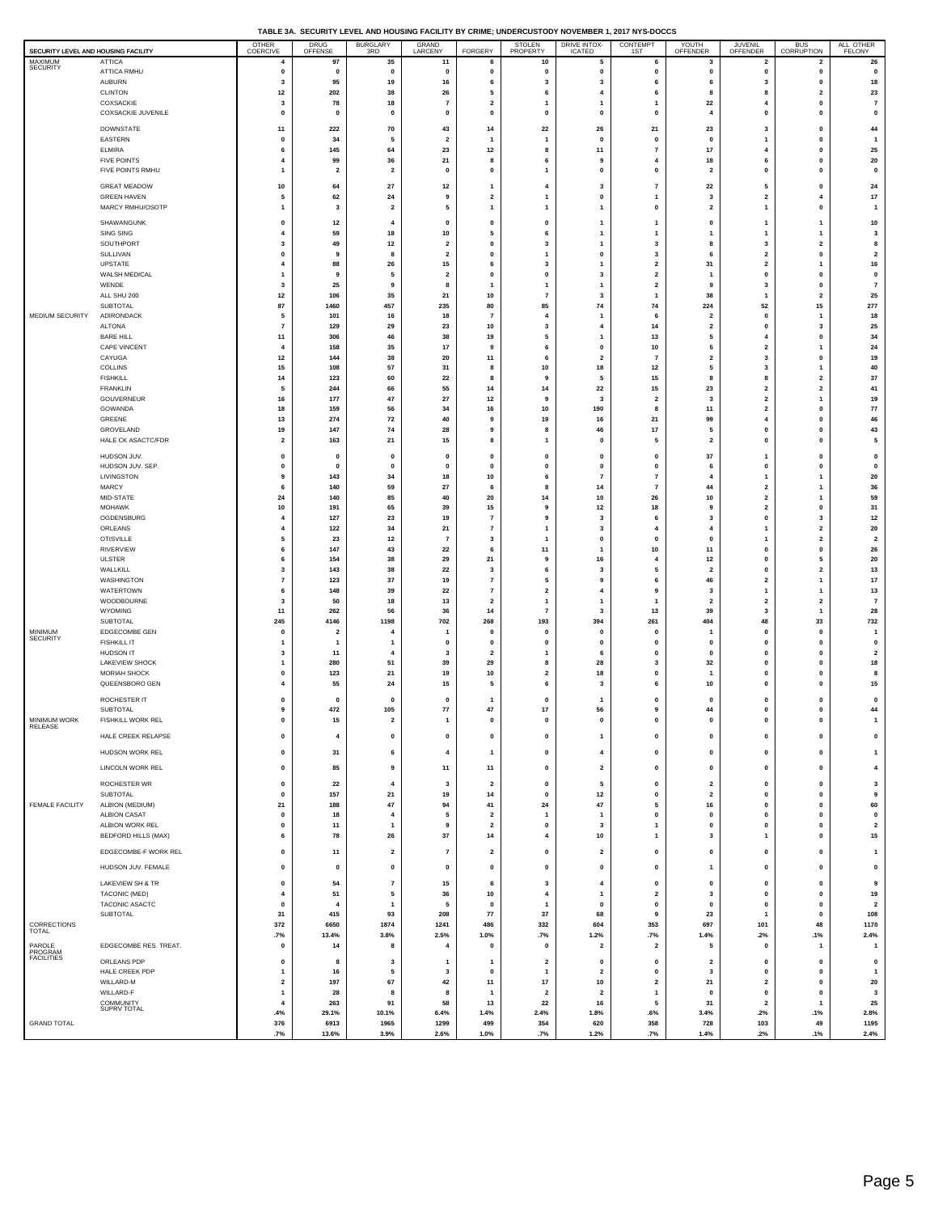**TABLE 3A. SECURITY LEVEL AND HOUSING FACILITY BY CRIME; UNDERCUSTODY NOVEMBER 1, 2017 NYS-DOCCS**

| SECURITY LEVEL AND HOUSING FACILITY | | OTHER COERCIVE | DRUG OFFENSE | BURGLARY 3RD | GRAND LARCENY | FORGERY | STOLEN PROPERTY | DRIVE INTOX-ICATED | CONTEMPT 1ST | YOUTH OFFENDER | JUVENIL OFFENDER | BUS CORRUPTION | ALL OTHER FELONY |
|---|---|---|---|---|---|---|---|---|---|---|---|---|---|
| MAXIMUM SECURITY | ATTICA | 4 | 97 | 35 | 11 | 6 | 10 | 5 | 6 | 3 | 2 | 2 | 26 |
| | ATTICA RMHU | 0 | 0 | 0 | 0 | 0 | 0 | 0 | 0 | 0 | 0 | 0 | 0 |
| | AUBURN | 3 | 95 | 19 | 16 | 6 | 3 | 3 | 6 | 6 | 3 | 0 | 18 |
| | CLINTON | 12 | 202 | 38 | 26 | 5 | 6 | 4 | 6 | 8 | 8 | 2 | 23 |
| | COXSACKIE | 3 | 78 | 18 | 7 | 2 | 1 | 1 | 1 | 22 | 4 | 0 | 7 |
| | COXSACKIE JUVENILE | 0 | 0 | 0 | 0 | 0 | 0 | 0 | 0 | 4 | 0 | 0 | 0 |
| | DOWNSTATE | 11 | 222 | 70 | 43 | 14 | 22 | 26 | 21 | 23 | 3 | 0 | 44 |
| | EASTERN | 0 | 34 | 5 | 2 | 1 | 1 | 0 | 0 | 0 | 1 | 0 | 1 |
| | ELMIRA | 6 | 145 | 64 | 23 | 12 | 8 | 11 | 7 | 17 | 4 | 0 | 25 |
| | FIVE POINTS | 4 | 99 | 36 | 21 | 8 | 6 | 9 | 4 | 18 | 6 | 0 | 20 |
| | FIVE POINTS RMHU | 1 | 2 | 2 | 0 | 0 | 1 | 0 | 0 | 2 | 0 | 0 | 0 |
| | GREAT MEADOW | 10 | 64 | 27 | 12 | 1 | 4 | 3 | 7 | 22 | 5 | 0 | 24 |
| | GREEN HAVEN | 5 | 62 | 24 | 9 | 2 | 1 | 0 | 1 | 3 | 2 | 4 | 17 |
| | MARCY RMHU/OSOTP | 1 | 3 | 2 | 5 | 1 | 1 | 1 | 0 | 2 | 1 | 0 | 1 |
| | SHAWANGUNK | 0 | 12 | 4 | 0 | 0 | 0 | 1 | 1 | 0 | 1 | 1 | 10 |
| | SING SING | 4 | 59 | 18 | 10 | 5 | 6 | 1 | 1 | 1 | 1 | 1 | 3 |
| | SOUTHPORT | 3 | 49 | 12 | 2 | 0 | 3 | 1 | 3 | 8 | 3 | 2 | 8 |
| | SULLIVAN | 0 | 9 | 8 | 2 | 0 | 1 | 0 | 3 | 6 | 2 | 0 | 2 |
| | UPSTATE | 4 | 88 | 26 | 15 | 6 | 3 | 1 | 2 | 31 | 2 | 1 | 16 |
| | WALSH MEDICAL | 1 | 9 | 5 | 2 | 0 | 0 | 3 | 2 | 1 | 0 | 0 | 0 |
| | WENDE | 3 | 25 | 9 | 8 | 1 | 1 | 1 | 2 | 9 | 3 | 0 | 7 |
| | ALL SHU 200 | 12 | 106 | 35 | 21 | 10 | 7 | 3 | 1 | 38 | 1 | 2 | 25 |
| | SUBTOTAL | 87 | 1460 | 457 | 235 | 80 | 85 | 74 | 74 | 224 | 52 | 15 | 277 |
| MEDIUM SECURITY | ADIRONDACK | 5 | 101 | 16 | 18 | 7 | 4 | 1 | 6 | 2 | 0 | 1 | 18 |
| | ALTONA | 7 | 129 | 29 | 23 | 10 | 3 | 4 | 14 | 2 | 0 | 3 | 25 |
| | BARE HILL | 11 | 306 | 46 | 38 | 19 | 5 | 1 | 13 | 5 | 4 | 0 | 34 |
| | CAPE VINCENT | 4 | 158 | 35 | 17 | 9 | 6 | 0 | 10 | 5 | 2 | 1 | 24 |
| | CAYUGA | 12 | 144 | 38 | 20 | 11 | 6 | 2 | 7 | 2 | 3 | 0 | 19 |
| | COLLINS | 15 | 108 | 57 | 31 | 8 | 10 | 18 | 12 | 5 | 3 | 1 | 40 |
| | FISHKILL | 14 | 123 | 60 | 22 | 8 | 9 | 5 | 15 | 8 | 8 | 2 | 37 |
| | FRANKLIN | 5 | 244 | 66 | 55 | 14 | 14 | 22 | 15 | 23 | 2 | 2 | 41 |
| | GOUVERNEUR | 16 | 177 | 47 | 27 | 12 | 9 | 3 | 2 | 3 | 2 | 1 | 19 |
| | GOWANDA | 18 | 159 | 56 | 34 | 16 | 10 | 190 | 8 | 11 | 2 | 0 | 77 |
| | GREENE | 13 | 274 | 72 | 40 | 9 | 19 | 16 | 21 | 99 | 4 | 0 | 46 |
| | GROVELAND | 19 | 147 | 74 | 28 | 9 | 8 | 46 | 17 | 5 | 0 | 0 | 43 |
| | HALE CK ASACTC/FDR | 2 | 163 | 21 | 15 | 8 | 1 | 0 | 5 | 2 | 0 | 0 | 5 |
| | HUDSON JUV. | 0 | 0 | 0 | 0 | 0 | 0 | 0 | 0 | 37 | 1 | 0 | 0 |
| | HUDSON JUV. SEP. | 0 | 0 | 0 | 0 | 0 | 0 | 0 | 0 | 6 | 0 | 0 | 0 |
| | LIVINGSTON | 9 | 143 | 34 | 18 | 10 | 6 | 7 | 7 | 4 | 1 | 1 | 20 |
| | MARCY | 6 | 140 | 59 | 27 | 6 | 8 | 14 | 7 | 44 | 2 | 1 | 36 |
| | MID-STATE | 24 | 140 | 85 | 40 | 20 | 14 | 10 | 26 | 10 | 2 | 1 | 59 |
| | MOHAWK | 10 | 191 | 65 | 39 | 15 | 9 | 12 | 18 | 9 | 2 | 0 | 31 |
| | OGDENSBURG | 4 | 127 | 23 | 19 | 7 | 9 | 3 | 6 | 3 | 0 | 3 | 12 |
| | ORLEANS | 4 | 122 | 34 | 21 | 7 | 1 | 3 | 4 | 4 | 1 | 2 | 20 |
| | OTISVILLE | 5 | 23 | 12 | 7 | 3 | 1 | 0 | 0 | 0 | 1 | 2 | 2 |
| | RIVERVIEW | 6 | 147 | 43 | 22 | 6 | 11 | 1 | 10 | 11 | 0 | 0 | 26 |
| | ULSTER | 6 | 154 | 38 | 29 | 21 | 9 | 16 | 4 | 12 | 0 | 5 | 20 |
| | WALLKILL | 3 | 143 | 38 | 22 | 3 | 6 | 3 | 5 | 2 | 0 | 2 | 13 |
| | WASHINGTON | 7 | 123 | 37 | 19 | 7 | 5 | 9 | 6 | 46 | 2 | 1 | 17 |
| | WATERTOWN | 6 | 148 | 39 | 22 | 7 | 2 | 4 | 9 | 3 | 1 | 1 | 13 |
| | WOODBOURNE | 3 | 50 | 18 | 13 | 2 | 1 | 1 | 1 | 2 | 2 | 2 | 7 |
| | WYOMING | 11 | 262 | 56 | 36 | 14 | 7 | 3 | 13 | 39 | 3 | 1 | 28 |
| | SUBTOTAL | 245 | 4146 | 1198 | 702 | 268 | 193 | 394 | 261 | 404 | 48 | 33 | 732 |
| MINIMUM SECURITY | EDGECOMBE GEN | 0 | 2 | 4 | 1 | 0 | 0 | 0 | 0 | 1 | 0 | 0 | 1 |
| | FISHKILL IT | 1 | 1 | 1 | 0 | 0 | 0 | 0 | 0 | 0 | 0 | 0 | 0 |
| | HUDSON IT | 3 | 11 | 4 | 3 | 2 | 1 | 6 | 0 | 0 | 0 | 0 | 2 |
| | LAKEVIEW SHOCK | 1 | 280 | 51 | 39 | 29 | 8 | 28 | 3 | 32 | 0 | 0 | 18 |
| | MORIAH SHOCK | 0 | 123 | 21 | 19 | 10 | 2 | 18 | 0 | 1 | 0 | 0 | 8 |
| | QUEENSBORO GEN | 4 | 55 | 24 | 15 | 5 | 6 | 3 | 6 | 10 | 0 | 0 | 15 |
| | ROCHESTER IT | 0 | 0 | 0 | 0 | 1 | 0 | 1 | 0 | 0 | 0 | 0 | 0 |
| | SUBTOTAL | 9 | 472 | 105 | 77 | 47 | 17 | 56 | 9 | 44 | 0 | 0 | 44 |
| MINIMUM WORK RELEASE | FISHKILL WORK REL | 0 | 15 | 2 | 1 | 0 | 0 | 0 | 0 | 0 | 0 | 0 | 1 |
| | HALE CREEK RELAPSE | 0 | 4 | 0 | 0 | 0 | 0 | 1 | 0 | 0 | 0 | 0 | 0 |
| | HUDSON WORK REL | 0 | 31 | 6 | 4 | 1 | 0 | 4 | 0 | 0 | 0 | 0 | 1 |
| | LINCOLN WORK REL | 0 | 85 | 9 | 11 | 11 | 0 | 2 | 0 | 0 | 0 | 0 | 4 |
| | ROCHESTER WR | 0 | 22 | 4 | 3 | 2 | 0 | 5 | 0 | 2 | 0 | 0 | 3 |
| | SUBTOTAL | 0 | 157 | 21 | 19 | 14 | 0 | 12 | 0 | 2 | 0 | 0 | 9 |
| FEMALE FACILITY | ALBION (MEDIUM) | 21 | 188 | 47 | 94 | 41 | 24 | 47 | 5 | 16 | 0 | 0 | 60 |
| | ALBION CASAT | 0 | 18 | 4 | 5 | 2 | 1 | 1 | 0 | 0 | 0 | 0 | 0 |
| | ALBION WORK REL | 0 | 11 | 1 | 9 | 2 | 0 | 3 | 1 | 0 | 0 | 0 | 2 |
| | BEDFORD HILLS (MAX) | 6 | 78 | 26 | 37 | 14 | 4 | 10 | 1 | 3 | 1 | 0 | 15 |
| | EDGECOMBE-F WORK REL | 0 | 11 | 2 | 7 | 2 | 0 | 2 | 0 | 0 | 0 | 0 | 1 |
| | HUDSON JUV. FEMALE | 0 | 0 | 0 | 0 | 0 | 0 | 0 | 0 | 1 | 0 | 0 | 0 |
| | LAKEVIEW SH & TR | 0 | 54 | 7 | 15 | 6 | 3 | 4 | 0 | 0 | 0 | 0 | 9 |
| | TACONIC (MED) | 4 | 51 | 5 | 36 | 10 | 4 | 1 | 2 | 3 | 0 | 0 | 19 |
| | TACONIC ASACTC | 0 | 4 | 1 | 5 | 0 | 1 | 0 | 0 | 0 | 0 | 0 | 2 |
| | SUBTOTAL | 31 | 415 | 93 | 208 | 77 | 37 | 68 | 9 | 23 | 1 | 0 | 108 |
| CORRECTIONS TOTAL | | 372 | 6650 | 1874 | 1241 | 486 | 332 | 604 | 353 | 697 | 101 | 48 | 1170 |
| | | .7% | 13.4% | 3.8% | 2.5% | 1.0% | .7% | 1.2% | .7% | 1.4% | .2% | .1% | 2.4% |
| PAROLE PROGRAM FACILITIES | EDGECOMBE RES. TREAT. | 0 | 14 | 8 | 4 | 0 | 0 | 2 | 2 | 5 | 0 | 1 | 1 |
| | ORLEANS PDP | 0 | 8 | 3 | 1 | 1 | 2 | 0 | 0 | 2 | 0 | 0 | 0 |
| | HALE CREEK PDP | 1 | 16 | 5 | 3 | 0 | 1 | 2 | 0 | 3 | 0 | 0 | 1 |
| | WILLARD-M | 2 | 197 | 67 | 42 | 11 | 17 | 10 | 2 | 21 | 2 | 0 | 20 |
| | WILLARD-F | 1 | 28 | 8 | 8 | 1 | 2 | 2 | 1 | 0 | 0 | 0 | 3 |
| | COMMUNITY SUPRV TOTAL | 4 | 263 | 91 | 58 | 13 | 22 | 16 | 5 | 31 | 2 | 1 | 25 |
| | | .4% | 29.1% | 10.1% | 6.4% | 1.4% | 2.4% | 1.8% | .6% | 3.4% | .2% | .1% | 2.8% |
| GRAND TOTAL | | 376 | 6913 | 1965 | 1299 | 499 | 354 | 620 | 358 | 728 | 103 | 49 | 1195 |
| | | .7% | 13.6% | 3.9% | 2.6% | 1.0% | .7% | 1.2% | .7% | 1.4% | .2% | .1% | 2.4% |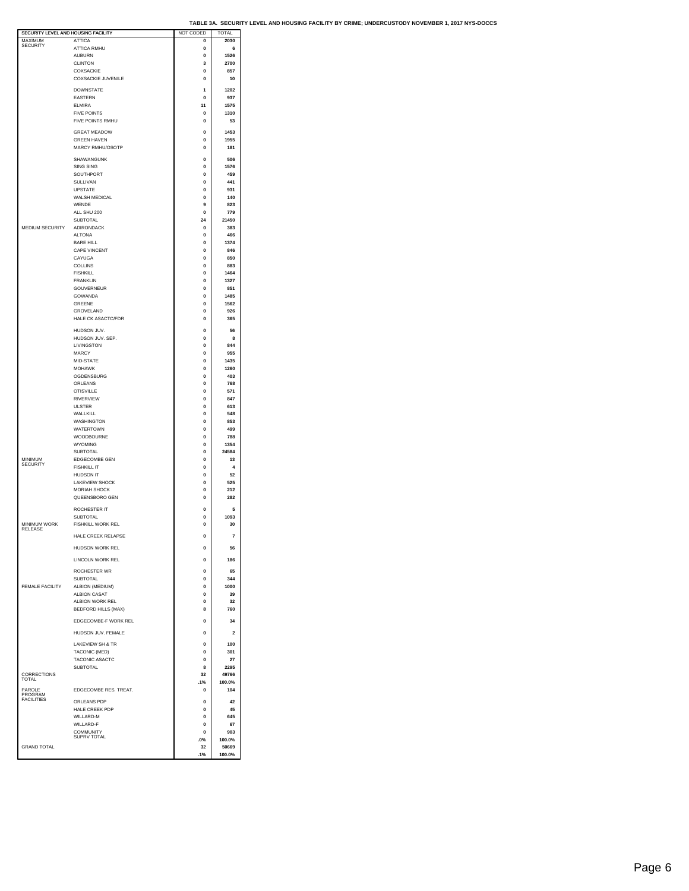**TABLE 3A. SECURITY LEVEL AND HOUSING FACILITY BY CRIME; UNDERCUSTODY NOVEMBER 1, 2017 NYS-DOCCS**

| SECURITY LEVEL AND HOUSING FACILITY | | NOT CODED | TOTAL |
|---|---|---|---|
| MAXIMUM SECURITY | ATTICA | 0 | 2030 |
| | ATTICA RMHU | 0 | 6 |
| | AUBURN | 0 | 1526 |
| | CLINTON | 3 | 2700 |
| | COXSACKIE | 0 | 857 |
| | COXSACKIE JUVENILE | 0 | 10 |
| | DOWNSTATE | 1 | 1202 |
| | EASTERN | 0 | 937 |
| | ELMIRA | 11 | 1575 |
| | FIVE POINTS | 0 | 1310 |
| | FIVE POINTS RMHU | 0 | 53 |
| | GREAT MEADOW | 0 | 1453 |
| | GREEN HAVEN | 0 | 1955 |
| | MARCY RMHU/OSOTP | 0 | 181 |
| | SHAWANGUNK | 0 | 506 |
| | SING SING | 0 | 1576 |
| | SOUTHPORT | 0 | 459 |
| | SULLIVAN | 0 | 441 |
| | UPSTATE | 0 | 931 |
| | WALSH MEDICAL | 0 | 140 |
| | WENDE | 9 | 823 |
| | ALL SHU 200 | 0 | 779 |
| | SUBTOTAL | 24 | 21450 |
| MEDIUM SECURITY | ADIRONDACK | 0 | 383 |
| | ALTONA | 0 | 466 |
| | BARE HILL | 0 | 1374 |
| | CAPE VINCENT | 0 | 846 |
| | CAYUGA | 0 | 850 |
| | COLLINS | 0 | 883 |
| | FISHKILL | 0 | 1464 |
| | FRANKLIN | 0 | 1327 |
| | GOUVERNEUR | 0 | 851 |
| | GOWANDA | 0 | 1485 |
| | GREENE | 0 | 1562 |
| | GROVELAND | 0 | 926 |
| | HALE CK ASACTC/FDR | 0 | 365 |
| | HUDSON JUV. | 0 | 56 |
| | HUDSON JUV. SEP. | 0 | 8 |
| | LIVINGSTON | 0 | 844 |
| | MARCY | 0 | 955 |
| | MID-STATE | 0 | 1435 |
| | MOHAWK | 0 | 1260 |
| | OGDENSBURG | 0 | 403 |
| | ORLEANS | 0 | 768 |
| | OTISVILLE | 0 | 571 |
| | RIVERVIEW | 0 | 847 |
| | ULSTER | 0 | 613 |
| | WALLKILL | 0 | 548 |
| | WASHINGTON | 0 | 853 |
| | WATERTOWN | 0 | 499 |
| | WOODBOURNE | 0 | 788 |
| | WYOMING | 0 | 1354 |
| | SUBTOTAL | 0 | 24584 |
| MINIMUM SECURITY | EDGECOMBE GEN | 0 | 13 |
| | FISHKILL IT | 0 | 4 |
| | HUDSON IT | 0 | 52 |
| | LAKEVIEW SHOCK | 0 | 525 |
| | MORIAH SHOCK | 0 | 212 |
| | QUEENSBORO GEN | 0 | 282 |
| | ROCHESTER IT | 0 | 5 |
| | SUBTOTAL | 0 | 1093 |
| MINIMUM WORK RELEASE | FISHKILL WORK REL | 0 | 30 |
| | HALE CREEK RELAPSE | 0 | 7 |
| | HUDSON WORK REL | 0 | 56 |
| | LINCOLN WORK REL | 0 | 186 |
| | ROCHESTER WR | 0 | 65 |
| | SUBTOTAL | 0 | 344 |
| FEMALE FACILITY | ALBION (MEDIUM) | 0 | 1000 |
| | ALBION CASAT | 0 | 39 |
| | ALBION WORK REL | 0 | 32 |
| | BEDFORD HILLS (MAX) | 8 | 760 |
| | EDGECOMBE-F WORK REL | 0 | 34 |
| | HUDSON JUV. FEMALE | 0 | 2 |
| | LAKEVIEW SH & TR | 0 | 100 |
| | TACONIC (MED) | 0 | 301 |
| | TACONIC ASACTC | 0 | 27 |
| | SUBTOTAL | 8 | 2295 |
| CORRECTIONS TOTAL | | 32 | 49766 |
| | | .1% | 100.0% |
| PAROLE PROGRAM FACILITIES | EDGECOMBE RES. TREAT. | 0 | 104 |
| | ORLEANS PDP | 0 | 42 |
| | HALE CREEK PDP | 0 | 45 |
| | WILLARD-M | 0 | 645 |
| | WILLARD-F | 0 | 67 |
| | COMMUNITY SUPRV TOTAL | 0 | 903 |
| | | .0% | 100.0% |
| GRAND TOTAL | | 32 | 50669 |
| | | .1% | 100.0% |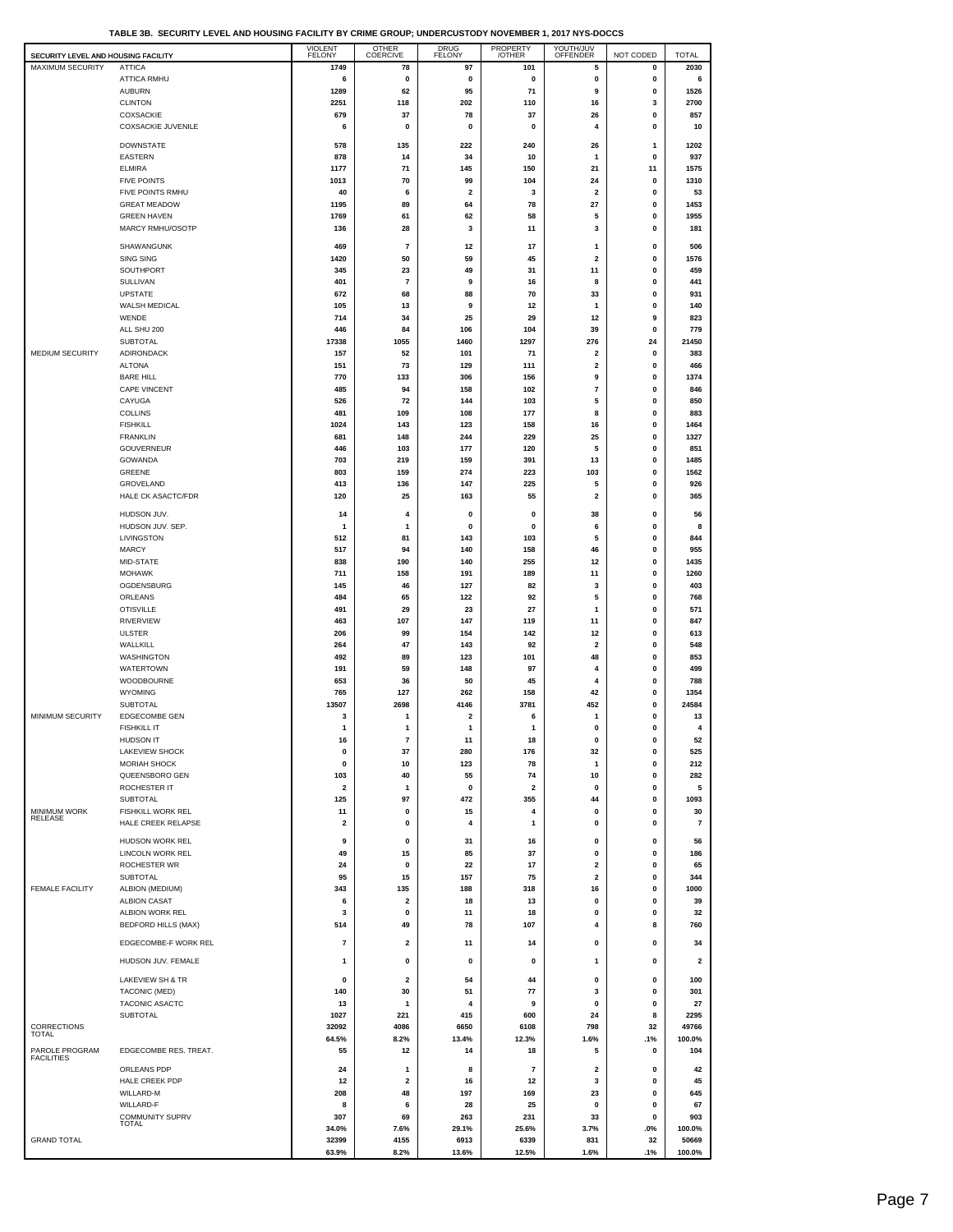**TABLE 3B. SECURITY LEVEL AND HOUSING FACILITY BY CRIME GROUP; UNDERCUSTODY NOVEMBER 1, 2017 NYS-DOCCS**

| SECURITY LEVEL AND HOUSING FACILITY | | VIOLENT FELONY | OTHER COERCIVE | DRUG FELONY | PROPERTY /OTHER | YOUTH/JUV OFFENDER | NOT CODED | TOTAL |
|---|---|---|---|---|---|---|---|---|
| MAXIMUM SECURITY | ATTICA | 1749 | 78 | 97 | 101 | 5 | 0 | 2030 |
| | ATTICA RMHU | 6 | 0 | 0 | 0 | 0 | 0 | 6 |
| | AUBURN | 1289 | 62 | 95 | 71 | 9 | 0 | 1526 |
| | CLINTON | 2251 | 118 | 202 | 110 | 16 | 3 | 2700 |
| | COXSACKIE | 679 | 37 | 78 | 37 | 26 | 0 | 857 |
| | COXSACKIE JUVENILE | 6 | 0 | 0 | 0 | 4 | 0 | 10 |
| | DOWNSTATE | 578 | 135 | 222 | 240 | 26 | 1 | 1202 |
| | EASTERN | 878 | 14 | 34 | 10 | 1 | 0 | 937 |
| | ELMIRA | 1177 | 71 | 145 | 150 | 21 | 11 | 1575 |
| | FIVE POINTS | 1013 | 70 | 99 | 104 | 24 | 0 | 1310 |
| | FIVE POINTS RMHU | 40 | 6 | 2 | 3 | 2 | 0 | 53 |
| | GREAT MEADOW | 1195 | 89 | 64 | 78 | 27 | 0 | 1453 |
| | GREEN HAVEN | 1769 | 61 | 62 | 58 | 5 | 0 | 1955 |
| | MARCY RMHU/OSOTP | 136 | 28 | 3 | 11 | 3 | 0 | 181 |
| | SHAWANGUNK | 469 | 7 | 12 | 17 | 1 | 0 | 506 |
| | SING SING | 1420 | 50 | 59 | 45 | 2 | 0 | 1576 |
| | SOUTHPORT | 345 | 23 | 49 | 31 | 11 | 0 | 459 |
| | SULLIVAN | 401 | 7 | 9 | 16 | 8 | 0 | 441 |
| | UPSTATE | 672 | 68 | 88 | 70 | 33 | 0 | 931 |
| | WALSH MEDICAL | 105 | 13 | 9 | 12 | 1 | 0 | 140 |
| | WENDE | 714 | 34 | 25 | 29 | 12 | 9 | 823 |
| | ALL SHU 200 | 446 | 84 | 106 | 104 | 39 | 0 | 779 |
| | SUBTOTAL | 17338 | 1055 | 1460 | 1297 | 276 | 24 | 21450 |
| MEDIUM SECURITY | ADIRONDACK | 157 | 52 | 101 | 71 | 2 | 0 | 383 |
| | ALTONA | 151 | 73 | 129 | 111 | 2 | 0 | 466 |
| | BARE HILL | 770 | 133 | 306 | 156 | 9 | 0 | 1374 |
| | CAPE VINCENT | 485 | 94 | 158 | 102 | 7 | 0 | 846 |
| | CAYUGA | 526 | 72 | 144 | 103 | 5 | 0 | 850 |
| | COLLINS | 481 | 109 | 108 | 177 | 8 | 0 | 883 |
| | FISHKILL | 1024 | 143 | 123 | 158 | 16 | 0 | 1464 |
| | FRANKLIN | 681 | 148 | 244 | 229 | 25 | 0 | 1327 |
| | GOUVERNEUR | 446 | 103 | 177 | 120 | 5 | 0 | 851 |
| | GOWANDA | 703 | 219 | 159 | 391 | 13 | 0 | 1485 |
| | GREENE | 803 | 159 | 274 | 223 | 103 | 0 | 1562 |
| | GROVELAND | 413 | 136 | 147 | 225 | 5 | 0 | 926 |
| | HALE CK ASACTC/FDR | 120 | 25 | 163 | 55 | 2 | 0 | 365 |
| | HUDSON JUV. | 14 | 4 | 0 | 0 | 38 | 0 | 56 |
| | HUDSON JUV. SEP. | 1 | 1 | 0 | 0 | 6 | 0 | 8 |
| | LIVINGSTON | 512 | 81 | 143 | 103 | 5 | 0 | 844 |
| | MARCY | 517 | 94 | 140 | 158 | 46 | 0 | 955 |
| | MID-STATE | 838 | 190 | 140 | 255 | 12 | 0 | 1435 |
| | MOHAWK | 711 | 158 | 191 | 189 | 11 | 0 | 1260 |
| | OGDENSBURG | 145 | 46 | 127 | 82 | 3 | 0 | 403 |
| | ORLEANS | 484 | 65 | 122 | 92 | 5 | 0 | 768 |
| | OTISVILLE | 491 | 29 | 23 | 27 | 1 | 0 | 571 |
| | RIVERVIEW | 463 | 107 | 147 | 119 | 11 | 0 | 847 |
| | ULSTER | 206 | 99 | 154 | 142 | 12 | 0 | 613 |
| | WALLKILL | 264 | 47 | 143 | 92 | 2 | 0 | 548 |
| | WASHINGTON | 492 | 89 | 123 | 101 | 48 | 0 | 853 |
| | WATERTOWN | 191 | 59 | 148 | 97 | 4 | 0 | 499 |
| | WOODBOURNE | 653 | 36 | 50 | 45 | 4 | 0 | 788 |
| | WYOMING | 765 | 127 | 262 | 158 | 42 | 0 | 1354 |
| | SUBTOTAL | 13507 | 2698 | 4146 | 3781 | 452 | 0 | 24584 |
| MINIMUM SECURITY | EDGECOMBE GEN | 3 | 1 | 2 | 6 | 1 | 0 | 13 |
| | FISHKILL IT | 1 | 1 | 1 | 1 | 0 | 0 | 4 |
| | HUDSON IT | 16 | 7 | 11 | 18 | 0 | 0 | 52 |
| | LAKEVIEW SHOCK | 0 | 37 | 280 | 176 | 32 | 0 | 525 |
| | MORIAH SHOCK | 0 | 10 | 123 | 78 | 1 | 0 | 212 |
| | QUEENSBORO GEN | 103 | 40 | 55 | 74 | 10 | 0 | 282 |
| | ROCHESTER IT | 2 | 1 | 0 | 2 | 0 | 0 | 5 |
| | SUBTOTAL | 125 | 97 | 472 | 355 | 44 | 0 | 1093 |
| MINIMUM WORK RELEASE | FISHKILL WORK REL | 11 | 0 | 15 | 4 | 0 | 0 | 30 |
| | HALE CREEK RELAPSE | 2 | 0 | 4 | 1 | 0 | 0 | 7 |
| | HUDSON WORK REL | 9 | 0 | 31 | 16 | 0 | 0 | 56 |
| | LINCOLN WORK REL | 49 | 15 | 85 | 37 | 0 | 0 | 186 |
| | ROCHESTER WR | 24 | 0 | 22 | 17 | 2 | 0 | 65 |
| | SUBTOTAL | 95 | 15 | 157 | 75 | 2 | 0 | 344 |
| FEMALE FACILITY | ALBION (MEDIUM) | 343 | 135 | 188 | 318 | 16 | 0 | 1000 |
| | ALBION CASAT | 6 | 2 | 18 | 13 | 0 | 0 | 39 |
| | ALBION WORK REL | 3 | 0 | 11 | 18 | 0 | 0 | 32 |
| | BEDFORD HILLS (MAX) | 514 | 49 | 78 | 107 | 4 | 8 | 760 |
| | EDGECOMBE-F WORK REL | 7 | 2 | 11 | 14 | 0 | 0 | 34 |
| | HUDSON JUV. FEMALE | 1 | 0 | 0 | 0 | 1 | 0 | 2 |
| | LAKEVIEW SH & TR | 0 | 2 | 54 | 44 | 0 | 0 | 100 |
| | TACONIC (MED) | 140 | 30 | 51 | 77 | 3 | 0 | 301 |
| | TACONIC ASACTC | 13 | 1 | 4 | 9 | 0 | 0 | 27 |
| | SUBTOTAL | 1027 | 221 | 415 | 600 | 24 | 8 | 2295 |
| CORRECTIONS TOTAL | | 32092 | 4086 | 6650 | 6108 | 798 | 32 | 49766 |
| | | 64.5% | 8.2% | 13.4% | 12.3% | 1.6% | .1% | 100.0% |
| PAROLE PROGRAM FACILITIES | EDGECOMBE RES. TREAT. | 55 | 12 | 14 | 18 | 5 | 0 | 104 |
| | ORLEANS PDP | 24 | 1 | 8 | 7 | 2 | 0 | 42 |
| | HALE CREEK PDP | 12 | 2 | 16 | 12 | 3 | 0 | 45 |
| | WILLARD-M | 208 | 48 | 197 | 169 | 23 | 0 | 645 |
| | WILLARD-F | 8 | 6 | 28 | 25 | 0 | 0 | 67 |
| | COMMUNITY SUPRV TOTAL | 307 | 69 | 263 | 231 | 33 | 0 | 903 |
| | | 34.0% | 7.6% | 29.1% | 25.6% | 3.7% | .0% | 100.0% |
| GRAND TOTAL | | 32399 | 4155 | 6913 | 6339 | 831 | 32 | 50669 |
| | | 63.9% | 8.2% | 13.6% | 12.5% | 1.6% | .1% | 100.0% |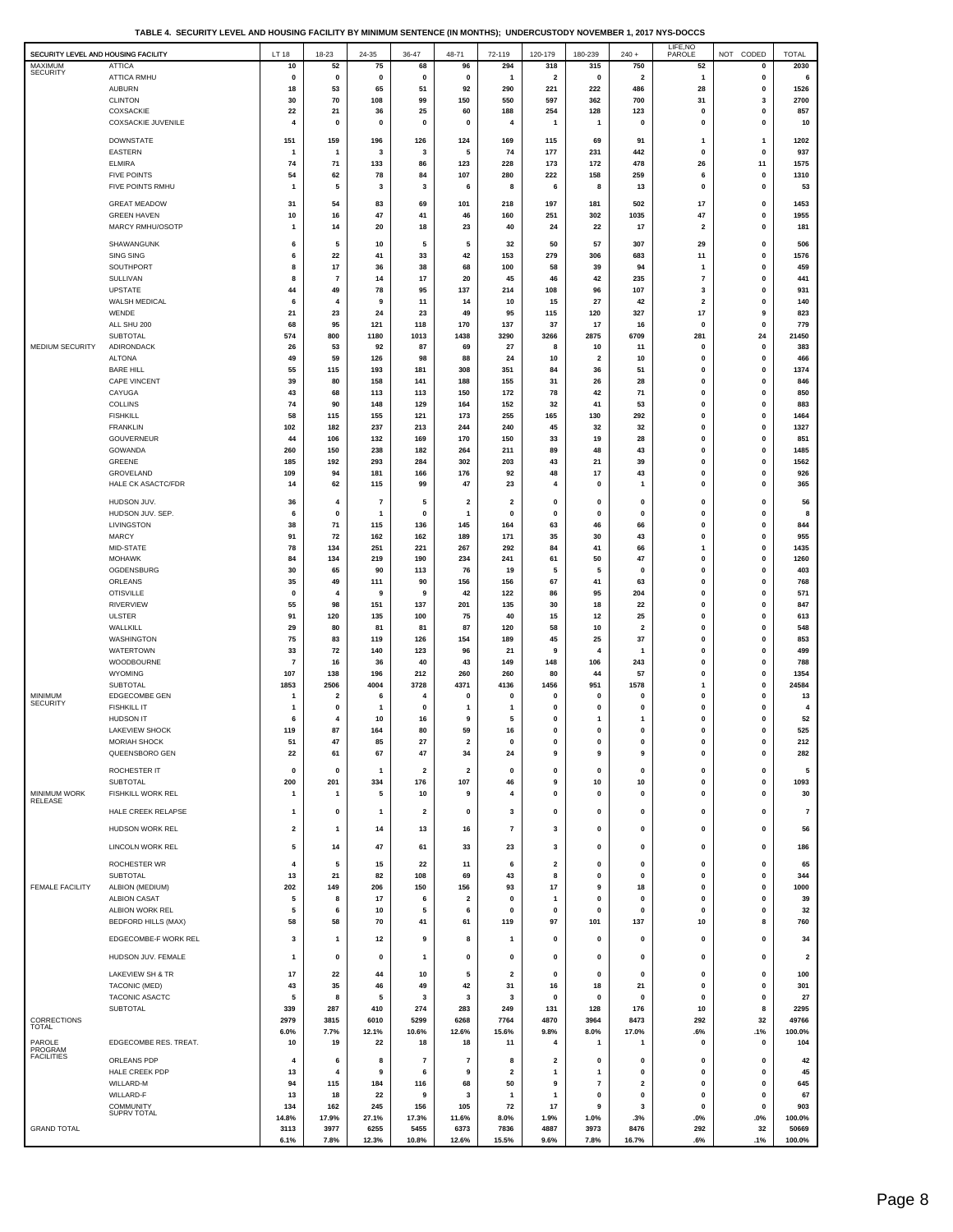**TABLE 4. SECURITY LEVEL AND HOUSING FACILITY BY MINIMUM SENTENCE (IN MONTHS); UNDERCUSTODY NOVEMBER 1, 2017 NYS-DOCCS**

| SECURITY LEVEL AND HOUSING FACILITY | | LT 18 | 18-23 | 24-35 | 36-47 | 48-71 | 72-119 | 120-179 | 180-239 | 240 + | LIFE,NO PAROLE | NOT CODED | TOTAL |
|---|---|---|---|---|---|---|---|---|---|---|---|---|---|
| MAXIMUM SECURITY | ATTICA | 10 | 52 | 75 | 68 | 96 | 294 | 318 | 315 | 750 | 52 | 0 | 2030 |
| | ATTICA RMHU | 0 | 0 | 0 | 0 | 0 | 1 | 2 | 0 | 2 | 1 | 0 | 6 |
| | AUBURN | 18 | 53 | 65 | 51 | 92 | 290 | 221 | 222 | 486 | 28 | 0 | 1526 |
| | CLINTON | 30 | 70 | 108 | 99 | 150 | 550 | 597 | 362 | 700 | 31 | 3 | 2700 |
| | COXSACKIE | 22 | 21 | 36 | 25 | 60 | 188 | 254 | 128 | 123 | 0 | 0 | 857 |
| | COXSACKIE JUVENILE | 4 | 0 | 0 | 0 | 0 | 4 | 1 | 1 | 0 | 0 | 0 | 10 |
| | DOWNSTATE | 151 | 159 | 196 | 126 | 124 | 169 | 115 | 69 | 91 | 1 | 1 | 1202 |
| | EASTERN | 1 | 1 | 3 | 3 | 5 | 74 | 177 | 231 | 442 | 0 | 0 | 937 |
| | ELMIRA | 74 | 71 | 133 | 86 | 123 | 228 | 173 | 172 | 478 | 26 | 11 | 1575 |
| | FIVE POINTS | 54 | 62 | 78 | 84 | 107 | 280 | 222 | 158 | 259 | 6 | 0 | 1310 |
| | FIVE POINTS RMHU | 1 | 5 | 3 | 3 | 6 | 8 | 6 | 8 | 13 | 0 | 0 | 53 |
| | GREAT MEADOW | 31 | 54 | 83 | 69 | 101 | 218 | 197 | 181 | 502 | 17 | 0 | 1453 |
| | GREEN HAVEN | 10 | 16 | 47 | 41 | 46 | 160 | 251 | 302 | 1035 | 47 | 0 | 1955 |
| | MARCY RMHU/OSOTP | 1 | 14 | 20 | 18 | 23 | 40 | 24 | 22 | 17 | 2 | 0 | 181 |
| | SHAWANGUNK | 6 | 5 | 10 | 5 | 5 | 32 | 50 | 57 | 307 | 29 | 0 | 506 |
| | SING SING | 6 | 22 | 41 | 33 | 42 | 153 | 279 | 306 | 683 | 11 | 0 | 1576 |
| | SOUTHPORT | 8 | 17 | 36 | 38 | 68 | 100 | 58 | 39 | 94 | 1 | 0 | 459 |
| | SULLIVAN | 8 | 7 | 14 | 17 | 20 | 45 | 46 | 42 | 235 | 7 | 0 | 441 |
| | UPSTATE | 44 | 49 | 78 | 95 | 137 | 214 | 108 | 96 | 107 | 3 | 0 | 931 |
| | WALSH MEDICAL | 6 | 4 | 9 | 11 | 14 | 10 | 15 | 27 | 42 | 2 | 0 | 140 |
| | WENDE | 21 | 23 | 24 | 23 | 49 | 95 | 115 | 120 | 327 | 17 | 9 | 823 |
| | ALL SHU 200 | 68 | 95 | 121 | 118 | 170 | 137 | 37 | 17 | 16 | 0 | 0 | 779 |
| | SUBTOTAL | 574 | 800 | 1180 | 1013 | 1438 | 3290 | 3266 | 2875 | 6709 | 281 | 24 | 21450 |
| MEDIUM SECURITY | ADIRONDACK | 26 | 53 | 92 | 87 | 69 | 27 | 8 | 10 | 11 | 0 | 0 | 383 |
| | ALTONA | 49 | 59 | 126 | 98 | 88 | 24 | 10 | 2 | 10 | 0 | 0 | 466 |
| | BARE HILL | 55 | 115 | 193 | 181 | 308 | 351 | 84 | 36 | 51 | 0 | 0 | 1374 |
| | CAPE VINCENT | 39 | 80 | 158 | 141 | 188 | 155 | 31 | 26 | 28 | 0 | 0 | 846 |
| | CAYUGA | 43 | 68 | 113 | 113 | 150 | 172 | 78 | 42 | 71 | 0 | 0 | 850 |
| | COLLINS | 74 | 90 | 148 | 129 | 164 | 152 | 32 | 41 | 53 | 0 | 0 | 883 |
| | FISHKILL | 58 | 115 | 155 | 121 | 173 | 255 | 165 | 130 | 292 | 0 | 0 | 1464 |
| | FRANKLIN | 102 | 182 | 237 | 213 | 244 | 240 | 45 | 32 | 32 | 0 | 0 | 1327 |
| | GOUVERNEUR | 44 | 106 | 132 | 169 | 170 | 150 | 33 | 19 | 28 | 0 | 0 | 851 |
| | GOWANDA | 260 | 150 | 238 | 182 | 264 | 211 | 89 | 48 | 43 | 0 | 0 | 1485 |
| | GREENE | 185 | 192 | 293 | 284 | 302 | 203 | 43 | 21 | 39 | 0 | 0 | 1562 |
| | GROVELAND | 109 | 94 | 181 | 166 | 176 | 92 | 48 | 17 | 43 | 0 | 0 | 926 |
| | HALE CK ASACTC/FDR | 14 | 62 | 115 | 99 | 47 | 23 | 4 | 0 | 1 | 0 | 0 | 365 |
| | HUDSON JUV. | 36 | 4 | 7 | 5 | 2 | 2 | 0 | 0 | 0 | 0 | 0 | 56 |
| | HUDSON JUV. SEP. | 6 | 0 | 1 | 0 | 1 | 0 | 0 | 0 | 0 | 0 | 0 | 8 |
| | LIVINGSTON | 38 | 71 | 115 | 136 | 145 | 164 | 63 | 46 | 66 | 0 | 0 | 844 |
| | MARCY | 91 | 72 | 162 | 162 | 189 | 171 | 35 | 30 | 43 | 0 | 0 | 955 |
| | MID-STATE | 78 | 134 | 251 | 221 | 267 | 292 | 84 | 41 | 66 | 1 | 0 | 1435 |
| | MOHAWK | 84 | 134 | 219 | 190 | 234 | 241 | 61 | 50 | 47 | 0 | 0 | 1260 |
| | OGDENSBURG | 30 | 65 | 90 | 113 | 76 | 19 | 5 | 5 | 0 | 0 | 0 | 403 |
| | ORLEANS | 35 | 49 | 111 | 90 | 156 | 156 | 67 | 41 | 63 | 0 | 0 | 768 |
| | OTISVILLE | 0 | 4 | 9 | 9 | 42 | 122 | 86 | 95 | 204 | 0 | 0 | 571 |
| | RIVERVIEW | 55 | 98 | 151 | 137 | 201 | 135 | 30 | 18 | 22 | 0 | 0 | 847 |
| | ULSTER | 91 | 120 | 135 | 100 | 75 | 40 | 15 | 12 | 25 | 0 | 0 | 613 |
| | WALLKILL | 29 | 80 | 81 | 81 | 87 | 120 | 58 | 10 | 2 | 0 | 0 | 548 |
| | WASHINGTON | 75 | 83 | 119 | 126 | 154 | 189 | 45 | 25 | 37 | 0 | 0 | 853 |
| | WATERTOWN | 33 | 72 | 140 | 123 | 96 | 21 | 9 | 4 | 1 | 0 | 0 | 499 |
| | WOODBOURNE | 7 | 16 | 36 | 40 | 43 | 149 | 148 | 106 | 243 | 0 | 0 | 788 |
| | WYOMING | 107 | 138 | 196 | 212 | 260 | 260 | 80 | 44 | 57 | 0 | 0 | 1354 |
| | SUBTOTAL | 1853 | 2506 | 4004 | 3728 | 4371 | 4136 | 1456 | 951 | 1578 | 1 | 0 | 24584 |
| MINIMUM SECURITY | EDGECOMBE GEN | 1 | 2 | 6 | 4 | 0 | 0 | 0 | 0 | 0 | 0 | 0 | 13 |
| | FISHKILL IT | 1 | 0 | 1 | 0 | 1 | 1 | 0 | 0 | 0 | 0 | 0 | 4 |
| | HUDSON IT | 6 | 4 | 10 | 16 | 9 | 5 | 0 | 1 | 1 | 0 | 0 | 52 |
| | LAKEVIEW SHOCK | 119 | 87 | 164 | 80 | 59 | 16 | 0 | 0 | 0 | 0 | 0 | 525 |
| | MORIAH SHOCK | 51 | 47 | 85 | 27 | 2 | 0 | 0 | 0 | 0 | 0 | 0 | 212 |
| | QUEENSBORO GEN | 22 | 61 | 67 | 47 | 34 | 24 | 9 | 9 | 9 | 0 | 0 | 282 |
| | ROCHESTER IT | 0 | 0 | 1 | 2 | 2 | 0 | 0 | 0 | 0 | 0 | 0 | 5 |
| | SUBTOTAL | 200 | 201 | 334 | 176 | 107 | 46 | 9 | 10 | 10 | 0 | 0 | 1093 |
| MINIMUM WORK RELEASE | FISHKILL WORK REL | 1 | 1 | 5 | 10 | 9 | 4 | 0 | 0 | 0 | 0 | 0 | 30 |
| | HALE CREEK RELAPSE | 1 | 0 | 1 | 2 | 0 | 3 | 0 | 0 | 0 | 0 | 0 | 7 |
| | HUDSON WORK REL | 2 | 1 | 14 | 13 | 16 | 7 | 3 | 0 | 0 | 0 | 0 | 56 |
| | LINCOLN WORK REL | 5 | 14 | 47 | 61 | 33 | 23 | 3 | 0 | 0 | 0 | 0 | 186 |
| | ROCHESTER WR | 4 | 5 | 15 | 22 | 11 | 6 | 2 | 0 | 0 | 0 | 0 | 65 |
| | SUBTOTAL | 13 | 21 | 82 | 108 | 69 | 43 | 8 | 0 | 0 | 0 | 0 | 344 |
| FEMALE FACILITY | ALBION (MEDIUM) | 202 | 149 | 206 | 150 | 156 | 93 | 17 | 9 | 18 | 0 | 0 | 1000 |
| | ALBION CASAT | 5 | 8 | 17 | 6 | 2 | 0 | 1 | 0 | 0 | 0 | 0 | 39 |
| | ALBION WORK REL | 5 | 6 | 10 | 5 | 6 | 0 | 0 | 0 | 0 | 0 | 0 | 32 |
| | BEDFORD HILLS (MAX) | 58 | 58 | 70 | 41 | 61 | 119 | 97 | 101 | 137 | 10 | 8 | 760 |
| | EDGECOMBE-F WORK REL | 3 | 1 | 12 | 9 | 8 | 1 | 0 | 0 | 0 | 0 | 0 | 34 |
| | HUDSON JUV. FEMALE | 1 | 0 | 0 | 1 | 0 | 0 | 0 | 0 | 0 | 0 | 0 | 2 |
| | LAKEVIEW SH & TR | 17 | 22 | 44 | 10 | 5 | 2 | 0 | 0 | 0 | 0 | 0 | 100 |
| | TACONIC (MED) | 43 | 35 | 46 | 49 | 42 | 31 | 16 | 18 | 21 | 0 | 0 | 301 |
| | TACONIC ASACTC | 5 | 8 | 5 | 3 | 3 | 3 | 0 | 0 | 0 | 0 | 0 | 27 |
| | SUBTOTAL | 339 | 287 | 410 | 274 | 283 | 249 | 131 | 128 | 176 | 10 | 8 | 2295 |
| CORRECTIONS TOTAL | | 2979 | 3815 | 6010 | 5299 | 6268 | 7764 | 4870 | 3964 | 8473 | 292 | 32 | 49766 |
| | | 6.0% | 7.7% | 12.1% | 10.6% | 12.6% | 15.6% | 9.8% | 8.0% | 17.0% | .6% | .1% | 100.0% |
| PAROLE PROGRAM FACILITIES | EDGECOMBE RES. TREAT. | 10 | 19 | 22 | 18 | 18 | 11 | 4 | 1 | 1 | 0 | 0 | 104 |
| | ORLEANS PDP | 4 | 6 | 8 | 7 | 7 | 8 | 2 | 0 | 0 | 0 | 0 | 42 |
| | HALE CREEK PDP | 13 | 4 | 9 | 6 | 9 | 2 | 1 | 1 | 0 | 0 | 0 | 45 |
| | WILLARD-M | 94 | 115 | 184 | 116 | 68 | 50 | 9 | 7 | 2 | 0 | 0 | 645 |
| | WILLARD-F | 13 | 18 | 22 | 9 | 3 | 1 | 1 | 0 | 0 | 0 | 0 | 67 |
| | COMMUNITY SUPRV TOTAL | 134 | 162 | 245 | 156 | 105 | 72 | 17 | 9 | 3 | 0 | 0 | 903 |
| | | 14.8% | 17.9% | 27.1% | 17.3% | 11.6% | 8.0% | 1.9% | 1.0% | .3% | .0% | .0% | 100.0% |
| GRAND TOTAL | | 3113 | 3977 | 6255 | 5455 | 6373 | 7836 | 4887 | 3973 | 8476 | 292 | 32 | 50669 |
| | | 6.1% | 7.8% | 12.3% | 10.8% | 12.6% | 15.5% | 9.6% | 7.8% | 16.7% | .6% | .1% | 100.0% |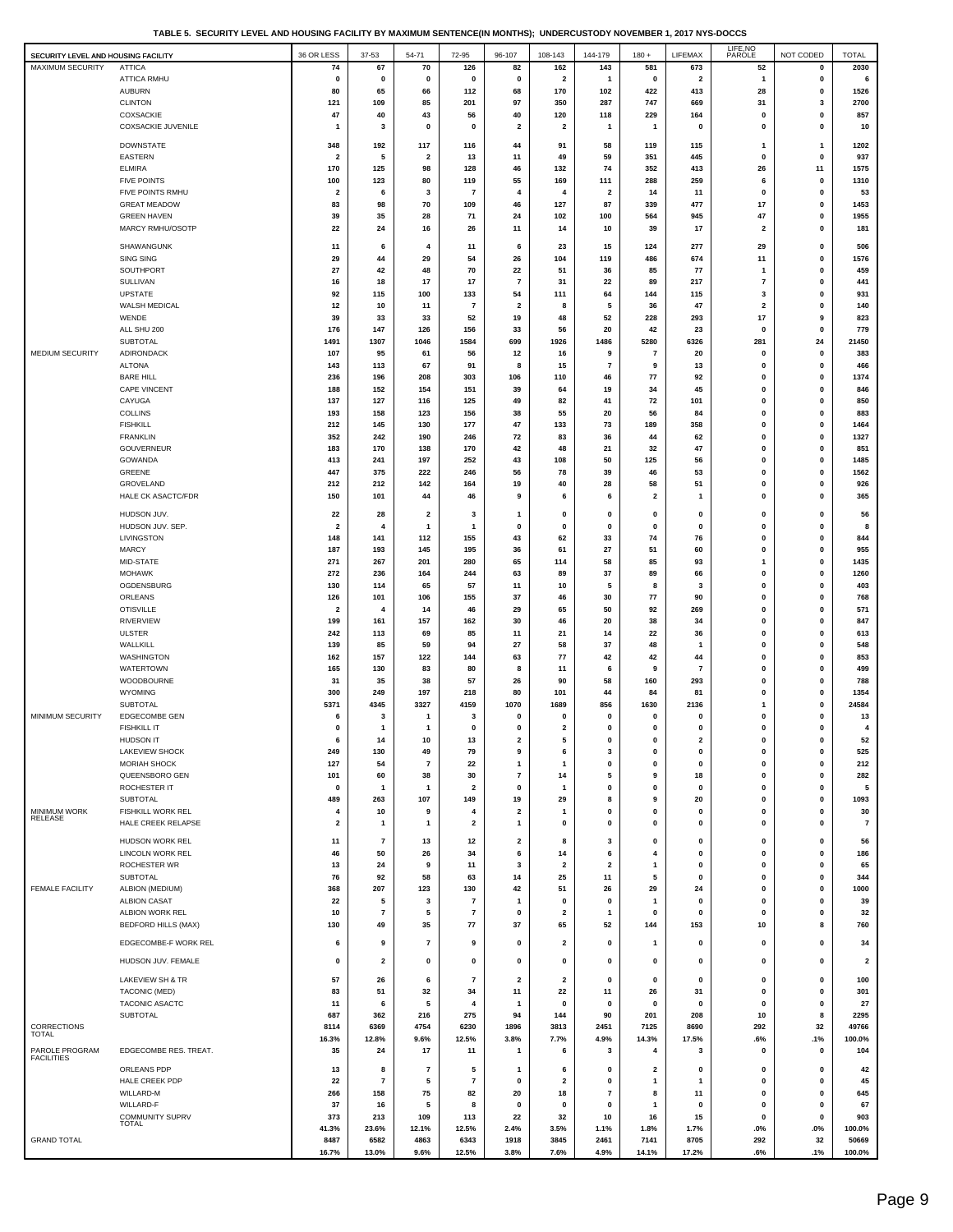**TABLE 5. SECURITY LEVEL AND HOUSING FACILITY BY MAXIMUM SENTENCE(IN MONTHS); UNDERCUSTODY NOVEMBER 1, 2017 NYS-DOCCS**

| SECURITY LEVEL AND HOUSING FACILITY | | 36 OR LESS | 37-53 | 54-71 | 72-95 | 96-107 | 108-143 | 144-179 | 180 + | LIFEMAX | LIFE,NO PAROLE | NOT CODED | TOTAL |
|---|---|---|---|---|---|---|---|---|---|---|---|---|---|
| MAXIMUM SECURITY | ATTICA | 74 | 67 | 70 | 126 | 82 | 162 | 143 | 581 | 673 | 52 | 0 | 2030 |
| | ATTICA RMHU | 0 | 0 | 0 | 0 | 0 | 2 | 1 | 0 | 2 | 1 | 0 | 6 |
| | AUBURN | 80 | 65 | 66 | 112 | 68 | 170 | 102 | 422 | 413 | 28 | 0 | 1526 |
| | CLINTON | 121 | 109 | 85 | 201 | 97 | 350 | 287 | 747 | 669 | 31 | 3 | 2700 |
| | COXSACKIE | 47 | 40 | 43 | 56 | 40 | 120 | 118 | 229 | 164 | 0 | 0 | 857 |
| | COXSACKIE JUVENILE | 1 | 3 | 0 | 0 | 2 | 2 | 1 | 1 | 0 | 0 | 0 | 10 |
| | DOWNSTATE | 348 | 192 | 117 | 116 | 44 | 91 | 58 | 119 | 115 | 1 | 1 | 1202 |
| | EASTERN | 2 | 5 | 2 | 13 | 11 | 49 | 59 | 351 | 445 | 0 | 0 | 937 |
| | ELMIRA | 170 | 125 | 98 | 128 | 46 | 132 | 74 | 352 | 413 | 26 | 11 | 1575 |
| | FIVE POINTS | 100 | 123 | 80 | 119 | 55 | 169 | 111 | 288 | 259 | 6 | 0 | 1310 |
| | FIVE POINTS RMHU | 2 | 6 | 3 | 7 | 4 | 4 | 2 | 14 | 11 | 0 | 0 | 53 |
| | GREAT MEADOW | 83 | 98 | 70 | 109 | 46 | 127 | 87 | 339 | 477 | 17 | 0 | 1453 |
| | GREEN HAVEN | 39 | 35 | 28 | 71 | 24 | 102 | 100 | 564 | 945 | 47 | 0 | 1955 |
| | MARCY RMHU/OSOTP | 22 | 24 | 16 | 26 | 11 | 14 | 10 | 39 | 17 | 2 | 0 | 181 |
| | SHAWANGUNK | 11 | 6 | 4 | 11 | 6 | 23 | 15 | 124 | 277 | 29 | 0 | 506 |
| | SING SING | 29 | 44 | 29 | 54 | 26 | 104 | 119 | 486 | 674 | 11 | 0 | 1576 |
| | SOUTHPORT | 27 | 42 | 48 | 70 | 22 | 51 | 36 | 85 | 77 | 1 | 0 | 459 |
| | SULLIVAN | 16 | 18 | 17 | 17 | 7 | 31 | 22 | 89 | 217 | 7 | 0 | 441 |
| | UPSTATE | 92 | 115 | 100 | 133 | 54 | 111 | 64 | 144 | 115 | 3 | 0 | 931 |
| | WALSH MEDICAL | 12 | 10 | 11 | 7 | 2 | 8 | 5 | 36 | 47 | 2 | 0 | 140 |
| | WENDE | 39 | 33 | 33 | 52 | 19 | 48 | 52 | 228 | 293 | 17 | 9 | 823 |
| | ALL SHU 200 | 176 | 147 | 126 | 156 | 33 | 56 | 20 | 42 | 23 | 0 | 0 | 779 |
| | SUBTOTAL | 1491 | 1307 | 1046 | 1584 | 699 | 1926 | 1486 | 5280 | 6326 | 281 | 24 | 21450 |
| MEDIUM SECURITY | ADIRONDACK | 107 | 95 | 61 | 56 | 12 | 16 | 9 | 7 | 20 | 0 | 0 | 383 |
| | ALTONA | 143 | 113 | 67 | 91 | 8 | 15 | 7 | 9 | 13 | 0 | 0 | 466 |
| | BARE HILL | 236 | 196 | 208 | 303 | 106 | 110 | 46 | 77 | 92 | 0 | 0 | 1374 |
| | CAPE VINCENT | 188 | 152 | 154 | 151 | 39 | 64 | 19 | 34 | 45 | 0 | 0 | 846 |
| | CAYUGA | 137 | 127 | 116 | 125 | 49 | 82 | 41 | 72 | 101 | 0 | 0 | 850 |
| | COLLINS | 193 | 158 | 123 | 156 | 38 | 55 | 20 | 56 | 84 | 0 | 0 | 883 |
| | FISHKILL | 212 | 145 | 130 | 177 | 47 | 133 | 73 | 189 | 358 | 0 | 0 | 1464 |
| | FRANKLIN | 352 | 242 | 190 | 246 | 72 | 83 | 36 | 44 | 62 | 0 | 0 | 1327 |
| | GOUVERNEUR | 183 | 170 | 138 | 170 | 42 | 48 | 21 | 32 | 47 | 0 | 0 | 851 |
| | GOWANDA | 413 | 241 | 197 | 252 | 43 | 108 | 50 | 125 | 56 | 0 | 0 | 1485 |
| | GREENE | 447 | 375 | 222 | 246 | 56 | 78 | 39 | 46 | 53 | 0 | 0 | 1562 |
| | GROVELAND | 212 | 212 | 142 | 164 | 19 | 40 | 28 | 58 | 51 | 0 | 0 | 926 |
| | HALE CK ASACTC/FDR | 150 | 101 | 44 | 46 | 9 | 6 | 6 | 2 | 1 | 0 | 0 | 365 |
| | HUDSON JUV. | 22 | 28 | 2 | 3 | 1 | 0 | 0 | 0 | 0 | 0 | 0 | 56 |
| | HUDSON JUV. SEP. | 2 | 4 | 1 | 1 | 0 | 0 | 0 | 0 | 0 | 0 | 0 | 8 |
| | LIVINGSTON | 148 | 141 | 112 | 155 | 43 | 62 | 33 | 74 | 76 | 0 | 0 | 844 |
| | MARCY | 187 | 193 | 145 | 195 | 36 | 61 | 27 | 51 | 60 | 0 | 0 | 955 |
| | MID-STATE | 271 | 267 | 201 | 280 | 65 | 114 | 58 | 85 | 93 | 1 | 0 | 1435 |
| | MOHAWK | 272 | 236 | 164 | 244 | 63 | 89 | 37 | 89 | 66 | 0 | 0 | 1260 |
| | OGDENSBURG | 130 | 114 | 65 | 57 | 11 | 10 | 5 | 8 | 3 | 0 | 0 | 403 |
| | ORLEANS | 126 | 101 | 106 | 155 | 37 | 46 | 30 | 77 | 90 | 0 | 0 | 768 |
| | OTISVILLE | 2 | 4 | 14 | 46 | 29 | 65 | 50 | 92 | 269 | 0 | 0 | 571 |
| | RIVERVIEW | 199 | 161 | 157 | 162 | 30 | 46 | 20 | 38 | 34 | 0 | 0 | 847 |
| | ULSTER | 242 | 113 | 69 | 85 | 11 | 21 | 14 | 22 | 36 | 0 | 0 | 613 |
| | WALLKILL | 139 | 85 | 59 | 94 | 27 | 58 | 37 | 48 | 1 | 0 | 0 | 548 |
| | WASHINGTON | 162 | 157 | 122 | 144 | 63 | 77 | 42 | 42 | 44 | 0 | 0 | 853 |
| | WATERTOWN | 165 | 130 | 83 | 80 | 8 | 11 | 6 | 9 | 7 | 0 | 0 | 499 |
| | WOODBOURNE | 31 | 35 | 38 | 57 | 26 | 90 | 58 | 160 | 293 | 0 | 0 | 788 |
| | WYOMING | 300 | 249 | 197 | 218 | 80 | 101 | 44 | 84 | 81 | 0 | 0 | 1354 |
| | SUBTOTAL | 5371 | 4345 | 3327 | 4159 | 1070 | 1689 | 856 | 1630 | 2136 | 1 | 0 | 24584 |
| MINIMUM SECURITY | EDGECOMBE GEN | 6 | 3 | 1 | 3 | 0 | 0 | 0 | 0 | 0 | 0 | 0 | 13 |
| | FISHKILL IT | 0 | 1 | 1 | 0 | 0 | 2 | 0 | 0 | 0 | 0 | 0 | 4 |
| | HUDSON IT | 6 | 14 | 10 | 13 | 2 | 5 | 0 | 0 | 2 | 0 | 0 | 52 |
| | LAKEVIEW SHOCK | 249 | 130 | 49 | 79 | 9 | 6 | 3 | 0 | 0 | 0 | 0 | 525 |
| | MORIAH SHOCK | 127 | 54 | 7 | 22 | 1 | 1 | 0 | 0 | 0 | 0 | 0 | 212 |
| | QUEENSBORO GEN | 101 | 60 | 38 | 30 | 7 | 14 | 5 | 9 | 18 | 0 | 0 | 282 |
| | ROCHESTER IT | 0 | 1 | 1 | 2 | 0 | 1 | 0 | 0 | 0 | 0 | 0 | 5 |
| | SUBTOTAL | 489 | 263 | 107 | 149 | 19 | 29 | 8 | 9 | 20 | 0 | 0 | 1093 |
| MINIMUM WORK RELEASE | FISHKILL WORK REL | 4 | 10 | 9 | 4 | 2 | 1 | 0 | 0 | 0 | 0 | 0 | 30 |
| | HALE CREEK RELAPSE | 2 | 1 | 1 | 2 | 1 | 0 | 0 | 0 | 0 | 0 | 0 | 7 |
| | HUDSON WORK REL | 11 | 7 | 13 | 12 | 2 | 8 | 3 | 0 | 0 | 0 | 0 | 56 |
| | LINCOLN WORK REL | 46 | 50 | 26 | 34 | 6 | 14 | 6 | 4 | 0 | 0 | 0 | 186 |
| | ROCHESTER WR | 13 | 24 | 9 | 11 | 3 | 2 | 2 | 1 | 0 | 0 | 0 | 65 |
| | SUBTOTAL | 76 | 92 | 58 | 63 | 14 | 25 | 11 | 5 | 0 | 0 | 0 | 344 |
| FEMALE FACILITY | ALBION (MEDIUM) | 368 | 207 | 123 | 130 | 42 | 51 | 26 | 29 | 24 | 0 | 0 | 1000 |
| | ALBION CASAT | 22 | 5 | 3 | 7 | 1 | 0 | 0 | 1 | 0 | 0 | 0 | 39 |
| | ALBION WORK REL | 10 | 7 | 5 | 7 | 0 | 2 | 1 | 0 | 0 | 0 | 0 | 32 |
| | BEDFORD HILLS (MAX) | 130 | 49 | 35 | 77 | 37 | 65 | 52 | 144 | 153 | 10 | 8 | 760 |
| | EDGECOMBE-F WORK REL | 6 | 9 | 7 | 9 | 0 | 2 | 0 | 1 | 0 | 0 | 0 | 34 |
| | HUDSON JUV. FEMALE | 0 | 2 | 0 | 0 | 0 | 0 | 0 | 0 | 0 | 0 | 0 | 2 |
| | LAKEVIEW SH & TR | 57 | 26 | 6 | 7 | 2 | 2 | 0 | 0 | 0 | 0 | 0 | 100 |
| | TACONIC (MED) | 83 | 51 | 32 | 34 | 11 | 22 | 11 | 26 | 31 | 0 | 0 | 301 |
| | TACONIC ASACTC | 11 | 6 | 5 | 4 | 1 | 0 | 0 | 0 | 0 | 0 | 0 | 27 |
| | SUBTOTAL | 687 | 362 | 216 | 275 | 94 | 144 | 90 | 201 | 208 | 10 | 8 | 2295 |
| CORRECTIONS TOTAL | | 8114 | 6369 | 4754 | 6230 | 1896 | 3813 | 2451 | 7125 | 8690 | 292 | 32 | 49766 |
| | | 16.3% | 12.8% | 9.6% | 12.5% | 3.8% | 7.7% | 4.9% | 14.3% | 17.5% | .6% | .1% | 100.0% |
| PAROLE PROGRAM FACILITIES | EDGECOMBE RES. TREAT. | 35 | 24 | 17 | 11 | 1 | 6 | 3 | 4 | 3 | 0 | 0 | 104 |
| | ORLEANS PDP | 13 | 8 | 7 | 5 | 1 | 6 | 0 | 2 | 0 | 0 | 0 | 42 |
| | HALE CREEK PDP | 22 | 7 | 5 | 7 | 0 | 2 | 0 | 1 | 1 | 0 | 0 | 45 |
| | WILLARD-M | 266 | 158 | 75 | 82 | 20 | 18 | 7 | 8 | 11 | 0 | 0 | 645 |
| | WILLARD-F | 37 | 16 | 5 | 8 | 0 | 0 | 0 | 1 | 0 | 0 | 0 | 67 |
| | COMMUNITY SUPRV TOTAL | 373 | 213 | 109 | 113 | 22 | 32 | 10 | 16 | 15 | 0 | 0 | 903 |
| | | 41.3% | 23.6% | 12.1% | 12.5% | 2.4% | 3.5% | 1.1% | 1.8% | 1.7% | .0% | .0% | 100.0% |
| GRAND TOTAL | | 8487 | 6582 | 4863 | 6343 | 1918 | 3845 | 2461 | 7141 | 8705 | 292 | 32 | 50669 |
| | | 16.7% | 13.0% | 9.6% | 12.5% | 3.8% | 7.6% | 4.9% | 14.1% | 17.2% | .6% | .1% | 100.0% |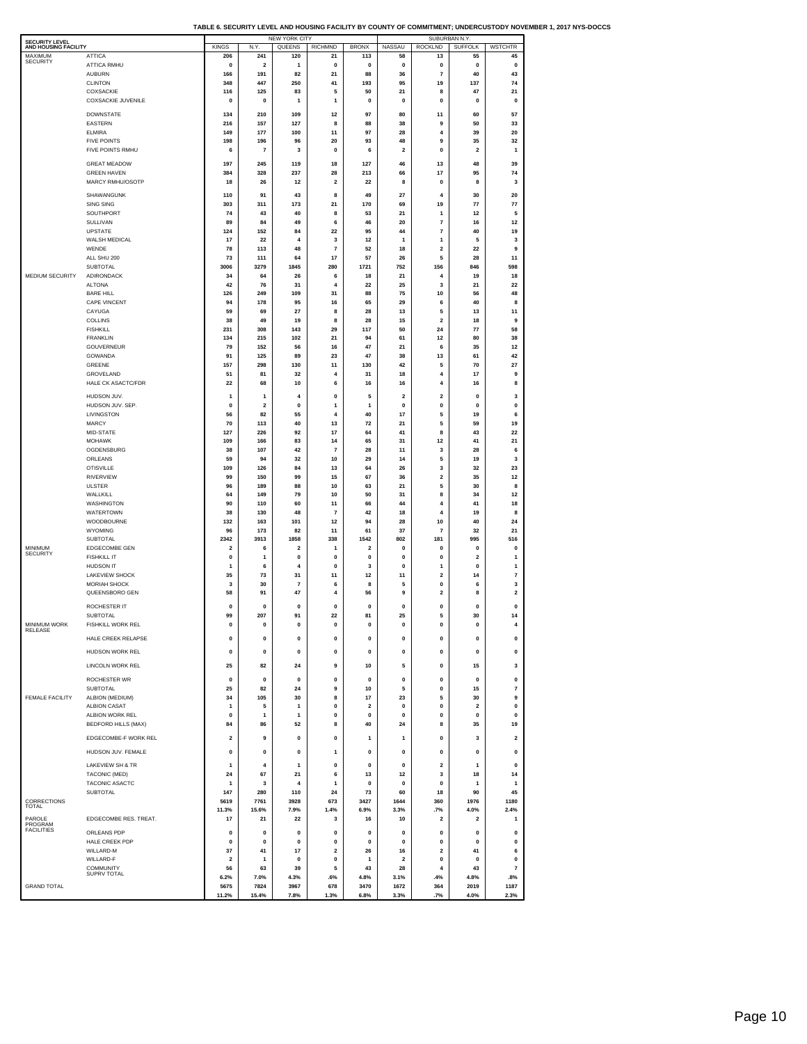**TABLE 6. SECURITY LEVEL AND HOUSING FACILITY BY COUNTY OF COMMITMENT; UNDERCUSTODY NOVEMBER 1, 2017 NYS-DOCCS**

| SECURITY LEVEL AND HOUSING FACILITY | | NEW YORK CITY | | | | | SUBURBAN N.Y. | | | |
|---|---|---|---|---|---|---|---|---|---|---|
| | | KINGS | N.Y. | QUEENS | RICHMND | BRONX | NASSAU | ROCKLND | SUFFOLK | WSTCHTR |
| MAXIMUM SECURITY | ATTICA | 206 | 241 | 120 | 21 | 113 | 58 | 13 | 55 | 45 |
| | ATTICA RMHU | 0 | 2 | 1 | 0 | 0 | 0 | 0 | 0 | 0 |
| | AUBURN | 166 | 191 | 82 | 21 | 88 | 36 | 7 | 40 | 43 |
| | CLINTON | 348 | 447 | 250 | 41 | 193 | 95 | 19 | 137 | 74 |
| | COXSACKIE | 116 | 125 | 83 | 5 | 50 | 21 | 8 | 47 | 21 |
| | COXSACKIE JUVENILE | 0 | 0 | 1 | 1 | 0 | 0 | 0 | 0 | 0 |
| | DOWNSTATE | 134 | 210 | 109 | 12 | 97 | 80 | 11 | 60 | 57 |
| | EASTERN | 216 | 157 | 127 | 8 | 88 | 38 | 9 | 50 | 33 |
| | ELMIRA | 149 | 177 | 100 | 11 | 97 | 28 | 4 | 39 | 20 |
| | FIVE POINTS | 198 | 196 | 96 | 20 | 93 | 48 | 9 | 35 | 32 |
| | FIVE POINTS RMHU | 6 | 7 | 3 | 0 | 6 | 2 | 0 | 2 | 1 |
| | GREAT MEADOW | 197 | 245 | 119 | 18 | 127 | 46 | 13 | 48 | 39 |
| | GREEN HAVEN | 384 | 328 | 237 | 28 | 213 | 66 | 17 | 95 | 74 |
| | MARCY RMHU/OSOTP | 18 | 26 | 12 | 2 | 22 | 8 | 0 | 8 | 3 |
| | SHAWANGUNK | 110 | 91 | 43 | 8 | 49 | 27 | 4 | 30 | 20 |
| | SING SING | 303 | 311 | 173 | 21 | 170 | 69 | 19 | 77 | 77 |
| | SOUTHPORT | 74 | 43 | 40 | 8 | 53 | 21 | 1 | 12 | 5 |
| | SULLIVAN | 89 | 84 | 49 | 6 | 46 | 20 | 7 | 16 | 12 |
| | UPSTATE | 124 | 152 | 84 | 22 | 95 | 44 | 7 | 40 | 19 |
| | WALSH MEDICAL | 17 | 22 | 4 | 3 | 12 | 1 | 1 | 5 | 3 |
| | WENDE | 78 | 113 | 48 | 7 | 52 | 18 | 2 | 22 | 9 |
| | ALL SHU 200 | 73 | 111 | 64 | 17 | 57 | 26 | 5 | 28 | 11 |
| | SUBTOTAL | 3006 | 3279 | 1845 | 280 | 1721 | 752 | 156 | 846 | 598 |
| MEDIUM SECURITY | ADIRONDACK | 34 | 64 | 26 | 6 | 18 | 21 | 4 | 19 | 18 |
| | ALTONA | 42 | 76 | 31 | 4 | 22 | 25 | 3 | 21 | 22 |
| | BARE HILL | 126 | 249 | 109 | 31 | 88 | 75 | 10 | 56 | 48 |
| | CAPE VINCENT | 94 | 178 | 95 | 16 | 65 | 29 | 6 | 40 | 8 |
| | CAYUGA | 59 | 69 | 27 | 8 | 28 | 13 | 5 | 13 | 11 |
| | COLLINS | 38 | 49 | 19 | 8 | 28 | 15 | 2 | 18 | 9 |
| | FISHKILL | 231 | 308 | 143 | 29 | 117 | 50 | 24 | 77 | 58 |
| | FRANKLIN | 134 | 215 | 102 | 21 | 94 | 61 | 12 | 80 | 38 |
| | GOUVERNEUR | 79 | 152 | 56 | 16 | 47 | 21 | 6 | 35 | 12 |
| | GOWANDA | 91 | 125 | 89 | 23 | 47 | 38 | 13 | 61 | 42 |
| | GREENE | 157 | 298 | 130 | 11 | 130 | 42 | 5 | 70 | 27 |
| | GROVELAND | 51 | 81 | 32 | 4 | 31 | 18 | 4 | 17 | 9 |
| | HALE CK ASACTC/FDR | 22 | 68 | 10 | 6 | 16 | 16 | 4 | 16 | 8 |
| | HUDSON JUV. | 1 | 1 | 4 | 0 | 5 | 2 | 2 | 0 | 3 |
| | HUDSON JUV. SEP. | 0 | 2 | 0 | 1 | 1 | 0 | 0 | 0 | 0 |
| | LIVINGSTON | 56 | 82 | 55 | 4 | 40 | 17 | 5 | 19 | 6 |
| | MARCY | 70 | 113 | 40 | 13 | 72 | 21 | 5 | 59 | 19 |
| | MID-STATE | 127 | 226 | 92 | 17 | 64 | 41 | 8 | 43 | 22 |
| | MOHAWK | 109 | 166 | 83 | 14 | 65 | 31 | 12 | 41 | 21 |
| | OGDENSBURG | 38 | 107 | 42 | 7 | 28 | 11 | 3 | 28 | 6 |
| | ORLEANS | 59 | 94 | 32 | 10 | 29 | 14 | 5 | 19 | 3 |
| | OTISVILLE | 109 | 126 | 84 | 13 | 64 | 26 | 3 | 32 | 23 |
| | RIVERVIEW | 99 | 150 | 99 | 15 | 67 | 36 | 2 | 35 | 12 |
| | ULSTER | 96 | 189 | 88 | 10 | 63 | 21 | 5 | 30 | 8 |
| | WALLKILL | 64 | 149 | 79 | 10 | 50 | 31 | 8 | 34 | 12 |
| | WASHINGTON | 90 | 110 | 60 | 11 | 66 | 44 | 4 | 41 | 18 |
| | WATERTOWN | 38 | 130 | 48 | 7 | 42 | 18 | 4 | 19 | 8 |
| | WOODBOURNE | 132 | 163 | 101 | 12 | 94 | 28 | 10 | 40 | 24 |
| | WYOMING | 96 | 173 | 82 | 11 | 61 | 37 | 7 | 32 | 21 |
| | SUBTOTAL | 2342 | 3913 | 1858 | 338 | 1542 | 802 | 181 | 995 | 516 |
| MINIMUM SECURITY | EDGECOMBE GEN | 2 | 6 | 2 | 1 | 2 | 0 | 0 | 0 | 0 |
| | FISHKILL IT | 0 | 1 | 0 | 0 | 0 | 0 | 0 | 2 | 1 |
| | HUDSON IT | 1 | 6 | 4 | 0 | 3 | 0 | 1 | 0 | 1 |
| | LAKEVIEW SHOCK | 35 | 73 | 31 | 11 | 12 | 11 | 2 | 14 | 7 |
| | MORIAH SHOCK | 3 | 30 | 7 | 6 | 8 | 5 | 0 | 6 | 3 |
| | QUEENSBORO GEN | 58 | 91 | 47 | 4 | 56 | 9 | 2 | 8 | 2 |
| | ROCHESTER IT | 0 | 0 | 0 | 0 | 0 | 0 | 0 | 0 | 0 |
| | SUBTOTAL | 99 | 207 | 91 | 22 | 81 | 25 | 5 | 30 | 14 |
| MINIMUM WORK RELEASE | FISHKILL WORK REL | 0 | 0 | 0 | 0 | 0 | 0 | 0 | 0 | 4 |
| | HALE CREEK RELAPSE | 0 | 0 | 0 | 0 | 0 | 0 | 0 | 0 | 0 |
| | HUDSON WORK REL | 0 | 0 | 0 | 0 | 0 | 0 | 0 | 0 | 0 |
| | LINCOLN WORK REL | 25 | 82 | 24 | 9 | 10 | 5 | 0 | 15 | 3 |
| | ROCHESTER WR | 0 | 0 | 0 | 0 | 0 | 0 | 0 | 0 | 0 |
| | SUBTOTAL | 25 | 82 | 24 | 9 | 10 | 5 | 0 | 15 | 7 |
| FEMALE FACILITY | ALBION (MEDIUM) | 34 | 105 | 30 | 8 | 17 | 23 | 5 | 30 | 9 |
| | ALBION CASAT | 1 | 5 | 1 | 0 | 2 | 0 | 0 | 2 | 0 |
| | ALBION WORK REL | 0 | 1 | 1 | 0 | 0 | 0 | 0 | 0 | 0 |
| | BEDFORD HILLS (MAX) | 84 | 86 | 52 | 8 | 40 | 24 | 8 | 35 | 19 |
| | EDGECOMBE-F WORK REL | 2 | 9 | 0 | 0 | 1 | 1 | 0 | 3 | 2 |
| | HUDSON JUV. FEMALE | 0 | 0 | 0 | 1 | 0 | 0 | 0 | 0 | 0 |
| | LAKEVIEW SH & TR | 1 | 4 | 1 | 0 | 0 | 0 | 2 | 1 | 0 |
| | TACONIC (MED) | 24 | 67 | 21 | 6 | 13 | 12 | 3 | 18 | 14 |
| | TACONIC ASACTC | 1 | 3 | 4 | 1 | 0 | 0 | 0 | 1 | 1 |
| | SUBTOTAL | 147 | 280 | 110 | 24 | 73 | 60 | 18 | 90 | 45 |
| CORRECTIONS TOTAL | | 5619 | 7761 | 3928 | 673 | 3427 | 1644 | 360 | 1976 | 1180 |
| | | 11.3% | 15.6% | 7.9% | 1.4% | 6.9% | 3.3% | .7% | 4.0% | 2.4% |
| PAROLE PROGRAM FACILITIES | EDGECOMBE RES. TREAT. | 17 | 21 | 22 | 3 | 16 | 10 | 2 | 2 | 1 |
| | ORLEANS PDP | 0 | 0 | 0 | 0 | 0 | 0 | 0 | 0 | 0 |
| | HALE CREEK PDP | 0 | 0 | 0 | 0 | 0 | 0 | 0 | 0 | 0 |
| | WILLARD-M | 37 | 41 | 17 | 2 | 26 | 16 | 2 | 41 | 6 |
| | WILLARD-F | 2 | 1 | 0 | 0 | 1 | 2 | 0 | 0 | 0 |
| | COMMUNITY SUPRV TOTAL | 56 | 63 | 39 | 5 | 43 | 28 | 4 | 43 | 7 |
| | | 6.2% | 7.0% | 4.3% | .6% | 4.8% | 3.1% | .4% | 4.8% | .8% |
| GRAND TOTAL | | 5675 | 7824 | 3967 | 678 | 3470 | 1672 | 364 | 2019 | 1187 |
| | | 11.2% | 15.4% | 7.8% | 1.3% | 6.8% | 3.3% | .7% | 4.0% | 2.3% |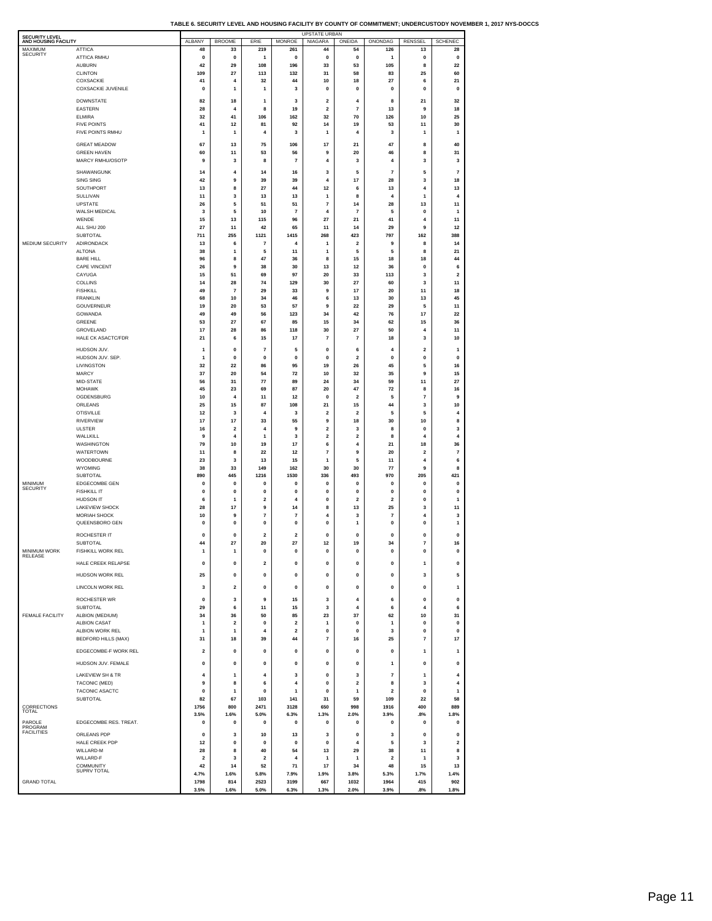**TABLE 6. SECURITY LEVEL AND HOUSING FACILITY BY COUNTY OF COMMITMENT; UNDERCUSTODY NOVEMBER 1, 2017 NYS-DOCCS**

| SECURITY LEVEL AND HOUSING FACILITY | | UPSTATE URBAN | | | | | | | | |
|---|---|---|---|---|---|---|---|---|---|---|
| | | ALBANY | BROOME | ERIE | MONROE | NIAGARA | ONEIDA | ONONDAG | RENSSEL | SCHENEC |
| MAXIMUM SECURITY | ATTICA | 48 | 33 | 219 | 261 | 44 | 54 | 126 | 13 | 28 |
| | ATTICA RMHU | 0 | 0 | 1 | 0 | 0 | 0 | 1 | 0 | 0 |
| | AUBURN | 42 | 29 | 108 | 196 | 33 | 53 | 105 | 8 | 22 |
| | CLINTON | 109 | 27 | 113 | 132 | 31 | 58 | 83 | 25 | 60 |
| | COXSACKIE | 41 | 4 | 32 | 44 | 10 | 18 | 27 | 6 | 21 |
| | COXSACKIE JUVENILE | 0 | 1 | 1 | 3 | 0 | 0 | 0 | 0 | 0 |
| | DOWNSTATE | 82 | 18 | 1 | 3 | 2 | 4 | 8 | 21 | 32 |
| | EASTERN | 28 | 4 | 8 | 19 | 2 | 7 | 13 | 9 | 18 |
| | ELMIRA | 32 | 41 | 106 | 162 | 32 | 70 | 126 | 10 | 25 |
| | FIVE POINTS | 41 | 12 | 81 | 92 | 14 | 19 | 53 | 11 | 30 |
| | FIVE POINTS RMHU | 1 | 1 | 4 | 3 | 1 | 4 | 3 | 1 | 1 |
| | GREAT MEADOW | 67 | 13 | 75 | 106 | 17 | 21 | 47 | 8 | 40 |
| | GREEN HAVEN | 60 | 11 | 53 | 56 | 9 | 20 | 46 | 8 | 31 |
| | MARCY RMHU/OSOTP | 9 | 3 | 8 | 7 | 4 | 3 | 4 | 3 | 3 |
| | SHAWANGUNK | 14 | 4 | 14 | 16 | 3 | 5 | 7 | 5 | 7 |
| | SING SING | 42 | 9 | 39 | 39 | 4 | 17 | 28 | 3 | 18 |
| | SOUTHPORT | 13 | 8 | 27 | 44 | 12 | 6 | 13 | 4 | 13 |
| | SULLIVAN | 11 | 3 | 13 | 13 | 1 | 8 | 4 | 1 | 4 |
| | UPSTATE | 26 | 5 | 51 | 51 | 7 | 14 | 28 | 13 | 11 |
| | WALSH MEDICAL | 3 | 5 | 10 | 7 | 4 | 7 | 5 | 0 | 1 |
| | WENDE | 15 | 13 | 115 | 96 | 27 | 21 | 41 | 4 | 11 |
| | ALL SHU 200 | 27 | 11 | 42 | 65 | 11 | 14 | 29 | 9 | 12 |
| | SUBTOTAL | 711 | 255 | 1121 | 1415 | 268 | 423 | 797 | 162 | 388 |
| MEDIUM SECURITY | ADIRONDACK | 13 | 6 | 7 | 4 | 1 | 2 | 9 | 8 | 14 |
| | ALTONA | 38 | 1 | 5 | 11 | 1 | 5 | 5 | 8 | 21 |
| | BARE HILL | 96 | 8 | 47 | 36 | 8 | 15 | 18 | 18 | 44 |
| | CAPE VINCENT | 26 | 9 | 38 | 30 | 13 | 12 | 36 | 0 | 6 |
| | CAYUGA | 15 | 51 | 69 | 97 | 20 | 33 | 113 | 3 | 2 |
| | COLLINS | 14 | 28 | 74 | 129 | 30 | 27 | 60 | 3 | 11 |
| | FISHKILL | 49 | 7 | 29 | 33 | 9 | 17 | 20 | 11 | 18 |
| | FRANKLIN | 68 | 10 | 34 | 46 | 6 | 13 | 30 | 13 | 45 |
| | GOUVERNEUR | 19 | 20 | 53 | 57 | 9 | 22 | 29 | 5 | 11 |
| | GOWANDA | 49 | 49 | 56 | 123 | 34 | 42 | 76 | 17 | 22 |
| | GREENE | 53 | 27 | 67 | 85 | 15 | 34 | 62 | 15 | 36 |
| | GROVELAND | 17 | 28 | 86 | 118 | 30 | 27 | 50 | 4 | 11 |
| | HALE CK ASACTC/FDR | 21 | 6 | 15 | 17 | 7 | 7 | 18 | 3 | 10 |
| | HUDSON JUV. | 1 | 0 | 7 | 5 | 0 | 6 | 4 | 2 | 1 |
| | HUDSON JUV. SEP. | 1 | 0 | 0 | 0 | 0 | 2 | 0 | 0 | 0 |
| | LIVINGSTON | 32 | 22 | 86 | 95 | 19 | 26 | 45 | 5 | 16 |
| | MARCY | 37 | 20 | 54 | 72 | 10 | 32 | 35 | 9 | 15 |
| | MID-STATE | 56 | 31 | 77 | 89 | 24 | 34 | 59 | 11 | 27 |
| | MOHAWK | 45 | 23 | 69 | 87 | 20 | 47 | 72 | 8 | 16 |
| | OGDENSBURG | 10 | 4 | 11 | 12 | 0 | 2 | 5 | 7 | 9 |
| | ORLEANS | 25 | 15 | 87 | 108 | 21 | 15 | 44 | 3 | 10 |
| | OTISVILLE | 12 | 3 | 4 | 3 | 2 | 2 | 5 | 5 | 4 |
| | RIVERVIEW | 17 | 17 | 33 | 55 | 9 | 18 | 30 | 10 | 8 |
| | ULSTER | 16 | 2 | 4 | 9 | 2 | 3 | 8 | 0 | 3 |
| | WALLKILL | 9 | 4 | 1 | 3 | 2 | 2 | 8 | 4 | 4 |
| | WASHINGTON | 79 | 10 | 19 | 17 | 6 | 4 | 21 | 18 | 36 |
| | WATERTOWN | 11 | 8 | 22 | 12 | 7 | 9 | 20 | 2 | 7 |
| | WOODBOURNE | 23 | 3 | 13 | 15 | 1 | 5 | 11 | 4 | 6 |
| | WYOMING | 38 | 33 | 149 | 162 | 30 | 30 | 77 | 9 | 8 |
| | SUBTOTAL | 890 | 445 | 1216 | 1530 | 336 | 493 | 970 | 205 | 421 |
| MINIMUM SECURITY | EDGECOMBE GEN | 0 | 0 | 0 | 0 | 0 | 0 | 0 | 0 | 0 |
| | FISHKILL IT | 0 | 0 | 0 | 0 | 0 | 0 | 0 | 0 | 0 |
| | HUDSON IT | 6 | 1 | 2 | 4 | 0 | 2 | 2 | 0 | 1 |
| | LAKEVIEW SHOCK | 28 | 17 | 9 | 14 | 8 | 13 | 25 | 3 | 11 |
| | MORIAH SHOCK | 10 | 9 | 7 | 7 | 4 | 3 | 7 | 4 | 3 |
| | QUEENSBORO GEN | 0 | 0 | 0 | 0 | 0 | 1 | 0 | 0 | 1 |
| | ROCHESTER IT | 0 | 0 | 2 | 2 | 0 | 0 | 0 | 0 | 0 |
| | SUBTOTAL | 44 | 27 | 20 | 27 | 12 | 19 | 34 | 7 | 16 |
| MINIMUM WORK RELEASE | FISHKILL WORK REL | 1 | 1 | 0 | 0 | 0 | 0 | 0 | 0 | 0 |
| | HALE CREEK RELAPSE | 0 | 0 | 2 | 0 | 0 | 0 | 0 | 1 | 0 |
| | HUDSON WORK REL | 25 | 0 | 0 | 0 | 0 | 0 | 0 | 3 | 5 |
| | LINCOLN WORK REL | 3 | 2 | 0 | 0 | 0 | 0 | 0 | 0 | 1 |
| | ROCHESTER WR | 0 | 3 | 9 | 15 | 3 | 4 | 6 | 0 | 0 |
| | SUBTOTAL | 29 | 6 | 11 | 15 | 3 | 4 | 6 | 4 | 6 |
| FEMALE FACILITY | ALBION (MEDIUM) | 34 | 36 | 50 | 85 | 23 | 37 | 62 | 10 | 31 |
| | ALBION CASAT | 1 | 2 | 0 | 2 | 1 | 0 | 1 | 0 | 0 |
| | ALBION WORK REL | 1 | 1 | 4 | 2 | 0 | 0 | 3 | 0 | 0 |
| | BEDFORD HILLS (MAX) | 31 | 18 | 39 | 44 | 7 | 16 | 25 | 7 | 17 |
| | EDGECOMBE-F WORK REL | 2 | 0 | 0 | 0 | 0 | 0 | 0 | 1 | 1 |
| | HUDSON JUV. FEMALE | 0 | 0 | 0 | 0 | 0 | 0 | 1 | 0 | 0 |
| | LAKEVIEW SH & TR | 4 | 1 | 4 | 3 | 0 | 3 | 7 | 1 | 4 |
| | TACONIC (MED) | 9 | 8 | 6 | 4 | 0 | 2 | 8 | 3 | 4 |
| | TACONIC ASACTC | 0 | 1 | 0 | 1 | 0 | 1 | 2 | 0 | 1 |
| | SUBTOTAL | 82 | 67 | 103 | 141 | 31 | 59 | 109 | 22 | 58 |
| CORRECTIONS TOTAL | | 1756 | 800 | 2471 | 3128 | 650 | 998 | 1916 | 400 | 889 |
| | | 3.5% | 1.6% | 5.0% | 6.3% | 1.3% | 2.0% | 3.9% | .8% | 1.8% |
| PAROLE PROGRAM FACILITIES | EDGECOMBE RES. TREAT. | 0 | 0 | 0 | 0 | 0 | 0 | 0 | 0 | 0 |
| | ORLEANS PDP | 0 | 3 | 10 | 13 | 3 | 0 | 3 | 0 | 0 |
| | HALE CREEK PDP | 12 | 0 | 0 | 0 | 0 | 4 | 5 | 3 | 2 |
| | WILLARD-M | 28 | 8 | 40 | 54 | 13 | 29 | 38 | 11 | 8 |
| | WILLARD-F | 2 | 3 | 2 | 4 | 1 | 1 | 2 | 1 | 3 |
| | COMMUNITY SUPRV TOTAL | 42 | 14 | 52 | 71 | 17 | 34 | 48 | 15 | 13 |
| | | 4.7% | 1.6% | 5.8% | 7.9% | 1.9% | 3.8% | 5.3% | 1.7% | 1.4% |
| GRAND TOTAL | | 1798 | 814 | 2523 | 3199 | 667 | 1032 | 1964 | 415 | 902 |
| | | 3.5% | 1.6% | 5.0% | 6.3% | 1.3% | 2.0% | 3.9% | .8% | 1.8% |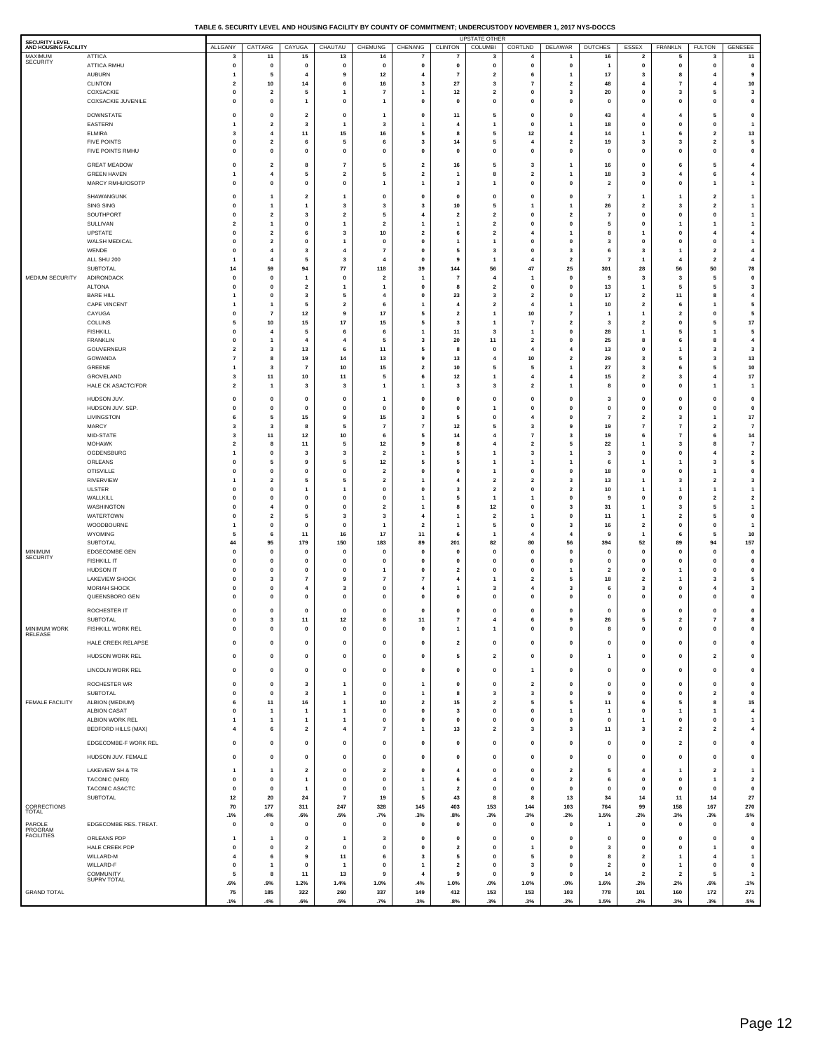TABLE 6. SECURITY LEVEL AND HOUSING FACILITY BY COUNTY OF COMMITMENT; UNDERCUSTODY NOVEMBER 1, 2017 NYS-DOCCS

| SECURITY LEVEL AND HOUSING FACILITY | | UPSTATE OTHER | | | | | | | | | | | | | | | |
|---|---|---|---|---|---|---|---|---|---|---|---|---|---|---|---|---|---|
| | | ALLGANY | CATTARG | CAYUGA | CHAUTAU | CHEMUNG | CHENANG | CLINTON | COLUMBI | CORTLND | DELAWAR | DUTCHES | ESSEX | FRANKLN | FULTON | GENESEE |
| MAXIMUM SECURITY | ATTICA | 3 | 11 | 15 | 13 | 14 | 7 | 7 | 3 | 4 | 1 | 16 | 2 | 5 | 3 | 11 |
| | ATTICA RMHU | 0 | 0 | 0 | 0 | 0 | 0 | 0 | 0 | 0 | 0 | 1 | 0 | 0 | 0 | 0 |
| | AUBURN | 1 | 5 | 4 | 9 | 12 | 4 | 7 | 2 | 6 | 1 | 17 | 3 | 8 | 4 | 9 |
| | CLINTON | 2 | 10 | 14 | 6 | 16 | 3 | 27 | 3 | 7 | 2 | 48 | 4 | 7 | 4 | 10 |
| | COXSACKIE | 0 | 2 | 5 | 1 | 7 | 1 | 12 | 2 | 0 | 3 | 20 | 0 | 3 | 5 | 3 |
| | COXSACKIE JUVENILE | 0 | 0 | 1 | 0 | 1 | 0 | 0 | 0 | 0 | 0 | 0 | 0 | 0 | 0 | 0 |
| | DOWNSTATE | 0 | 0 | 2 | 0 | 1 | 0 | 11 | 5 | 0 | 0 | 43 | 4 | 4 | 5 | 0 |
| | EASTERN | 1 | 2 | 3 | 1 | 3 | 1 | 4 | 1 | 0 | 1 | 18 | 0 | 0 | 0 | 1 |
| | ELMIRA | 3 | 4 | 11 | 15 | 16 | 5 | 8 | 5 | 12 | 4 | 14 | 1 | 6 | 2 | 13 |
| | FIVE POINTS | 0 | 2 | 6 | 5 | 6 | 3 | 14 | 5 | 4 | 2 | 19 | 3 | 3 | 2 | 5 |
| | FIVE POINTS RMHU | 0 | 0 | 0 | 0 | 0 | 0 | 0 | 0 | 0 | 0 | 0 | 0 | 0 | 0 | 0 |
| | GREAT MEADOW | 0 | 2 | 8 | 7 | 5 | 2 | 16 | 5 | 3 | 1 | 16 | 0 | 6 | 5 | 4 |
| | GREEN HAVEN | 1 | 4 | 5 | 2 | 5 | 2 | 1 | 8 | 2 | 1 | 18 | 3 | 4 | 6 | 4 |
| | MARCY RMHU/OSOTP | 0 | 0 | 0 | 0 | 1 | 1 | 3 | 1 | 0 | 0 | 2 | 0 | 0 | 1 | 1 |
| | SHAWANGUNK | 0 | 1 | 2 | 1 | 0 | 0 | 0 | 0 | 0 | 0 | 7 | 1 | 1 | 2 | 1 |
| | SING SING | 0 | 1 | 1 | 3 | 3 | 3 | 10 | 5 | 1 | 1 | 26 | 2 | 3 | 2 | 1 |
| | SOUTHPORT | 0 | 2 | 3 | 2 | 5 | 4 | 2 | 2 | 0 | 2 | 7 | 0 | 0 | 0 | 1 |
| | SULLIVAN | 2 | 1 | 0 | 1 | 2 | 1 | 1 | 2 | 0 | 0 | 5 | 0 | 1 | 1 | 1 |
| | UPSTATE | 0 | 2 | 6 | 3 | 10 | 2 | 6 | 2 | 4 | 1 | 8 | 1 | 0 | 4 | 4 |
| | WALSH MEDICAL | 0 | 2 | 0 | 1 | 0 | 0 | 1 | 1 | 0 | 0 | 3 | 0 | 0 | 0 | 1 |
| | WENDE | 0 | 4 | 3 | 4 | 7 | 0 | 5 | 3 | 0 | 3 | 6 | 3 | 1 | 2 | 4 |
| | ALL SHU 200 | 1 | 4 | 5 | 3 | 4 | 0 | 9 | 1 | 4 | 2 | 7 | 1 | 4 | 2 | 4 |
| | SUBTOTAL | 14 | 59 | 94 | 77 | 118 | 39 | 144 | 56 | 47 | 25 | 301 | 28 | 56 | 50 | 78 |
| MEDIUM SECURITY | ADIRONDACK | 0 | 0 | 1 | 0 | 2 | 1 | 7 | 4 | 1 | 0 | 9 | 3 | 3 | 5 | 0 |
| | ALTONA | 0 | 0 | 2 | 1 | 1 | 0 | 8 | 2 | 0 | 0 | 13 | 1 | 5 | 5 | 3 |
| | BARE HILL | 1 | 0 | 3 | 5 | 4 | 0 | 23 | 3 | 2 | 0 | 17 | 2 | 11 | 8 | 4 |
| | CAPE VINCENT | 1 | 1 | 5 | 2 | 6 | 1 | 4 | 2 | 4 | 1 | 10 | 2 | 6 | 1 | 5 |
| | CAYUGA | 0 | 7 | 12 | 9 | 17 | 5 | 2 | 1 | 10 | 7 | 1 | 1 | 2 | 0 | 5 |
| | COLLINS | 5 | 10 | 15 | 17 | 15 | 5 | 3 | 1 | 7 | 2 | 3 | 2 | 0 | 5 | 17 |
| | FISHKILL | 0 | 4 | 5 | 6 | 6 | 1 | 11 | 3 | 1 | 0 | 28 | 1 | 5 | 1 | 5 |
| | FRANKLIN | 0 | 1 | 4 | 4 | 5 | 3 | 20 | 11 | 2 | 0 | 25 | 8 | 6 | 8 | 4 |
| | GOUVERNEUR | 2 | 3 | 13 | 6 | 11 | 5 | 8 | 0 | 4 | 4 | 13 | 0 | 1 | 3 | 3 |
| | GOWANDA | 7 | 8 | 19 | 14 | 13 | 9 | 13 | 4 | 10 | 2 | 29 | 3 | 5 | 3 | 13 |
| | GREENE | 1 | 3 | 7 | 10 | 15 | 2 | 10 | 5 | 5 | 1 | 27 | 3 | 6 | 5 | 10 |
| | GROVELAND | 3 | 11 | 10 | 11 | 5 | 6 | 12 | 1 | 4 | 4 | 15 | 2 | 3 | 4 | 17 |
| | HALE CK ASACTC/FDR | 2 | 1 | 3 | 3 | 1 | 1 | 3 | 3 | 2 | 1 | 8 | 0 | 0 | 1 | 1 |
| | HUDSON JUV. | 0 | 0 | 0 | 0 | 1 | 0 | 0 | 0 | 0 | 0 | 3 | 0 | 0 | 0 | 0 |
| | HUDSON JUV. SEP. | 0 | 0 | 0 | 0 | 0 | 0 | 0 | 1 | 0 | 0 | 0 | 0 | 0 | 0 | 0 |
| | LIVINGSTON | 6 | 5 | 15 | 9 | 15 | 3 | 5 | 0 | 4 | 0 | 7 | 2 | 3 | 1 | 17 |
| | MARCY | 3 | 3 | 8 | 5 | 7 | 7 | 12 | 5 | 3 | 9 | 19 | 7 | 7 | 2 | 7 |
| | MID-STATE | 3 | 11 | 12 | 10 | 6 | 5 | 14 | 4 | 7 | 3 | 19 | 6 | 7 | 6 | 14 |
| | MOHAWK | 2 | 8 | 11 | 5 | 12 | 9 | 8 | 4 | 2 | 5 | 22 | 1 | 3 | 8 | 7 |
| | OGDENSBURG | 1 | 0 | 3 | 3 | 2 | 1 | 5 | 1 | 3 | 1 | 3 | 0 | 0 | 4 | 2 |
| | ORLEANS | 0 | 5 | 9 | 5 | 12 | 5 | 5 | 1 | 1 | 1 | 6 | 1 | 1 | 3 | 5 |
| | OTISVILLE | 0 | 0 | 0 | 0 | 2 | 0 | 0 | 1 | 0 | 0 | 18 | 0 | 0 | 1 | 0 |
| | RIVERVIEW | 1 | 2 | 5 | 5 | 2 | 1 | 4 | 2 | 2 | 3 | 13 | 1 | 3 | 2 | 3 |
| | ULSTER | 0 | 0 | 1 | 1 | 0 | 0 | 3 | 2 | 0 | 2 | 10 | 1 | 1 | 1 | 1 |
| | WALLKILL | 0 | 0 | 0 | 0 | 0 | 1 | 5 | 1 | 1 | 0 | 9 | 0 | 0 | 2 | 2 |
| | WASHINGTON | 0 | 4 | 0 | 0 | 2 | 1 | 8 | 12 | 0 | 3 | 31 | 1 | 3 | 5 | 1 |
| | WATERTOWN | 0 | 2 | 5 | 3 | 3 | 4 | 1 | 2 | 1 | 0 | 11 | 1 | 2 | 5 | 0 |
| | WOODBOURNE | 1 | 0 | 0 | 0 | 1 | 2 | 1 | 5 | 0 | 3 | 16 | 2 | 0 | 0 | 1 |
| | WYOMING | 5 | 6 | 11 | 16 | 17 | 11 | 6 | 1 | 4 | 4 | 9 | 1 | 6 | 5 | 10 |
| | SUBTOTAL | 44 | 95 | 179 | 150 | 183 | 89 | 201 | 82 | 80 | 56 | 394 | 52 | 89 | 94 | 157 |
| MINIMUM SECURITY | EDGECOMBE GEN | 0 | 0 | 0 | 0 | 0 | 0 | 0 | 0 | 0 | 0 | 0 | 0 | 0 | 0 | 0 |
| | FISHKILL IT | 0 | 0 | 0 | 0 | 0 | 0 | 0 | 0 | 0 | 0 | 0 | 0 | 0 | 0 | 0 |
| | HUDSON IT | 0 | 0 | 0 | 0 | 1 | 0 | 2 | 0 | 0 | 1 | 2 | 0 | 1 | 0 | 0 |
| | LAKEVIEW SHOCK | 0 | 3 | 7 | 9 | 7 | 7 | 4 | 1 | 2 | 5 | 18 | 2 | 1 | 3 | 5 |
| | MORIAH SHOCK | 0 | 0 | 4 | 3 | 0 | 4 | 1 | 3 | 4 | 3 | 6 | 3 | 0 | 4 | 3 |
| | QUEENSBORO GEN | 0 | 0 | 0 | 0 | 0 | 0 | 0 | 0 | 0 | 0 | 0 | 0 | 0 | 0 | 0 |
| | ROCHESTER IT | 0 | 0 | 0 | 0 | 0 | 0 | 0 | 0 | 0 | 0 | 0 | 0 | 0 | 0 | 0 |
| | SUBTOTAL | 0 | 3 | 11 | 12 | 8 | 11 | 7 | 4 | 6 | 9 | 26 | 5 | 2 | 7 | 8 |
| MINIMUM WORK RELEASE | FISHKILL WORK REL | 0 | 0 | 0 | 0 | 0 | 0 | 1 | 1 | 0 | 0 | 8 | 0 | 0 | 0 | 0 |
| | HALE CREEK RELAPSE | 0 | 0 | 0 | 0 | 0 | 0 | 2 | 0 | 0 | 0 | 0 | 0 | 0 | 0 | 0 |
| | HUDSON WORK REL | 0 | 0 | 0 | 0 | 0 | 0 | 5 | 2 | 0 | 0 | 1 | 0 | 0 | 2 | 0 |
| | LINCOLN WORK REL | 0 | 0 | 0 | 0 | 0 | 0 | 0 | 0 | 1 | 0 | 0 | 0 | 0 | 0 | 0 |
| | ROCHESTER WR | 0 | 0 | 3 | 1 | 0 | 1 | 0 | 0 | 2 | 0 | 0 | 0 | 0 | 0 | 0 |
| | SUBTOTAL | 0 | 0 | 3 | 1 | 0 | 1 | 8 | 3 | 3 | 0 | 9 | 0 | 0 | 2 | 0 |
| FEMALE FACILITY | ALBION (MEDIUM) | 6 | 11 | 16 | 1 | 10 | 2 | 15 | 2 | 5 | 5 | 11 | 6 | 5 | 8 | 15 |
| | ALBION CASAT | 0 | 1 | 1 | 1 | 0 | 0 | 3 | 0 | 0 | 1 | 1 | 0 | 1 | 1 | 4 |
| | ALBION WORK REL | 1 | 1 | 1 | 1 | 0 | 0 | 0 | 0 | 0 | 0 | 0 | 1 | 0 | 0 | 1 |
| | BEDFORD HILLS (MAX) | 4 | 6 | 2 | 4 | 7 | 1 | 13 | 2 | 3 | 3 | 11 | 3 | 2 | 2 | 4 |
| | EDGECOMBE-F WORK REL | 0 | 0 | 0 | 0 | 0 | 0 | 0 | 0 | 0 | 0 | 0 | 0 | 2 | 0 | 0 |
| | HUDSON JUV. FEMALE | 0 | 0 | 0 | 0 | 0 | 0 | 0 | 0 | 0 | 0 | 0 | 0 | 0 | 0 | 0 |
| | LAKEVIEW SH & TR | 1 | 1 | 2 | 0 | 2 | 0 | 4 | 0 | 0 | 2 | 5 | 4 | 1 | 2 | 1 |
| | TACONIC (MED) | 0 | 0 | 1 | 0 | 0 | 1 | 6 | 4 | 0 | 2 | 6 | 0 | 0 | 1 | 2 |
| | TACONIC ASACTC | 0 | 0 | 1 | 0 | 0 | 1 | 2 | 0 | 0 | 0 | 0 | 0 | 0 | 0 | 0 |
| | SUBTOTAL | 12 | 20 | 24 | 7 | 19 | 5 | 43 | 8 | 8 | 13 | 34 | 14 | 11 | 14 | 27 |
| CORRECTIONS TOTAL | | 70 | 177 | 311 | 247 | 328 | 145 | 403 | 153 | 144 | 103 | 764 | 99 | 158 | 167 | 270 |
| | | .1% | .4% | .6% | .5% | .7% | .3% | .8% | .3% | .3% | .2% | 1.5% | .2% | .3% | .3% | .5% |
| PAROLE PROGRAM FACILITIES | EDGECOMBE RES. TREAT. | 0 | 0 | 0 | 0 | 0 | 0 | 0 | 0 | 0 | 0 | 1 | 0 | 0 | 0 | 0 |
| | ORLEANS PDP | 1 | 1 | 0 | 1 | 3 | 0 | 0 | 0 | 0 | 0 | 0 | 0 | 0 | 0 | 0 |
| | HALE CREEK PDP | 0 | 0 | 2 | 0 | 0 | 0 | 2 | 0 | 1 | 0 | 3 | 0 | 0 | 1 | 0 |
| | WILLARD-M | 4 | 6 | 9 | 11 | 6 | 3 | 5 | 0 | 5 | 0 | 8 | 2 | 1 | 4 | 1 |
| | WILLARD-F | 0 | 1 | 0 | 1 | 0 | 1 | 2 | 0 | 3 | 0 | 2 | 0 | 1 | 0 | 0 |
| | COMMUNITY SUPRV TOTAL | 5 | 8 | 11 | 13 | 9 | 4 | 9 | 0 | 9 | 0 | 14 | 2 | 2 | 5 | 1 |
| | | .6% | .9% | 1.2% | 1.4% | 1.0% | .4% | 1.0% | .0% | 1.0% | .0% | 1.6% | .2% | .2% | .6% | .1% |
| GRAND TOTAL | | 75 | 185 | 322 | 260 | 337 | 149 | 412 | 153 | 153 | 103 | 778 | 101 | 160 | 172 | 271 |
| | | .1% | .4% | .6% | .5% | .7% | .3% | .8% | .3% | .3% | .2% | 1.5% | .2% | .3% | .3% | .5% |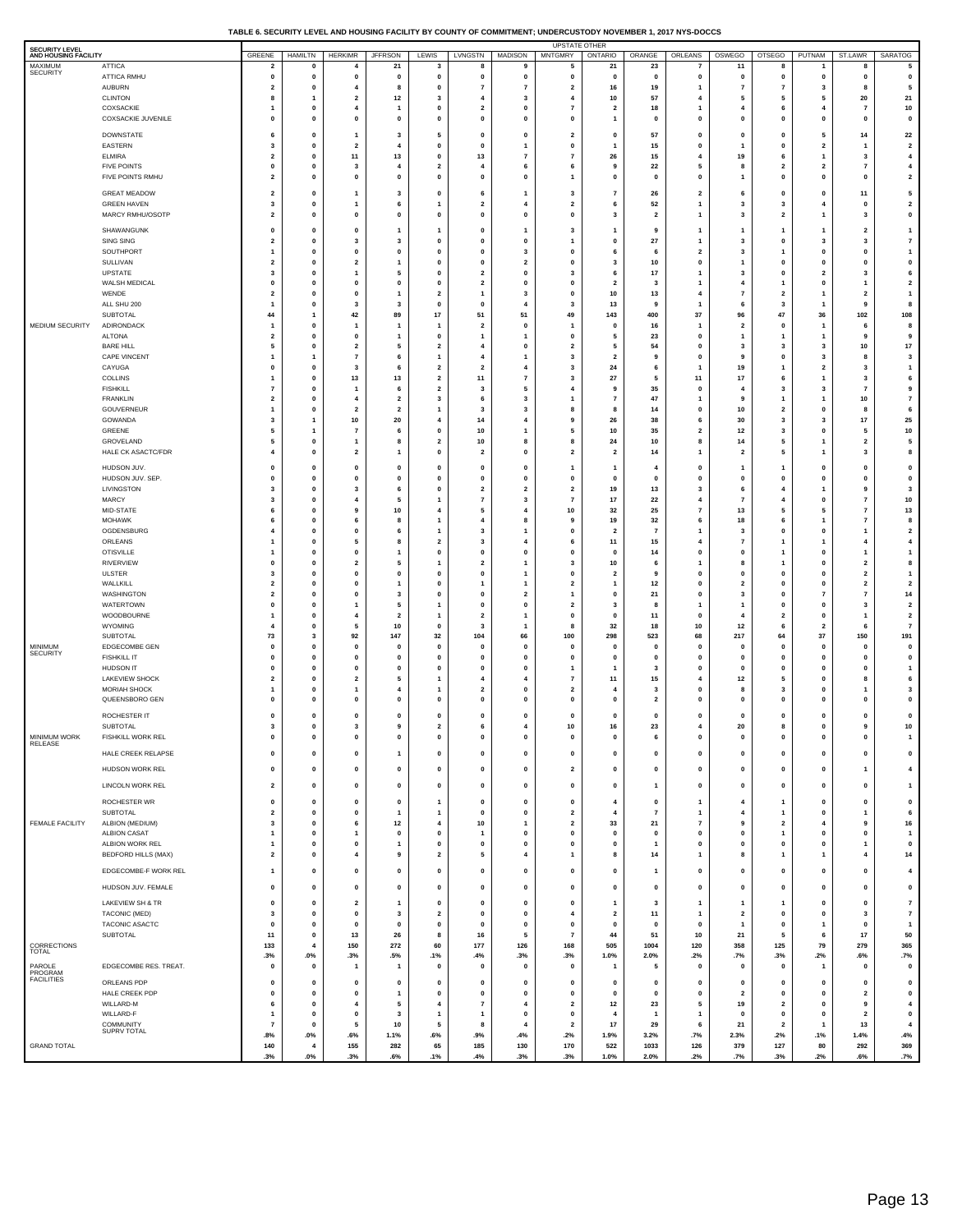TABLE 6. SECURITY LEVEL AND HOUSING FACILITY BY COUNTY OF COMMITMENT; UNDERCUSTODY NOVEMBER 1, 2017 NYS-DOCCS

| SECURITY LEVEL AND HOUSING FACILITY | | UPSTATE OTHER | | | | | | | | | | | | | | | |
|---|---|---|---|---|---|---|---|---|---|---|---|---|---|---|---|---|---|
| | | GREENE | HAMILTN | HERKIMR | JFFRSON | LEWIS | LVNGSTN | MADISON | MNTGMRY | ONTARIO | ORANGE | ORLEANS | OSWEGO | OTSEGO | PUTNAM | ST.LAWR | SARATOG |
| MAXIMUM SECURITY | ATTICA | 2 | 0 | 4 | 21 | 3 | 8 | 9 | 5 | 21 | 23 | 7 | 11 | 8 | 1 | 8 | 5 |
| | ATTICA RMHU | 0 | 0 | 0 | 0 | 0 | 0 | 0 | 0 | 0 | 0 | 0 | 0 | 0 | 0 | 0 | 0 |
| | AUBURN | 2 | 0 | 4 | 8 | 0 | 7 | 7 | 2 | 16 | 19 | 1 | 7 | 7 | 3 | 8 | 5 |
| | CLINTON | 8 | 1 | 2 | 12 | 3 | 4 | 3 | 4 | 10 | 57 | 4 | 5 | 5 | 5 | 20 | 21 |
| | COXSACKIE | 1 | 0 | 4 | 1 | 0 | 2 | 0 | 7 | 2 | 18 | 1 | 4 | 6 | 4 | 7 | 10 |
| | COXSACKIE JUVENILE | 0 | 0 | 0 | 0 | 0 | 0 | 0 | 0 | 1 | 0 | 0 | 0 | 0 | 0 | 0 | 0 |
| | DOWNSTATE | 6 | 0 | 1 | 3 | 5 | 0 | 0 | 2 | 0 | 57 | 0 | 0 | 0 | 5 | 14 | 22 |
| | EASTERN | 3 | 0 | 2 | 4 | 0 | 0 | 1 | 0 | 1 | 15 | 0 | 1 | 0 | 2 | 1 | 2 |
| | ELMIRA | 2 | 0 | 11 | 13 | 0 | 13 | 7 | 7 | 26 | 15 | 4 | 19 | 6 | 1 | 3 | 4 |
| | FIVE POINTS | 0 | 0 | 3 | 4 | 2 | 4 | 6 | 6 | 9 | 22 | 5 | 8 | 2 | 2 | 7 | 4 |
| | FIVE POINTS RMHU | 2 | 0 | 0 | 0 | 0 | 0 | 0 | 1 | 0 | 0 | 0 | 1 | 0 | 0 | 0 | 2 |
| | GREAT MEADOW | 2 | 0 | 1 | 3 | 0 | 6 | 1 | 3 | 7 | 26 | 2 | 6 | 0 | 0 | 11 | 5 |
| | GREEN HAVEN | 3 | 0 | 1 | 6 | 1 | 2 | 4 | 2 | 6 | 52 | 1 | 3 | 3 | 4 | 0 | 2 |
| | MARCY RMHU/OSOTP | 2 | 0 | 0 | 0 | 0 | 0 | 0 | 0 | 3 | 2 | 1 | 3 | 2 | 1 | 3 | 0 |
| | SHAWANGUNK | 0 | 0 | 0 | 1 | 1 | 0 | 1 | 3 | 1 | 9 | 1 | 1 | 1 | 1 | 2 | 1 |
| | SING SING | 2 | 0 | 3 | 3 | 0 | 0 | 0 | 1 | 0 | 27 | 1 | 3 | 0 | 3 | 3 | 7 |
| | SOUTHPORT | 1 | 0 | 0 | 0 | 0 | 0 | 3 | 0 | 6 | 6 | 2 | 3 | 1 | 0 | 0 | 1 |
| | SULLIVAN | 2 | 0 | 2 | 1 | 0 | 0 | 2 | 0 | 3 | 10 | 0 | 1 | 0 | 0 | 0 | 0 |
| | UPSTATE | 3 | 0 | 1 | 5 | 0 | 2 | 0 | 3 | 6 | 17 | 1 | 3 | 0 | 2 | 3 | 6 |
| | WALSH MEDICAL | 0 | 0 | 0 | 0 | 0 | 2 | 0 | 0 | 2 | 3 | 1 | 4 | 1 | 0 | 1 | 2 |
| | WENDE | 2 | 0 | 0 | 1 | 2 | 1 | 3 | 0 | 10 | 13 | 4 | 7 | 2 | 1 | 2 | 1 |
| | ALL SHU 200 | 1 | 0 | 3 | 3 | 0 | 0 | 4 | 3 | 13 | 9 | 1 | 6 | 3 | 1 | 9 | 8 |
| | SUBTOTAL | 44 | 1 | 42 | 89 | 17 | 51 | 51 | 49 | 143 | 400 | 37 | 96 | 47 | 36 | 102 | 108 |
| MEDIUM SECURITY | ADIRONDACK | 1 | 0 | 1 | 1 | 1 | 2 | 0 | 1 | 0 | 16 | 1 | 2 | 0 | 1 | 6 | 8 |
| | ALTONA | 2 | 0 | 0 | 1 | 0 | 1 | 1 | 0 | 5 | 23 | 0 | 1 | 1 | 1 | 9 | 9 |
| | BARE HILL | 5 | 0 | 2 | 5 | 2 | 4 | 0 | 2 | 5 | 54 | 0 | 3 | 3 | 3 | 10 | 17 |
| | CAPE VINCENT | 1 | 1 | 7 | 6 | 1 | 4 | 1 | 3 | 2 | 9 | 0 | 9 | 0 | 3 | 8 | 3 |
| | CAYUGA | 0 | 0 | 3 | 6 | 2 | 2 | 4 | 3 | 24 | 6 | 1 | 19 | 1 | 2 | 3 | 1 |
| | COLLINS | 1 | 0 | 13 | 13 | 2 | 11 | 7 | 3 | 27 | 5 | 11 | 17 | 6 | 1 | 3 | 6 |
| | FISHKILL | 7 | 0 | 1 | 6 | 2 | 3 | 5 | 4 | 9 | 35 | 0 | 4 | 3 | 3 | 7 | 9 |
| | FRANKLIN | 2 | 0 | 4 | 2 | 3 | 6 | 3 | 1 | 7 | 47 | 1 | 9 | 1 | 1 | 10 | 7 |
| | GOUVERNEUR | 1 | 0 | 2 | 2 | 1 | 3 | 3 | 8 | 8 | 14 | 0 | 10 | 2 | 0 | 8 | 6 |
| | GOWANDA | 3 | 1 | 10 | 20 | 4 | 14 | 4 | 9 | 26 | 38 | 6 | 30 | 3 | 3 | 17 | 25 |
| | GREENE | 5 | 1 | 7 | 6 | 0 | 10 | 1 | 5 | 10 | 35 | 2 | 12 | 3 | 0 | 5 | 10 |
| | GROVELAND | 5 | 0 | 1 | 8 | 2 | 10 | 8 | 8 | 24 | 10 | 8 | 14 | 5 | 1 | 2 | 5 |
| | HALE CK ASACTC/FDR | 4 | 0 | 2 | 1 | 0 | 2 | 0 | 2 | 2 | 14 | 1 | 2 | 5 | 1 | 3 | 8 |
| | HUDSON JUV. | 0 | 0 | 0 | 0 | 0 | 0 | 0 | 1 | 1 | 4 | 0 | 1 | 1 | 0 | 0 | 0 |
| | HUDSON JUV. SEP. | 0 | 0 | 0 | 0 | 0 | 0 | 0 | 0 | 0 | 0 | 0 | 0 | 0 | 0 | 0 | 0 |
| | LIVINGSTON | 3 | 0 | 3 | 6 | 0 | 2 | 2 | 2 | 19 | 13 | 3 | 6 | 4 | 1 | 9 | 3 |
| | MARCY | 3 | 0 | 4 | 5 | 1 | 7 | 3 | 7 | 17 | 22 | 4 | 7 | 4 | 0 | 7 | 10 |
| | MID-STATE | 6 | 0 | 9 | 10 | 4 | 5 | 4 | 10 | 32 | 25 | 7 | 13 | 5 | 5 | 7 | 13 |
| | MOHAWK | 6 | 0 | 6 | 8 | 1 | 4 | 8 | 9 | 19 | 32 | 6 | 18 | 6 | 1 | 7 | 8 |
| | OGDENSBURG | 4 | 0 | 0 | 6 | 1 | 3 | 1 | 0 | 2 | 7 | 1 | 3 | 0 | 0 | 1 | 2 |
| | ORLEANS | 1 | 0 | 5 | 8 | 2 | 3 | 4 | 6 | 11 | 15 | 4 | 7 | 1 | 1 | 4 | 4 |
| | OTISVILLE | 1 | 0 | 0 | 1 | 0 | 0 | 0 | 0 | 0 | 14 | 0 | 0 | 1 | 0 | 1 | 1 |
| | RIVERVIEW | 0 | 0 | 2 | 5 | 1 | 2 | 1 | 3 | 10 | 6 | 1 | 8 | 1 | 0 | 2 | 8 |
| | ULSTER | 3 | 0 | 0 | 0 | 0 | 0 | 1 | 0 | 2 | 9 | 0 | 0 | 0 | 0 | 2 | 1 |
| | WALLKILL | 2 | 0 | 0 | 1 | 0 | 1 | 1 | 2 | 1 | 12 | 0 | 2 | 0 | 0 | 2 | 2 |
| | WASHINGTON | 2 | 0 | 0 | 3 | 0 | 0 | 2 | 1 | 0 | 21 | 0 | 3 | 0 | 7 | 7 | 14 |
| | WATERTOWN | 0 | 0 | 1 | 5 | 1 | 0 | 0 | 2 | 3 | 8 | 1 | 1 | 0 | 0 | 3 | 2 |
| | WOODBOURNE | 1 | 0 | 4 | 2 | 1 | 2 | 1 | 0 | 0 | 11 | 0 | 4 | 2 | 0 | 1 | 2 |
| | WYOMING | 4 | 0 | 5 | 10 | 0 | 3 | 1 | 8 | 32 | 18 | 10 | 12 | 6 | 2 | 6 | 7 |
| | SUBTOTAL | 73 | 3 | 92 | 147 | 32 | 104 | 66 | 100 | 298 | 523 | 68 | 217 | 64 | 37 | 150 | 191 |
| MINIMUM SECURITY | EDGECOMBE GEN | 0 | 0 | 0 | 0 | 0 | 0 | 0 | 0 | 0 | 0 | 0 | 0 | 0 | 0 | 0 | 0 |
| | FISHKILL IT | 0 | 0 | 0 | 0 | 0 | 0 | 0 | 0 | 0 | 0 | 0 | 0 | 0 | 0 | 0 | 0 |
| | HUDSON IT | 0 | 0 | 0 | 0 | 0 | 0 | 0 | 1 | 1 | 3 | 0 | 0 | 0 | 0 | 0 | 1 |
| | LAKEVIEW SHOCK | 2 | 0 | 2 | 5 | 1 | 4 | 4 | 7 | 11 | 15 | 4 | 12 | 5 | 0 | 8 | 6 |
| | MORIAH SHOCK | 1 | 0 | 1 | 4 | 1 | 2 | 0 | 2 | 4 | 3 | 0 | 8 | 3 | 0 | 1 | 3 |
| | QUEENSBORO GEN | 0 | 0 | 0 | 0 | 0 | 0 | 0 | 0 | 0 | 2 | 0 | 0 | 0 | 0 | 0 | 0 |
| | ROCHESTER IT | 0 | 0 | 0 | 0 | 0 | 0 | 0 | 0 | 0 | 0 | 0 | 0 | 0 | 0 | 0 | 0 |
| | SUBTOTAL | 3 | 0 | 3 | 9 | 2 | 6 | 4 | 10 | 16 | 23 | 4 | 20 | 8 | 0 | 9 | 10 |
| MINIMUM WORK RELEASE | FISHKILL WORK REL | 0 | 0 | 0 | 0 | 0 | 0 | 0 | 0 | 0 | 6 | 0 | 0 | 0 | 0 | 0 | 1 |
| | HALE CREEK RELAPSE | 0 | 0 | 0 | 1 | 0 | 0 | 0 | 0 | 0 | 0 | 0 | 0 | 0 | 0 | 0 | 0 |
| | HUDSON WORK REL | 0 | 0 | 0 | 0 | 0 | 0 | 0 | 2 | 0 | 0 | 0 | 0 | 0 | 0 | 1 | 4 |
| | LINCOLN WORK REL | 2 | 0 | 0 | 0 | 0 | 0 | 0 | 0 | 0 | 1 | 0 | 0 | 0 | 0 | 0 | 1 |
| | ROCHESTER WR | 0 | 0 | 0 | 0 | 1 | 0 | 0 | 0 | 4 | 0 | 1 | 4 | 1 | 0 | 0 | 0 |
| | SUBTOTAL | 2 | 0 | 0 | 1 | 1 | 0 | 0 | 2 | 4 | 7 | 1 | 4 | 1 | 0 | 1 | 6 |
| FEMALE FACILITY | ALBION (MEDIUM) | 3 | 0 | 6 | 12 | 4 | 10 | 1 | 2 | 33 | 21 | 7 | 9 | 2 | 4 | 9 | 16 |
| | ALBION CASAT | 1 | 0 | 1 | 0 | 0 | 1 | 0 | 0 | 0 | 0 | 0 | 0 | 1 | 0 | 0 | 1 |
| | ALBION WORK REL | 1 | 0 | 0 | 1 | 0 | 0 | 0 | 0 | 0 | 1 | 0 | 0 | 0 | 0 | 1 | 0 |
| | BEDFORD HILLS (MAX) | 2 | 0 | 4 | 9 | 2 | 5 | 4 | 1 | 8 | 14 | 1 | 8 | 1 | 1 | 4 | 14 |
| | EDGECOMBE-F WORK REL | 1 | 0 | 0 | 0 | 0 | 0 | 0 | 0 | 0 | 1 | 0 | 0 | 0 | 0 | 0 | 4 |
| | HUDSON JUV. FEMALE | 0 | 0 | 0 | 0 | 0 | 0 | 0 | 0 | 0 | 0 | 0 | 0 | 0 | 0 | 0 | 0 |
| | LAKEVIEW SH & TR | 0 | 0 | 2 | 1 | 0 | 0 | 0 | 0 | 1 | 3 | 1 | 1 | 1 | 0 | 0 | 7 |
| | TACONIC (MED) | 3 | 0 | 0 | 3 | 2 | 0 | 0 | 4 | 2 | 11 | 1 | 2 | 0 | 0 | 3 | 7 |
| | TACONIC ASACTC | 0 | 0 | 0 | 0 | 0 | 0 | 0 | 0 | 0 | 0 | 0 | 1 | 0 | 1 | 0 | 1 |
| | SUBTOTAL | 11 | 0 | 13 | 26 | 8 | 16 | 5 | 7 | 44 | 51 | 10 | 21 | 5 | 6 | 17 | 50 |
| CORRECTIONS TOTAL | | 133 | 4 | 150 | 272 | 60 | 177 | 126 | 168 | 505 | 1004 | 120 | 358 | 125 | 79 | 279 | 365 |
| | | .3% | .0% | .3% | .5% | .1% | .4% | .3% | .3% | 1.0% | 2.0% | .2% | .7% | .3% | .2% | .6% | .7% |
| PAROLE PROGRAM FACILITIES | EDGECOMBE RES. TREAT. | 0 | 0 | 1 | 1 | 0 | 0 | 0 | 0 | 1 | 5 | 0 | 0 | 0 | 1 | 0 | 0 |
| | ORLEANS PDP | 0 | 0 | 0 | 0 | 0 | 0 | 0 | 0 | 0 | 0 | 0 | 0 | 0 | 0 | 0 | 0 |
| | HALE CREEK PDP | 0 | 0 | 0 | 1 | 0 | 0 | 0 | 0 | 0 | 0 | 0 | 2 | 0 | 0 | 2 | 0 |
| | WILLARD-M | 6 | 0 | 4 | 5 | 4 | 7 | 4 | 2 | 12 | 23 | 5 | 19 | 2 | 0 | 9 | 4 |
| | WILLARD-F | 1 | 0 | 0 | 3 | 1 | 1 | 0 | 0 | 4 | 1 | 1 | 0 | 0 | 0 | 2 | 0 |
| | COMMUNITY SUPRV TOTAL | 7 | 0 | 5 | 10 | 5 | 8 | 4 | 2 | 17 | 29 | 6 | 21 | 2 | 1 | 13 | 4 |
| | | .8% | .0% | .6% | 1.1% | .6% | .9% | .4% | .2% | 1.9% | 3.2% | .7% | 2.3% | .2% | .1% | 1.4% | .4% |
| GRAND TOTAL | | 140 | 4 | 155 | 282 | 65 | 185 | 130 | 170 | 522 | 1033 | 126 | 379 | 127 | 80 | 292 | 369 |
| | | .3% | .0% | .3% | .6% | .1% | .4% | .3% | .3% | 1.0% | 2.0% | .2% | .7% | .3% | .2% | .6% | .7% |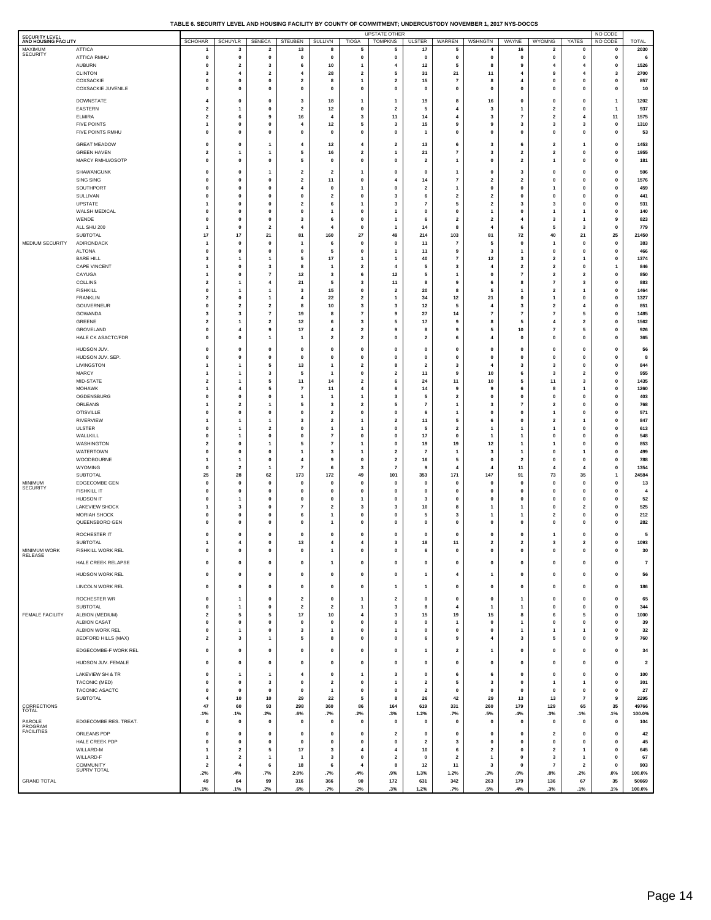**TABLE 6. SECURITY LEVEL AND HOUSING FACILITY BY COUNTY OF COMMITMENT; UNDERCUSTODY NOVEMBER 1, 2017 NYS-DOCCS**

| SECURITY LEVEL AND HOUSING FACILITY | | UPSTATE OTHER | | | | | | | | | | | | | NO CODE | |
|---|---|---|---|---|---|---|---|---|---|---|---|---|---|---|---|---|
| | | SCHOHAR | SCHUYLR | SENECA | STEUBEN | SULLIVN | TIOGA | TOMPKNS | ULSTER | WARREN | WSHNGTN | WAYNE | WYOMNG | YATES | NO CODE | TOTAL |
| MAXIMUM SECURITY | ATTICA | 1 | 3 | 2 | 13 | 8 | 5 | 5 | 17 | 5 | 4 | 16 | 2 | 0 | 0 | 2030 |
| | ATTICA RMHU | 0 | 0 | 0 | 0 | 0 | 0 | 0 | 0 | 0 | 0 | 0 | 0 | 0 | 0 | 6 |
| | AUBURN | 0 | 2 | 3 | 6 | 10 | 1 | 4 | 12 | 5 | 8 | 9 | 4 | 4 | 0 | 1526 |
| | CLINTON | 3 | 4 | 2 | 4 | 28 | 2 | 5 | 31 | 21 | 11 | 4 | 9 | 4 | 3 | 2700 |
| | COXSACKIE | 0 | 0 | 0 | 2 | 8 | 1 | 2 | 15 | 7 | 8 | 4 | 0 | 0 | 0 | 857 |
| | COXSACKIE JUVENILE | 0 | 0 | 0 | 0 | 0 | 0 | 0 | 0 | 0 | 0 | 0 | 0 | 0 | 0 | 10 |
| | DOWNSTATE | 4 | 0 | 0 | 3 | 18 | 1 | 1 | 19 | 8 | 16 | 0 | 0 | 0 | 1 | 1202 |
| | EASTERN | 2 | 1 | 0 | 2 | 12 | 0 | 2 | 5 | 4 | 3 | 1 | 2 | 0 | 1 | 937 |
| | ELMIRA | 2 | 6 | 9 | 16 | 4 | 3 | 11 | 14 | 4 | 3 | 7 | 2 | 4 | 11 | 1575 |
| | FIVE POINTS | 1 | 0 | 0 | 4 | 12 | 5 | 3 | 15 | 9 | 9 | 3 | 3 | 3 | 0 | 1310 |
| | FIVE POINTS RMHU | 0 | 0 | 0 | 0 | 0 | 0 | 0 | 1 | 0 | 0 | 0 | 0 | 0 | 0 | 53 |
| | GREAT MEADOW | 0 | 0 | 1 | 4 | 12 | 4 | 2 | 13 | 6 | 3 | 6 | 2 | 1 | 0 | 1453 |
| | GREEN HAVEN | 2 | 1 | 1 | 5 | 16 | 2 | 1 | 21 | 7 | 3 | 2 | 2 | 0 | 0 | 1955 |
| | MARCY RMHU/OSOTP | 0 | 0 | 0 | 5 | 0 | 0 | 0 | 2 | 1 | 0 | 2 | 1 | 0 | 0 | 181 |
| | SHAWANGUNK | 0 | 0 | 1 | 2 | 2 | 1 | 0 | 0 | 1 | 0 | 3 | 0 | 0 | 0 | 506 |
| | SING SING | 0 | 0 | 0 | 2 | 11 | 0 | 4 | 14 | 7 | 2 | 2 | 0 | 0 | 0 | 1576 |
| | SOUTHPORT | 0 | 0 | 0 | 4 | 0 | 1 | 0 | 2 | 1 | 0 | 0 | 1 | 0 | 0 | 459 |
| | SULLIVAN | 0 | 0 | 0 | 0 | 2 | 0 | 3 | 6 | 2 | 2 | 0 | 0 | 0 | 0 | 441 |
| | UPSTATE | 1 | 0 | 0 | 2 | 6 | 1 | 3 | 7 | 5 | 2 | 3 | 3 | 0 | 0 | 931 |
| | WALSH MEDICAL | 0 | 0 | 0 | 0 | 1 | 0 | 1 | 0 | 0 | 1 | 0 | 1 | 1 | 0 | 140 |
| | WENDE | 0 | 0 | 0 | 3 | 6 | 0 | 1 | 6 | 2 | 2 | 4 | 3 | 1 | 9 | 823 |
| | ALL SHU 200 | 1 | 0 | 2 | 4 | 4 | 0 | 1 | 14 | 8 | 4 | 6 | 5 | 3 | 0 | 779 |
| | SUBTOTAL | 17 | 17 | 21 | 81 | 160 | 27 | 49 | 214 | 103 | 81 | 72 | 40 | 21 | 25 | 21450 |
| MEDIUM SECURITY | ADIRONDACK | 1 | 0 | 0 | 1 | 6 | 0 | 0 | 11 | 7 | 5 | 0 | 1 | 0 | 0 | 383 |
| | ALTONA | 0 | 0 | 0 | 0 | 5 | 0 | 1 | 11 | 9 | 3 | 1 | 0 | 0 | 0 | 466 |
| | BARE HILL | 3 | 1 | 1 | 5 | 17 | 1 | 1 | 40 | 7 | 12 | 3 | 2 | 1 | 0 | 1374 |
| | CAPE VINCENT | 1 | 0 | 3 | 8 | 1 | 2 | 4 | 5 | 3 | 4 | 2 | 2 | 0 | 1 | 846 |
| | CAYUGA | 1 | 0 | 7 | 12 | 3 | 6 | 12 | 5 | 1 | 0 | 7 | 2 | 2 | 0 | 850 |
| | COLLINS | 2 | 1 | 4 | 21 | 5 | 3 | 11 | 8 | 9 | 6 | 8 | 7 | 3 | 0 | 883 |
| | FISHKILL | 0 | 1 | 1 | 3 | 15 | 0 | 2 | 20 | 8 | 5 | 1 | 2 | 1 | 0 | 1464 |
| | FRANKLIN | 2 | 0 | 1 | 4 | 22 | 2 | 1 | 34 | 12 | 21 | 0 | 1 | 0 | 0 | 1327 |
| | GOUVERNEUR | 0 | 2 | 2 | 8 | 10 | 3 | 3 | 12 | 5 | 4 | 3 | 2 | 4 | 0 | 851 |
| | GOWANDA | 3 | 3 | 7 | 19 | 8 | 7 | 9 | 27 | 14 | 7 | 7 | 7 | 5 | 0 | 1485 |
| | GREENE | 2 | 1 | 2 | 12 | 6 | 3 | 5 | 17 | 9 | 8 | 5 | 4 | 2 | 0 | 1562 |
| | GROVELAND | 0 | 4 | 9 | 17 | 4 | 2 | 9 | 8 | 9 | 5 | 10 | 7 | 5 | 0 | 926 |
| | HALE CK ASACTC/FDR | 0 | 0 | 1 | 1 | 2 | 2 | 0 | 2 | 6 | 4 | 0 | 0 | 0 | 0 | 365 |
| | HUDSON JUV. | 0 | 0 | 0 | 0 | 0 | 0 | 0 | 0 | 0 | 0 | 0 | 0 | 0 | 0 | 56 |
| | HUDSON JUV. SEP. | 0 | 0 | 0 | 0 | 0 | 0 | 0 | 0 | 0 | 0 | 0 | 0 | 0 | 0 | 8 |
| | LIVINGSTON | 1 | 1 | 5 | 13 | 1 | 2 | 8 | 2 | 3 | 4 | 3 | 3 | 0 | 0 | 844 |
| | MARCY | 1 | 1 | 3 | 5 | 1 | 0 | 2 | 11 | 9 | 10 | 6 | 3 | 2 | 0 | 955 |
| | MID-STATE | 2 | 1 | 5 | 11 | 14 | 2 | 6 | 24 | 11 | 10 | 5 | 11 | 3 | 0 | 1435 |
| | MOHAWK | 1 | 4 | 5 | 7 | 11 | 4 | 6 | 14 | 9 | 9 | 6 | 8 | 1 | 0 | 1260 |
| | OGDENSBURG | 0 | 0 | 0 | 1 | 1 | 1 | 3 | 5 | 2 | 0 | 0 | 0 | 0 | 0 | 403 |
| | ORLEANS | 1 | 2 | 1 | 5 | 3 | 2 | 5 | 7 | 1 | 3 | 7 | 2 | 0 | 0 | 768 |
| | OTISVILLE | 0 | 0 | 0 | 0 | 2 | 0 | 0 | 6 | 1 | 0 | 0 | 1 | 0 | 0 | 571 |
| | RIVERVIEW | 1 | 1 | 1 | 3 | 2 | 1 | 2 | 11 | 5 | 6 | 0 | 2 | 1 | 0 | 847 |
| | ULSTER | 0 | 1 | 2 | 0 | 1 | 1 | 0 | 5 | 2 | 1 | 1 | 1 | 0 | 0 | 613 |
| | WALLKILL | 0 | 1 | 0 | 0 | 7 | 0 | 0 | 17 | 0 | 1 | 1 | 0 | 0 | 0 | 548 |
| | WASHINGTON | 2 | 0 | 1 | 5 | 7 | 1 | 0 | 19 | 19 | 12 | 1 | 1 | 0 | 0 | 853 |
| | WATERTOWN | 0 | 0 | 0 | 1 | 3 | 1 | 2 | 7 | 1 | 3 | 1 | 0 | 1 | 0 | 499 |
| | WOODBOURNE | 1 | 1 | 0 | 4 | 9 | 0 | 2 | 16 | 5 | 0 | 2 | 0 | 0 | 0 | 788 |
| | WYOMING | 0 | 2 | 1 | 7 | 6 | 3 | 7 | 9 | 4 | 4 | 11 | 4 | 4 | 0 | 1354 |
| | SUBTOTAL | 25 | 28 | 62 | 173 | 172 | 49 | 101 | 353 | 171 | 147 | 91 | 73 | 35 | 1 | 24584 |
| MINIMUM SECURITY | EDGECOMBE GEN | 0 | 0 | 0 | 0 | 0 | 0 | 0 | 0 | 0 | 0 | 0 | 0 | 0 | 0 | 13 |
| | FISHKILL IT | 0 | 0 | 0 | 0 | 0 | 0 | 0 | 0 | 0 | 0 | 0 | 0 | 0 | 0 | 4 |
| | HUDSON IT | 0 | 1 | 0 | 0 | 0 | 1 | 0 | 3 | 0 | 0 | 0 | 0 | 0 | 0 | 52 |
| | LAKEVIEW SHOCK | 1 | 3 | 0 | 7 | 2 | 3 | 3 | 10 | 8 | 1 | 1 | 0 | 2 | 0 | 525 |
| | MORIAH SHOCK | 0 | 0 | 0 | 6 | 1 | 0 | 0 | 5 | 3 | 1 | 1 | 2 | 0 | 0 | 212 |
| | QUEENSBORO GEN | 0 | 0 | 0 | 0 | 1 | 0 | 0 | 0 | 0 | 0 | 0 | 0 | 0 | 0 | 282 |
| | ROCHESTER IT | 0 | 0 | 0 | 0 | 0 | 0 | 0 | 0 | 0 | 0 | 0 | 1 | 0 | 0 | 5 |
| | SUBTOTAL | 1 | 4 | 0 | 13 | 4 | 4 | 3 | 18 | 11 | 2 | 2 | 3 | 2 | 0 | 1093 |
| MINIMUM WORK RELEASE | FISHKILL WORK REL | 0 | 0 | 0 | 0 | 1 | 0 | 0 | 6 | 0 | 0 | 0 | 0 | 0 | 0 | 30 |
| | HALE CREEK RELAPSE | 0 | 0 | 0 | 0 | 1 | 0 | 0 | 0 | 0 | 0 | 0 | 0 | 0 | 0 | 7 |
| | HUDSON WORK REL | 0 | 0 | 0 | 0 | 0 | 0 | 0 | 1 | 4 | 1 | 0 | 0 | 0 | 0 | 56 |
| | LINCOLN WORK REL | 0 | 0 | 0 | 0 | 0 | 0 | 1 | 1 | 0 | 0 | 0 | 0 | 0 | 0 | 186 |
| | ROCHESTER WR | 0 | 1 | 0 | 2 | 0 | 1 | 2 | 0 | 0 | 0 | 1 | 0 | 0 | 0 | 65 |
| | SUBTOTAL | 0 | 1 | 0 | 2 | 2 | 1 | 3 | 8 | 4 | 1 | 1 | 0 | 0 | 0 | 344 |
| FEMALE FACILITY | ALBION (MEDIUM) | 2 | 5 | 5 | 17 | 10 | 4 | 3 | 15 | 19 | 15 | 8 | 6 | 5 | 0 | 1000 |
| | ALBION CASAT | 0 | 0 | 0 | 0 | 0 | 0 | 0 | 0 | 1 | 0 | 1 | 0 | 0 | 0 | 39 |
| | ALBION WORK REL | 0 | 1 | 0 | 3 | 1 | 0 | 1 | 0 | 0 | 0 | 1 | 1 | 1 | 0 | 32 |
| | BEDFORD HILLS (MAX) | 2 | 3 | 1 | 5 | 8 | 0 | 0 | 6 | 9 | 4 | 3 | 5 | 0 | 9 | 760 |
| | EDGECOMBE-F WORK REL | 0 | 0 | 0 | 0 | 0 | 0 | 0 | 1 | 2 | 1 | 0 | 0 | 0 | 0 | 34 |
| | HUDSON JUV. FEMALE | 0 | 0 | 0 | 0 | 0 | 0 | 0 | 0 | 0 | 0 | 0 | 0 | 0 | 0 | 2 |
| | LAKEVIEW SH & TR | 0 | 1 | 1 | 4 | 0 | 1 | 3 | 0 | 6 | 6 | 0 | 0 | 0 | 0 | 100 |
| | TACONIC (MED) | 0 | 0 | 3 | 0 | 2 | 0 | 1 | 2 | 5 | 3 | 0 | 1 | 1 | 0 | 301 |
| | TACONIC ASACTC | 0 | 0 | 0 | 0 | 1 | 0 | 0 | 2 | 0 | 0 | 0 | 0 | 0 | 0 | 27 |
| | SUBTOTAL | 4 | 10 | 10 | 29 | 22 | 5 | 8 | 26 | 42 | 29 | 13 | 13 | 7 | 9 | 2295 |
| CORRECTIONS TOTAL | | 47 | 60 | 93 | 298 | 360 | 86 | 164 | 619 | 331 | 260 | 179 | 129 | 65 | 35 | 49766 |
| | | .1% | .1% | .2% | .6% | .7% | .2% | .3% | 1.2% | .7% | .5% | .4% | .3% | .1% | .1% | 100.0% |
| PAROLE PROGRAM FACILITIES | EDGECOMBE RES. TREAT. | 0 | 0 | 0 | 0 | 0 | 0 | 0 | 0 | 0 | 0 | 0 | 0 | 0 | 0 | 104 |
| | ORLEANS PDP | 0 | 0 | 0 | 0 | 0 | 0 | 2 | 0 | 0 | 0 | 0 | 2 | 0 | 0 | 42 |
| | HALE CREEK PDP | 0 | 0 | 0 | 0 | 0 | 0 | 0 | 2 | 3 | 0 | 0 | 0 | 0 | 0 | 45 |
| | WILLARD-M | 1 | 2 | 5 | 17 | 3 | 4 | 4 | 10 | 6 | 2 | 0 | 2 | 1 | 0 | 645 |
| | WILLARD-F | 1 | 2 | 1 | 1 | 3 | 0 | 2 | 0 | 2 | 1 | 0 | 3 | 1 | 0 | 67 |
| | COMMUNITY SUPRV TOTAL | 2 | 4 | 6 | 18 | 6 | 4 | 8 | 12 | 11 | 3 | 0 | 7 | 2 | 0 | 903 |
| | | .2% | .4% | .7% | 2.0% | .7% | .4% | .9% | 1.3% | 1.2% | .3% | .0% | .8% | .2% | .0% | 100.0% |
| GRAND TOTAL | | 49 | 64 | 99 | 316 | 366 | 90 | 172 | 631 | 342 | 263 | 179 | 136 | 67 | 35 | 50669 |
| | | .1% | .1% | .2% | .6% | .7% | .2% | .3% | 1.2% | .7% | .5% | .4% | .3% | .1% | .1% | 100.0% |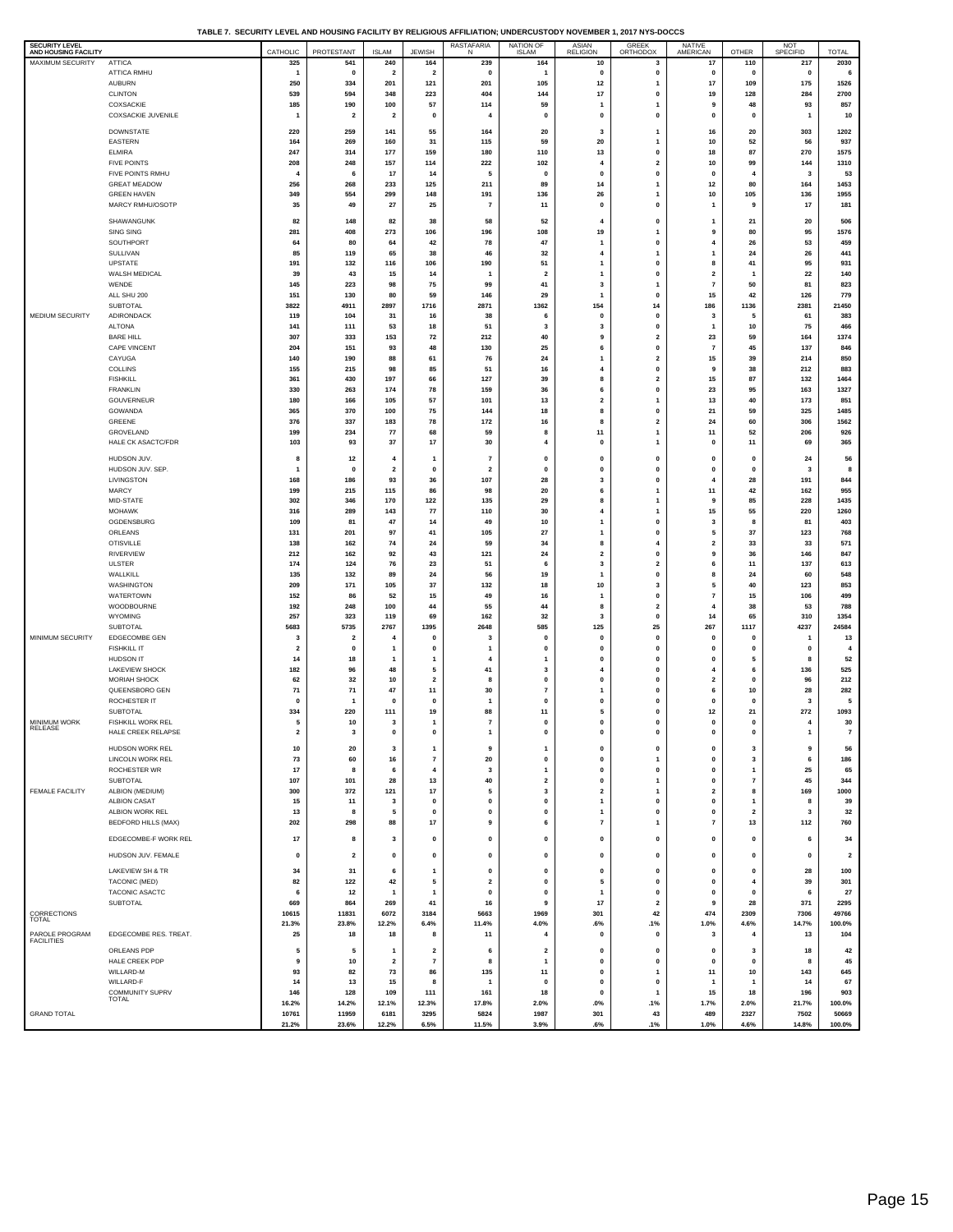**TABLE 7. SECURITY LEVEL AND HOUSING FACILITY BY RELIGIOUS AFFILIATION; UNDERCUSTODY NOVEMBER 1, 2017 NYS-DOCCS**

| SECURITY LEVEL AND HOUSING FACILITY | | CATHOLIC | PROTESTANT | ISLAM | JEWISH | RASTAFARIAN | NATION OF ISLAM | ASIAN RELIGION | GREEK ORTHODOX | NATIVE AMERICAN | OTHER | NOT SPECIFID | TOTAL |
|---|---|---|---|---|---|---|---|---|---|---|---|---|---|
| MAXIMUM SECURITY | ATTICA | 325 | 541 | 240 | 164 | 239 | 164 | 10 | 3 | 17 | 110 | 217 | 2030 |
| | ATTICA RMHU | 1 | 0 | 2 | 2 | 0 | 1 | 0 | 0 | 0 | 0 | 0 | 6 |
| | AUBURN | 250 | 334 | 201 | 121 | 201 | 105 | 12 | 1 | 17 | 109 | 175 | 1526 |
| | CLINTON | 539 | 594 | 348 | 223 | 404 | 144 | 17 | 0 | 19 | 128 | 284 | 2700 |
| | COXSACKIE | 185 | 190 | 100 | 57 | 114 | 59 | 1 | 1 | 9 | 48 | 93 | 857 |
| | COXSACKIE JUVENILE | 1 | 2 | 2 | 0 | 4 | 0 | 0 | 0 | 0 | 0 | 1 | 10 |
| | DOWNSTATE | 220 | 259 | 141 | 55 | 164 | 20 | 3 | 1 | 16 | 20 | 303 | 1202 |
| | EASTERN | 164 | 269 | 160 | 31 | 115 | 59 | 20 | 1 | 10 | 52 | 56 | 937 |
| | ELMIRA | 247 | 314 | 177 | 159 | 180 | 110 | 13 | 0 | 18 | 87 | 270 | 1575 |
| | FIVE POINTS | 208 | 248 | 157 | 114 | 222 | 102 | 4 | 2 | 10 | 99 | 144 | 1310 |
| | FIVE POINTS RMHU | 4 | 6 | 17 | 14 | 5 | 0 | 0 | 0 | 0 | 4 | 3 | 53 |
| | GREAT MEADOW | 256 | 268 | 233 | 125 | 211 | 89 | 14 | 1 | 12 | 80 | 164 | 1453 |
| | GREEN HAVEN | 349 | 554 | 299 | 148 | 191 | 136 | 26 | 1 | 10 | 105 | 136 | 1955 |
| | MARCY RMHU/OSOTP | 35 | 49 | 27 | 25 | 7 | 11 | 0 | 0 | 1 | 9 | 17 | 181 |
| | SHAWANGUNK | 82 | 148 | 82 | 38 | 58 | 52 | 4 | 0 | 1 | 21 | 20 | 506 |
| | SING SING | 281 | 408 | 273 | 106 | 196 | 108 | 19 | 1 | 9 | 80 | 95 | 1576 |
| | SOUTHPORT | 64 | 80 | 64 | 42 | 78 | 47 | 1 | 0 | 4 | 26 | 53 | 459 |
| | SULLIVAN | 85 | 119 | 65 | 38 | 46 | 32 | 4 | 1 | 1 | 24 | 26 | 441 |
| | UPSTATE | 191 | 132 | 116 | 106 | 190 | 51 | 1 | 0 | 8 | 41 | 95 | 931 |
| | WALSH MEDICAL | 39 | 43 | 15 | 14 | 1 | 2 | 1 | 0 | 2 | 1 | 22 | 140 |
| | WENDE | 145 | 223 | 98 | 75 | 99 | 41 | 3 | 1 | 7 | 50 | 81 | 823 |
| | ALL SHU 200 | 151 | 130 | 80 | 59 | 146 | 29 | 1 | 0 | 15 | 42 | 126 | 779 |
| | SUBTOTAL | 3822 | 4911 | 2897 | 1716 | 2871 | 1362 | 154 | 14 | 186 | 1136 | 2381 | 21450 |
| MEDIUM SECURITY | ADIRONDACK | 119 | 104 | 31 | 16 | 38 | 6 | 0 | 0 | 3 | 5 | 61 | 383 |
| | ALTONA | 141 | 111 | 53 | 18 | 51 | 3 | 3 | 0 | 1 | 10 | 75 | 466 |
| | BARE HILL | 307 | 333 | 153 | 72 | 212 | 40 | 9 | 2 | 23 | 59 | 164 | 1374 |
| | CAPE VINCENT | 204 | 151 | 93 | 48 | 130 | 25 | 6 | 0 | 7 | 45 | 137 | 846 |
| | CAYUGA | 140 | 190 | 88 | 61 | 76 | 24 | 1 | 2 | 15 | 39 | 214 | 850 |
| | COLLINS | 155 | 215 | 98 | 85 | 51 | 16 | 4 | 0 | 9 | 38 | 212 | 883 |
| | FISHKILL | 361 | 430 | 197 | 66 | 127 | 39 | 8 | 2 | 15 | 87 | 132 | 1464 |
| | FRANKLIN | 330 | 263 | 174 | 78 | 159 | 36 | 6 | 0 | 23 | 95 | 163 | 1327 |
| | GOUVERNEUR | 180 | 166 | 105 | 57 | 101 | 13 | 2 | 1 | 13 | 40 | 173 | 851 |
| | GOWANDA | 365 | 370 | 100 | 75 | 144 | 18 | 8 | 0 | 21 | 59 | 325 | 1485 |
| | GREENE | 376 | 337 | 183 | 78 | 172 | 16 | 8 | 2 | 24 | 60 | 306 | 1562 |
| | GROVELAND | 199 | 234 | 77 | 68 | 59 | 8 | 11 | 1 | 11 | 52 | 206 | 926 |
| | HALE CK ASACTC/FDR | 103 | 93 | 37 | 17 | 30 | 4 | 0 | 1 | 0 | 11 | 69 | 365 |
| | HUDSON JUV. | 8 | 12 | 4 | 1 | 7 | 0 | 0 | 0 | 0 | 0 | 24 | 56 |
| | HUDSON JUV. SEP. | 1 | 0 | 2 | 0 | 2 | 0 | 0 | 0 | 0 | 0 | 3 | 8 |
| | LIVINGSTON | 168 | 186 | 93 | 36 | 107 | 28 | 3 | 0 | 4 | 28 | 191 | 844 |
| | MARCY | 199 | 215 | 115 | 86 | 98 | 20 | 6 | 1 | 11 | 42 | 162 | 955 |
| | MID-STATE | 302 | 346 | 170 | 122 | 135 | 29 | 8 | 1 | 9 | 85 | 228 | 1435 |
| | MOHAWK | 316 | 289 | 143 | 77 | 110 | 30 | 4 | 1 | 15 | 55 | 220 | 1260 |
| | OGDENSBURG | 109 | 81 | 47 | 14 | 49 | 10 | 1 | 0 | 3 | 8 | 81 | 403 |
| | ORLEANS | 131 | 201 | 97 | 41 | 105 | 27 | 1 | 0 | 5 | 37 | 123 | 768 |
| | OTISVILLE | 138 | 162 | 74 | 24 | 59 | 34 | 8 | 4 | 2 | 33 | 33 | 571 |
| | RIVERVIEW | 212 | 162 | 92 | 43 | 121 | 24 | 2 | 0 | 9 | 36 | 146 | 847 |
| | ULSTER | 174 | 124 | 76 | 23 | 51 | 6 | 3 | 2 | 6 | 11 | 137 | 613 |
| | WALLKILL | 135 | 132 | 89 | 24 | 56 | 19 | 1 | 0 | 8 | 24 | 60 | 548 |
| | WASHINGTON | 209 | 171 | 105 | 37 | 132 | 18 | 10 | 3 | 5 | 40 | 123 | 853 |
| | WATERTOWN | 152 | 86 | 52 | 15 | 49 | 16 | 1 | 0 | 7 | 15 | 106 | 499 |
| | WOODBOURNE | 192 | 248 | 100 | 44 | 55 | 44 | 8 | 2 | 4 | 38 | 53 | 788 |
| | WYOMING | 257 | 323 | 119 | 69 | 162 | 32 | 3 | 0 | 14 | 65 | 310 | 1354 |
| | SUBTOTAL | 5683 | 5735 | 2767 | 1395 | 2648 | 585 | 125 | 25 | 267 | 1117 | 4237 | 24584 |
| MINIMUM SECURITY | EDGECOMBE GEN | 3 | 2 | 4 | 0 | 3 | 0 | 0 | 0 | 0 | 0 | 1 | 13 |
| | FISHKILL IT | 2 | 0 | 1 | 0 | 1 | 0 | 0 | 0 | 0 | 0 | 0 | 4 |
| | HUDSON IT | 14 | 18 | 1 | 1 | 4 | 1 | 0 | 0 | 0 | 5 | 8 | 52 |
| | LAKEVIEW SHOCK | 182 | 96 | 48 | 5 | 41 | 3 | 4 | 0 | 4 | 6 | 136 | 525 |
| | MORIAH SHOCK | 62 | 32 | 10 | 2 | 8 | 0 | 0 | 0 | 2 | 0 | 96 | 212 |
| | QUEENSBORO GEN | 71 | 71 | 47 | 11 | 30 | 7 | 1 | 0 | 6 | 10 | 28 | 282 |
| | ROCHESTER IT | 0 | 1 | 0 | 0 | 1 | 0 | 0 | 0 | 0 | 0 | 3 | 5 |
| | SUBTOTAL | 334 | 220 | 111 | 19 | 88 | 11 | 5 | 0 | 12 | 21 | 272 | 1093 |
| MINIMUM WORK RELEASE | FISHKILL WORK REL | 5 | 10 | 3 | 1 | 7 | 0 | 0 | 0 | 0 | 0 | 4 | 30 |
| | HALE CREEK RELAPSE | 2 | 3 | 0 | 0 | 1 | 0 | 0 | 0 | 0 | 0 | 1 | 7 |
| | HUDSON WORK REL | 10 | 20 | 3 | 1 | 9 | 1 | 0 | 0 | 0 | 3 | 9 | 56 |
| | LINCOLN WORK REL | 73 | 60 | 16 | 7 | 20 | 0 | 0 | 1 | 0 | 3 | 6 | 186 |
| | ROCHESTER WR | 17 | 8 | 6 | 4 | 3 | 1 | 0 | 0 | 0 | 1 | 25 | 65 |
| | SUBTOTAL | 107 | 101 | 28 | 13 | 40 | 2 | 0 | 1 | 0 | 7 | 45 | 344 |
| FEMALE FACILITY | ALBION (MEDIUM) | 300 | 372 | 121 | 17 | 5 | 3 | 2 | 1 | 2 | 8 | 169 | 1000 |
| | ALBION CASAT | 15 | 11 | 3 | 0 | 0 | 0 | 1 | 0 | 0 | 1 | 8 | 39 |
| | ALBION WORK REL | 13 | 8 | 5 | 0 | 0 | 0 | 1 | 0 | 0 | 2 | 3 | 32 |
| | BEDFORD HILLS (MAX) | 202 | 298 | 88 | 17 | 9 | 6 | 7 | 1 | 7 | 13 | 112 | 760 |
| | EDGECOMBE-F WORK REL | 17 | 8 | 3 | 0 | 0 | 0 | 0 | 0 | 0 | 0 | 6 | 34 |
| | HUDSON JUV. FEMALE | 0 | 2 | 0 | 0 | 0 | 0 | 0 | 0 | 0 | 0 | 0 | 2 |
| | LAKEVIEW SH & TR | 34 | 31 | 6 | 1 | 0 | 0 | 0 | 0 | 0 | 0 | 28 | 100 |
| | TACONIC (MED) | 82 | 122 | 42 | 5 | 2 | 0 | 5 | 0 | 0 | 4 | 39 | 301 |
| | TACONIC ASACTC | 6 | 12 | 1 | 1 | 0 | 0 | 1 | 0 | 0 | 0 | 6 | 27 |
| | SUBTOTAL | 669 | 864 | 269 | 41 | 16 | 9 | 17 | 2 | 9 | 28 | 371 | 2295 |
| CORRECTIONS TOTAL | | 10615 | 11831 | 6072 | 3184 | 5663 | 1969 | 301 | 42 | 474 | 2309 | 7306 | 49766 |
| | | 21.3% | 23.8% | 12.2% | 6.4% | 11.4% | 4.0% | .6% | .1% | 1.0% | 4.6% | 14.7% | 100.0% |
| PAROLE PROGRAM FACILITIES | EDGECOMBE RES. TREAT. | 25 | 18 | 18 | 8 | 11 | 4 | 0 | 0 | 3 | 4 | 13 | 104 |
| | ORLEANS PDP | 5 | 5 | 1 | 2 | 6 | 2 | 0 | 0 | 0 | 3 | 18 | 42 |
| | HALE CREEK PDP | 9 | 10 | 2 | 7 | 8 | 1 | 0 | 0 | 0 | 0 | 8 | 45 |
| | WILLARD-M | 93 | 82 | 73 | 86 | 135 | 11 | 0 | 1 | 11 | 10 | 143 | 645 |
| | WILLARD-F | 14 | 13 | 15 | 8 | 1 | 0 | 0 | 0 | 1 | 1 | 14 | 67 |
| | COMMUNITY SUPRV TOTAL | 146 | 128 | 109 | 111 | 161 | 18 | 0 | 1 | 15 | 18 | 196 | 903 |
| | | 16.2% | 14.2% | 12.1% | 12.3% | 17.8% | 2.0% | .0% | .1% | 1.7% | 2.0% | 21.7% | 100.0% |
| GRAND TOTAL | | 10761 | 11959 | 6181 | 3295 | 5824 | 1987 | 301 | 43 | 489 | 2327 | 7502 | 50669 |
| | | 21.2% | 23.6% | 12.2% | 6.5% | 11.5% | 3.9% | .6% | .1% | 1.0% | 4.6% | 14.8% | 100.0% |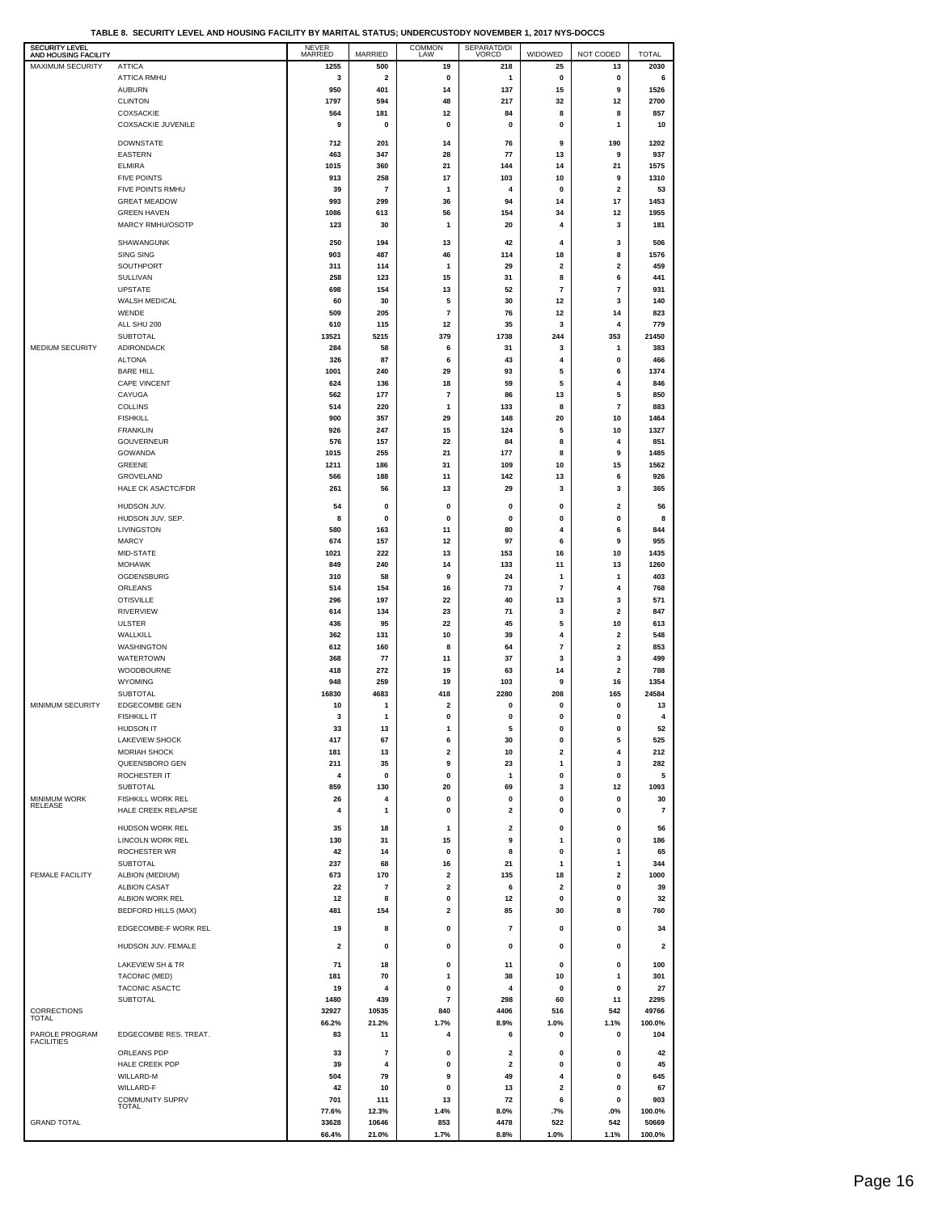**TABLE 8. SECURITY LEVEL AND HOUSING FACILITY BY MARITAL STATUS; UNDERCUSTODY NOVEMBER 1, 2017 NYS-DOCCS**

| SECURITY LEVEL AND HOUSING FACILITY | | NEVER MARRIED | MARRIED | COMMON LAW | SEPARATD/DIVORCD | WIDOWED | NOT CODED | TOTAL |
|---|---|---|---|---|---|---|---|---|
| MAXIMUM SECURITY | ATTICA | 1255 | 500 | 19 | 218 | 25 | 13 | 2030 |
| | ATTICA RMHU | 3 | 2 | 0 | 1 | 0 | 0 | 6 |
| | AUBURN | 950 | 401 | 14 | 137 | 15 | 9 | 1526 |
| | CLINTON | 1797 | 594 | 48 | 217 | 32 | 12 | 2700 |
| | COXSACKIE | 564 | 181 | 12 | 84 | 8 | 8 | 857 |
| | COXSACKIE JUVENILE | 9 | 0 | 0 | 0 | 0 | 1 | 10 |
| | DOWNSTATE | 712 | 201 | 14 | 76 | 9 | 190 | 1202 |
| | EASTERN | 463 | 347 | 28 | 77 | 13 | 9 | 937 |
| | ELMIRA | 1015 | 360 | 21 | 144 | 14 | 21 | 1575 |
| | FIVE POINTS | 913 | 258 | 17 | 103 | 10 | 9 | 1310 |
| | FIVE POINTS RMHU | 39 | 7 | 1 | 4 | 0 | 2 | 53 |
| | GREAT MEADOW | 993 | 299 | 36 | 94 | 14 | 17 | 1453 |
| | GREEN HAVEN | 1086 | 613 | 56 | 154 | 34 | 12 | 1955 |
| | MARCY RMHU/OSOTP | 123 | 30 | 1 | 20 | 4 | 3 | 181 |
| | SHAWANGUNK | 250 | 194 | 13 | 42 | 4 | 3 | 506 |
| | SING SING | 903 | 487 | 46 | 114 | 18 | 8 | 1576 |
| | SOUTHPORT | 311 | 114 | 1 | 29 | 2 | 2 | 459 |
| | SULLIVAN | 258 | 123 | 15 | 31 | 8 | 6 | 441 |
| | UPSTATE | 698 | 154 | 13 | 52 | 7 | 7 | 931 |
| | WALSH MEDICAL | 60 | 30 | 5 | 30 | 12 | 3 | 140 |
| | WENDE | 509 | 205 | 7 | 76 | 12 | 14 | 823 |
| | ALL SHU 200 | 610 | 115 | 12 | 35 | 3 | 4 | 779 |
| | SUBTOTAL | 13521 | 5215 | 379 | 1738 | 244 | 353 | 21450 |
| MEDIUM SECURITY | ADIRONDACK | 284 | 58 | 6 | 31 | 3 | 1 | 383 |
| | ALTONA | 326 | 87 | 6 | 43 | 4 | 0 | 466 |
| | BARE HILL | 1001 | 240 | 29 | 93 | 5 | 6 | 1374 |
| | CAPE VINCENT | 624 | 136 | 18 | 59 | 5 | 4 | 846 |
| | CAYUGA | 562 | 177 | 7 | 86 | 13 | 5 | 850 |
| | COLLINS | 514 | 220 | 1 | 133 | 8 | 7 | 883 |
| | FISHKILL | 900 | 357 | 29 | 148 | 20 | 10 | 1464 |
| | FRANKLIN | 926 | 247 | 15 | 124 | 5 | 10 | 1327 |
| | GOUVERNEUR | 576 | 157 | 22 | 84 | 8 | 4 | 851 |
| | GOWANDA | 1015 | 255 | 21 | 177 | 8 | 9 | 1485 |
| | GREENE | 1211 | 186 | 31 | 109 | 10 | 15 | 1562 |
| | GROVELAND | 566 | 188 | 11 | 142 | 13 | 6 | 926 |
| | HALE CK ASACTC/FDR | 261 | 56 | 13 | 29 | 3 | 3 | 365 |
| | HUDSON JUV. | 54 | 0 | 0 | 0 | 0 | 2 | 56 |
| | HUDSON JUV. SEP. | 8 | 0 | 0 | 0 | 0 | 0 | 8 |
| | LIVINGSTON | 580 | 163 | 11 | 80 | 4 | 6 | 844 |
| | MARCY | 674 | 157 | 12 | 97 | 6 | 9 | 955 |
| | MID-STATE | 1021 | 222 | 13 | 153 | 16 | 10 | 1435 |
| | MOHAWK | 849 | 240 | 14 | 133 | 11 | 13 | 1260 |
| | OGDENSBURG | 310 | 58 | 9 | 24 | 1 | 1 | 403 |
| | ORLEANS | 514 | 154 | 16 | 73 | 7 | 4 | 768 |
| | OTISVILLE | 296 | 197 | 22 | 40 | 13 | 3 | 571 |
| | RIVERVIEW | 614 | 134 | 23 | 71 | 3 | 2 | 847 |
| | ULSTER | 436 | 95 | 22 | 45 | 5 | 10 | 613 |
| | WALLKILL | 362 | 131 | 10 | 39 | 4 | 2 | 548 |
| | WASHINGTON | 612 | 160 | 8 | 64 | 7 | 2 | 853 |
| | WATERTOWN | 368 | 77 | 11 | 37 | 3 | 3 | 499 |
| | WOODBOURNE | 418 | 272 | 19 | 63 | 14 | 2 | 788 |
| | WYOMING | 948 | 259 | 19 | 103 | 9 | 16 | 1354 |
| | SUBTOTAL | 16830 | 4683 | 418 | 2280 | 208 | 165 | 24584 |
| MINIMUM SECURITY | EDGECOMBE GEN | 10 | 1 | 2 | 0 | 0 | 0 | 13 |
| | FISHKILL IT | 3 | 1 | 0 | 0 | 0 | 0 | 4 |
| | HUDSON IT | 33 | 13 | 1 | 5 | 0 | 0 | 52 |
| | LAKEVIEW SHOCK | 417 | 67 | 6 | 30 | 0 | 5 | 525 |
| | MORIAH SHOCK | 181 | 13 | 2 | 10 | 2 | 4 | 212 |
| | QUEENSBORO GEN | 211 | 35 | 9 | 23 | 1 | 3 | 282 |
| | ROCHESTER IT | 4 | 0 | 0 | 1 | 0 | 0 | 5 |
| | SUBTOTAL | 859 | 130 | 20 | 69 | 3 | 12 | 1093 |
| MINIMUM WORK RELEASE | FISHKILL WORK REL | 26 | 4 | 0 | 0 | 0 | 0 | 30 |
| | HALE CREEK RELAPSE | 4 | 1 | 0 | 2 | 0 | 0 | 7 |
| | HUDSON WORK REL | 35 | 18 | 1 | 2 | 0 | 0 | 56 |
| | LINCOLN WORK REL | 130 | 31 | 15 | 9 | 1 | 0 | 186 |
| | ROCHESTER WR | 42 | 14 | 0 | 8 | 0 | 1 | 65 |
| | SUBTOTAL | 237 | 68 | 16 | 21 | 1 | 1 | 344 |
| FEMALE FACILITY | ALBION (MEDIUM) | 673 | 170 | 2 | 135 | 18 | 2 | 1000 |
| | ALBION CASAT | 22 | 7 | 2 | 6 | 2 | 0 | 39 |
| | ALBION WORK REL | 12 | 8 | 0 | 12 | 0 | 0 | 32 |
| | BEDFORD HILLS (MAX) | 481 | 154 | 2 | 85 | 30 | 8 | 760 |
| | EDGECOMBE-F WORK REL | 19 | 8 | 0 | 7 | 0 | 0 | 34 |
| | HUDSON JUV. FEMALE | 2 | 0 | 0 | 0 | 0 | 0 | 2 |
| | LAKEVIEW SH & TR | 71 | 18 | 0 | 11 | 0 | 0 | 100 |
| | TACONIC (MED) | 181 | 70 | 1 | 38 | 10 | 1 | 301 |
| | TACONIC ASACTC | 19 | 4 | 0 | 4 | 0 | 0 | 27 |
| | SUBTOTAL | 1480 | 439 | 7 | 298 | 60 | 11 | 2295 |
| CORRECTIONS TOTAL | | 32927 | 10535 | 840 | 4406 | 516 | 542 | 49766 |
| | | 66.2% | 21.2% | 1.7% | 8.9% | 1.0% | 1.1% | 100.0% |
| PAROLE PROGRAM FACILITIES | EDGECOMBE RES. TREAT. | 83 | 11 | 4 | 6 | 0 | 0 | 104 |
| | ORLEANS PDP | 33 | 7 | 0 | 2 | 0 | 0 | 42 |
| | HALE CREEK PDP | 39 | 4 | 0 | 2 | 0 | 0 | 45 |
| | WILLARD-M | 504 | 79 | 9 | 49 | 4 | 0 | 645 |
| | WILLARD-F | 42 | 10 | 0 | 13 | 2 | 0 | 67 |
| | COMMUNITY SUPRV TOTAL | 701 | 111 | 13 | 72 | 6 | 0 | 903 |
| | | 77.6% | 12.3% | 1.4% | 8.0% | .7% | .0% | 100.0% |
| GRAND TOTAL | | 33628 | 10646 | 853 | 4478 | 522 | 542 | 50669 |
| | | 66.4% | 21.0% | 1.7% | 8.8% | 1.0% | 1.1% | 100.0% |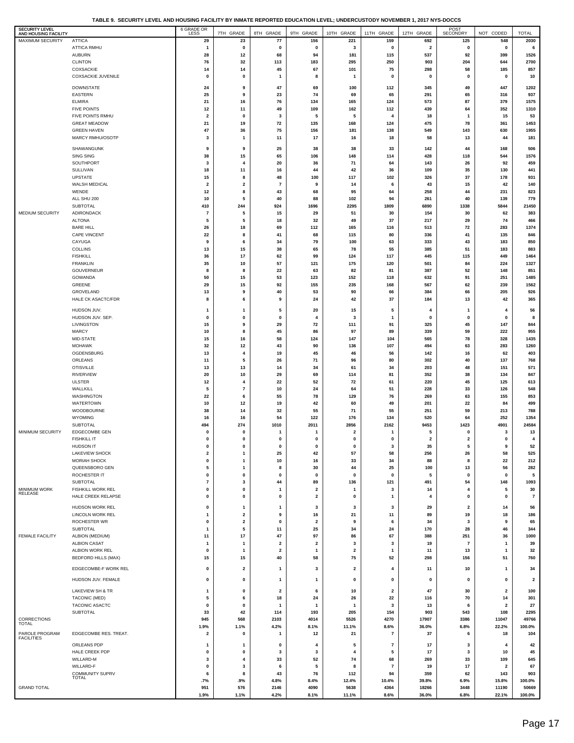**TABLE 9. SECURITY LEVEL AND HOUSING FACILITY BY INMATE REPORTED EDUCATION LEVEL; UNDERCUSTODY NOVEMBER 1, 2017 NYS-DOCCS**

| SECURITY LEVEL AND HOUSING FACILITY | | 6 GRADE OR LESS | 7TH GRADE | 8TH GRADE | 9TH GRADE | 10TH GRADE | 11TH GRADE | 12TH GRADE | POST SECONDRY | NOT CODED | TOTAL |
|---|---|---|---|---|---|---|---|---|---|---|---|
| MAXIMUM SECURITY | ATTICA | 29 | 23 | 77 | 156 | 221 | 159 | 692 | 125 | 548 | 2030 |
| | ATTICA RMHU | 1 | 0 | 0 | 0 | 3 | 0 | 2 | 0 | 0 | 6 |
| | AUBURN | 28 | 12 | 68 | 94 | 181 | 115 | 537 | 92 | 399 | 1526 |
| | CLINTON | 76 | 32 | 113 | 183 | 295 | 250 | 903 | 204 | 644 | 2700 |
| | COXSACKIE | 14 | 14 | 45 | 67 | 101 | 75 | 298 | 58 | 185 | 857 |
| | COXSACKIE JUVENILE | 0 | 0 | 1 | 8 | 1 | 0 | 0 | 0 | 0 | 10 |
| | DOWNSTATE | 24 | 9 | 47 | 69 | 100 | 112 | 345 | 49 | 447 | 1202 |
| | EASTERN | 25 | 9 | 23 | 74 | 69 | 65 | 291 | 65 | 316 | 937 |
| | ELMIRA | 21 | 16 | 76 | 134 | 165 | 124 | 573 | 87 | 379 | 1575 |
| | FIVE POINTS | 12 | 11 | 49 | 109 | 162 | 112 | 439 | 64 | 352 | 1310 |
| | FIVE POINTS RMHU | 2 | 0 | 3 | 5 | 5 | 4 | 18 | 1 | 15 | 53 |
| | GREAT MEADOW | 21 | 19 | 72 | 135 | 168 | 124 | 475 | 78 | 361 | 1453 |
| | GREEN HAVEN | 47 | 36 | 75 | 156 | 181 | 138 | 549 | 143 | 630 | 1955 |
| | MARCY RMHU/OSOTP | 3 | 1 | 11 | 17 | 16 | 18 | 58 | 13 | 44 | 181 |
| | SHAWANGUNK | 9 | 9 | 25 | 38 | 38 | 33 | 142 | 44 | 168 | 506 |
| | SING SING | 38 | 15 | 65 | 106 | 148 | 114 | 428 | 118 | 544 | 1576 |
| | SOUTHPORT | 3 | 4 | 20 | 36 | 71 | 64 | 143 | 26 | 92 | 459 |
| | SULLIVAN | 18 | 11 | 16 | 44 | 42 | 36 | 109 | 35 | 130 | 441 |
| | UPSTATE | 15 | 8 | 48 | 100 | 117 | 102 | 326 | 37 | 178 | 931 |
| | WALSH MEDICAL | 2 | 2 | 7 | 9 | 14 | 6 | 43 | 15 | 42 | 140 |
| | WENDE | 12 | 8 | 43 | 68 | 95 | 64 | 258 | 44 | 231 | 823 |
| | ALL SHU 200 | 10 | 5 | 40 | 88 | 102 | 94 | 261 | 40 | 139 | 779 |
| | SUBTOTAL | 410 | 244 | 924 | 1696 | 2295 | 1809 | 6890 | 1338 | 5844 | 21450 |
| MEDIUM SECURITY | ADIRONDACK | 7 | 5 | 15 | 29 | 51 | 30 | 154 | 30 | 62 | 383 |
| | ALTONA | 5 | 5 | 18 | 32 | 49 | 37 | 217 | 29 | 74 | 466 |
| | BARE HILL | 26 | 18 | 69 | 112 | 165 | 116 | 513 | 72 | 283 | 1374 |
| | CAPE VINCENT | 22 | 8 | 41 | 68 | 115 | 80 | 336 | 41 | 135 | 846 |
| | CAYUGA | 9 | 6 | 34 | 79 | 100 | 63 | 333 | 43 | 183 | 850 |
| | COLLINS | 13 | 15 | 38 | 65 | 78 | 55 | 385 | 51 | 183 | 883 |
| | FISHKILL | 36 | 17 | 62 | 99 | 124 | 117 | 445 | 115 | 449 | 1464 |
| | FRANKLIN | 35 | 10 | 57 | 121 | 175 | 120 | 501 | 84 | 224 | 1327 |
| | GOUVERNEUR | 8 | 8 | 22 | 63 | 82 | 81 | 387 | 52 | 148 | 851 |
| | GOWANDA | 50 | 15 | 53 | 123 | 152 | 118 | 632 | 91 | 251 | 1485 |
| | GREENE | 29 | 15 | 92 | 155 | 235 | 168 | 567 | 62 | 239 | 1562 |
| | GROVELAND | 13 | 9 | 40 | 53 | 90 | 66 | 384 | 66 | 205 | 926 |
| | HALE CK ASACTC/FDR | 8 | 6 | 9 | 24 | 42 | 37 | 184 | 13 | 42 | 365 |
| | HUDSON JUV. | 1 | 1 | 5 | 20 | 15 | 5 | 4 | 1 | 4 | 56 |
| | HUDSON JUV. SEP. | 0 | 0 | 0 | 4 | 3 | 1 | 0 | 0 | 0 | 8 |
| | LIVINGSTON | 15 | 9 | 29 | 72 | 111 | 91 | 325 | 45 | 147 | 844 |
| | MARCY | 10 | 8 | 45 | 86 | 97 | 89 | 339 | 59 | 222 | 955 |
| | MID-STATE | 15 | 16 | 58 | 124 | 147 | 104 | 565 | 78 | 328 | 1435 |
| | MOHAWK | 32 | 12 | 43 | 90 | 136 | 107 | 494 | 63 | 283 | 1260 |
| | OGDENSBURG | 13 | 4 | 19 | 45 | 46 | 56 | 142 | 16 | 62 | 403 |
| | ORLEANS | 11 | 5 | 26 | 71 | 96 | 80 | 302 | 40 | 137 | 768 |
| | OTISVILLE | 13 | 13 | 14 | 34 | 61 | 34 | 203 | 48 | 151 | 571 |
| | RIVERVIEW | 20 | 10 | 29 | 69 | 114 | 81 | 352 | 38 | 134 | 847 |
| | ULSTER | 12 | 4 | 22 | 52 | 72 | 61 | 220 | 45 | 125 | 613 |
| | WALLKILL | 5 | 7 | 10 | 24 | 64 | 51 | 228 | 33 | 126 | 548 |
| | WASHINGTON | 22 | 6 | 55 | 78 | 129 | 76 | 269 | 63 | 155 | 853 |
| | WATERTOWN | 10 | 12 | 19 | 42 | 60 | 49 | 201 | 22 | 84 | 499 |
| | WOODBOURNE | 38 | 14 | 32 | 55 | 71 | 55 | 251 | 59 | 213 | 788 |
| | WYOMING | 16 | 16 | 54 | 122 | 176 | 134 | 520 | 64 | 252 | 1354 |
| | SUBTOTAL | 494 | 274 | 1010 | 2011 | 2856 | 2162 | 9453 | 1423 | 4901 | 24584 |
| MINIMUM SECURITY | EDGECOMBE GEN | 0 | 0 | 1 | 1 | 2 | 1 | 5 | 0 | 3 | 13 |
| | FISHKILL IT | 0 | 0 | 0 | 0 | 0 | 0 | 2 | 2 | 0 | 4 |
| | HUDSON IT | 0 | 0 | 0 | 0 | 0 | 3 | 35 | 5 | 9 | 52 |
| | LAKEVIEW SHOCK | 2 | 1 | 25 | 42 | 57 | 58 | 256 | 26 | 58 | 525 |
| | MORIAH SHOCK | 0 | 1 | 10 | 16 | 33 | 34 | 88 | 8 | 22 | 212 |
| | QUEENSBORO GEN | 5 | 1 | 8 | 30 | 44 | 25 | 100 | 13 | 56 | 282 |
| | ROCHESTER IT | 0 | 0 | 0 | 0 | 0 | 0 | 5 | 0 | 0 | 5 |
| | SUBTOTAL | 7 | 3 | 44 | 89 | 136 | 121 | 491 | 54 | 148 | 1093 |
| MINIMUM WORK RELEASE | FISHKILL WORK REL | 0 | 0 | 1 | 2 | 1 | 3 | 14 | 4 | 5 | 30 |
| | HALE CREEK RELAPSE | 0 | 0 | 0 | 2 | 0 | 1 | 4 | 0 | 0 | 7 |
| | HUDSON WORK REL | 0 | 1 | 1 | 3 | 3 | 3 | 29 | 2 | 14 | 56 |
| | LINCOLN WORK REL | 1 | 2 | 9 | 16 | 21 | 11 | 89 | 19 | 18 | 186 |
| | ROCHESTER WR | 0 | 2 | 0 | 2 | 9 | 6 | 34 | 3 | 9 | 65 |
| | SUBTOTAL | 1 | 5 | 11 | 25 | 34 | 24 | 170 | 28 | 46 | 344 |
| FEMALE FACILITY | ALBION (MEDIUM) | 11 | 17 | 47 | 97 | 86 | 67 | 388 | 251 | 36 | 1000 |
| | ALBION CASAT | 1 | 1 | 2 | 2 | 3 | 3 | 19 | 7 | 1 | 39 |
| | ALBION WORK REL | 0 | 1 | 2 | 1 | 2 | 1 | 11 | 13 | 1 | 32 |
| | BEDFORD HILLS (MAX) | 15 | 15 | 40 | 58 | 75 | 52 | 298 | 156 | 51 | 760 |
| | EDGECOMBE-F WORK REL | 0 | 2 | 1 | 3 | 2 | 4 | 11 | 10 | 1 | 34 |
| | HUDSON JUV. FEMALE | 0 | 0 | 1 | 1 | 0 | 0 | 0 | 0 | 0 | 2 |
| | LAKEVIEW SH & TR | 1 | 0 | 2 | 6 | 10 | 2 | 47 | 30 | 2 | 100 |
| | TACONIC (MED) | 5 | 6 | 18 | 24 | 26 | 22 | 116 | 70 | 14 | 301 |
| | TACONIC ASACTC | 0 | 0 | 1 | 1 | 1 | 3 | 13 | 6 | 2 | 27 |
| | SUBTOTAL | 33 | 42 | 114 | 193 | 205 | 154 | 903 | 543 | 108 | 2295 |
| CORRECTIONS TOTAL | | 945 | 568 | 2103 | 4014 | 5526 | 4270 | 17907 | 3386 | 11047 | 49766 |
| | | 1.9% | 1.1% | 4.2% | 8.1% | 11.1% | 8.6% | 36.0% | 6.8% | 22.2% | 100.0% |
| PAROLE PROGRAM FACILITIES | EDGECOMBE RES. TREAT. | 2 | 0 | 1 | 12 | 21 | 7 | 37 | 6 | 18 | 104 |
| | ORLEANS PDP | 1 | 1 | 0 | 4 | 5 | 7 | 17 | 3 | 4 | 42 |
| | HALE CREEK PDP | 0 | 0 | 3 | 3 | 4 | 5 | 17 | 3 | 10 | 45 |
| | WILLARD-M | 3 | 4 | 33 | 52 | 74 | 68 | 269 | 33 | 109 | 645 |
| | WILLARD-F | 0 | 3 | 6 | 5 | 8 | 7 | 19 | 17 | 2 | 67 |
| | COMMUNITY SUPRV TOTAL | 6 | 8 | 43 | 76 | 112 | 94 | 359 | 62 | 143 | 903 |
| | | .7% | .9% | 4.8% | 8.4% | 12.4% | 10.4% | 39.8% | 6.9% | 15.8% | 100.0% |
| GRAND TOTAL | | 951 | 576 | 2146 | 4090 | 5638 | 4364 | 18266 | 3448 | 11190 | 50669 |
| | | 1.9% | 1.1% | 4.2% | 8.1% | 11.1% | 8.6% | 36.0% | 6.8% | 22.1% | 100.0% |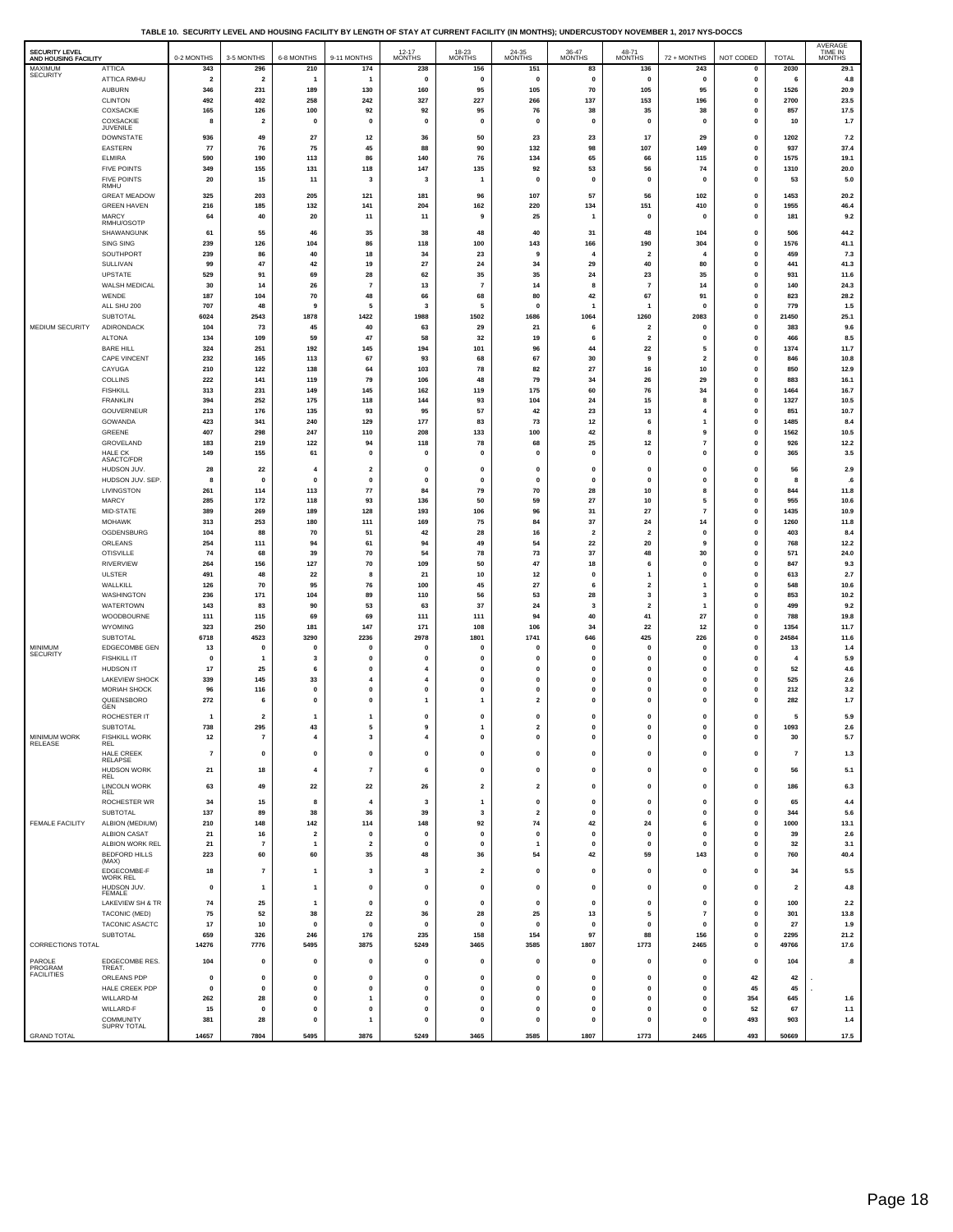**TABLE 10. SECURITY LEVEL AND HOUSING FACILITY BY LENGTH OF STAY AT CURRENT FACILITY (IN MONTHS); UNDERCUSTODY NOVEMBER 1, 2017 NYS-DOCCS**

| SECURITY LEVEL AND HOUSING FACILITY | | 0-2 MONTHS | 3-5 MONTHS | 6-8 MONTHS | 9-11 MONTHS | 12-17 MONTHS | 18-23 MONTHS | 24-35 MONTHS | 36-47 MONTHS | 48-71 MONTHS | 72 + MONTHS | NOT CODED | TOTAL | AVERAGE TIME IN MONTHS |
|---|---|---|---|---|---|---|---|---|---|---|---|---|---|---|
| MAXIMUM SECURITY | ATTICA | 343 | 296 | 210 | 174 | 238 | 156 | 151 | 83 | 136 | 243 | 0 | 2030 | 29.1 |
| | ATTICA RMHU | 2 | 2 | 1 | 1 | 0 | 0 | 0 | 0 | 0 | 0 | 0 | 6 | 4.8 |
| | AUBURN | 346 | 231 | 189 | 130 | 160 | 95 | 105 | 70 | 105 | 95 | 0 | 1526 | 20.9 |
| | CLINTON | 492 | 402 | 258 | 242 | 327 | 227 | 266 | 137 | 153 | 196 | 0 | 2700 | 23.5 |
| | COXSACKIE | 165 | 126 | 100 | 92 | 92 | 95 | 76 | 38 | 35 | 38 | 0 | 857 | 17.5 |
| | COXSACKIE JUVENILE | 8 | 2 | 0 | 0 | 0 | 0 | 0 | 0 | 0 | 0 | 0 | 10 | 1.7 |
| | DOWNSTATE | 936 | 49 | 27 | 12 | 36 | 50 | 23 | 23 | 17 | 29 | 0 | 1202 | 7.2 |
| | EASTERN | 77 | 76 | 75 | 45 | 88 | 90 | 132 | 98 | 107 | 149 | 0 | 937 | 37.4 |
| | ELMIRA | 590 | 190 | 113 | 86 | 140 | 76 | 134 | 65 | 66 | 115 | 0 | 1575 | 19.1 |
| | FIVE POINTS | 349 | 155 | 131 | 118 | 147 | 135 | 92 | 53 | 56 | 74 | 0 | 1310 | 20.0 |
| | FIVE POINTS RMHU | 20 | 15 | 11 | 3 | 3 | 1 | 0 | 0 | 0 | 0 | 0 | 53 | 5.0 |
| | GREAT MEADOW | 325 | 203 | 205 | 121 | 181 | 96 | 107 | 57 | 56 | 102 | 0 | 1453 | 20.2 |
| | GREEN HAVEN | 216 | 185 | 132 | 141 | 204 | 162 | 220 | 134 | 151 | 410 | 0 | 1955 | 46.4 |
| | MARCY RMHU/OSOTP | 64 | 40 | 20 | 11 | 11 | 9 | 25 | 1 | 0 | 0 | 0 | 181 | 9.2 |
| | SHAWANGUNK | 61 | 55 | 46 | 35 | 38 | 48 | 40 | 31 | 48 | 104 | 0 | 506 | 44.2 |
| | SING SING | 239 | 126 | 104 | 86 | 118 | 100 | 143 | 166 | 190 | 304 | 0 | 1576 | 41.1 |
| | SOUTHPORT | 239 | 86 | 40 | 18 | 34 | 23 | 9 | 4 | 2 | 4 | 0 | 459 | 7.3 |
| | SULLIVAN | 99 | 47 | 42 | 19 | 27 | 24 | 34 | 29 | 40 | 80 | 0 | 441 | 41.3 |
| | UPSTATE | 529 | 91 | 69 | 28 | 62 | 35 | 35 | 24 | 23 | 35 | 0 | 931 | 11.6 |
| | WALSH MEDICAL | 30 | 14 | 26 | 7 | 13 | 7 | 14 | 8 | 7 | 14 | 0 | 140 | 24.3 |
| | WENDE | 187 | 104 | 70 | 48 | 66 | 68 | 80 | 42 | 67 | 91 | 0 | 823 | 28.2 |
| | ALL SHU 200 | 707 | 48 | 9 | 5 | 3 | 5 | 0 | 1 | 1 | 0 | 0 | 779 | 1.5 |
| | SUBTOTAL | 6024 | 2543 | 1878 | 1422 | 1988 | 1502 | 1686 | 1064 | 1260 | 2083 | 0 | 21450 | 25.1 |
| MEDIUM SECURITY | ADIRONDACK | 104 | 73 | 45 | 40 | 63 | 29 | 21 | 6 | 2 | 0 | 0 | 383 | 9.6 |
| | ALTONA | 134 | 109 | 59 | 47 | 58 | 32 | 19 | 6 | 2 | 0 | 0 | 466 | 8.5 |
| | BARE HILL | 324 | 251 | 192 | 145 | 194 | 101 | 96 | 44 | 22 | 5 | 0 | 1374 | 11.7 |
| | CAPE VINCENT | 232 | 165 | 113 | 67 | 93 | 68 | 67 | 30 | 9 | 2 | 0 | 846 | 10.8 |
| | CAYUGA | 210 | 122 | 138 | 64 | 103 | 78 | 82 | 27 | 16 | 10 | 0 | 850 | 12.9 |
| | COLLINS | 222 | 141 | 119 | 79 | 106 | 48 | 79 | 34 | 26 | 29 | 0 | 883 | 16.1 |
| | FISHKILL | 313 | 231 | 149 | 145 | 162 | 119 | 175 | 60 | 76 | 34 | 0 | 1464 | 16.7 |
| | FRANKLIN | 394 | 252 | 175 | 118 | 144 | 93 | 104 | 24 | 15 | 8 | 0 | 1327 | 10.5 |
| | GOUVERNEUR | 213 | 176 | 135 | 93 | 95 | 57 | 42 | 23 | 13 | 4 | 0 | 851 | 10.7 |
| | GOWANDA | 423 | 341 | 240 | 129 | 177 | 83 | 73 | 12 | 6 | 1 | 0 | 1485 | 8.4 |
| | GREENE | 407 | 298 | 247 | 110 | 208 | 133 | 100 | 42 | 8 | 9 | 0 | 1562 | 10.5 |
| | GROVELAND | 183 | 219 | 122 | 94 | 118 | 78 | 68 | 25 | 12 | 7 | 0 | 926 | 12.2 |
| | HALE CK ASACTC/FDR | 149 | 155 | 61 | 0 | 0 | 0 | 0 | 0 | 0 | 0 | 0 | 365 | 3.5 |
| | HUDSON JUV. | 28 | 22 | 4 | 2 | 0 | 0 | 0 | 0 | 0 | 0 | 0 | 56 | 2.9 |
| | HUDSON JUV. SEP. | 8 | 0 | 0 | 0 | 0 | 0 | 0 | 0 | 0 | 0 | 0 | 8 | .6 |
| | LIVINGSTON | 261 | 114 | 113 | 77 | 84 | 79 | 70 | 28 | 10 | 8 | 0 | 844 | 11.8 |
| | MARCY | 285 | 172 | 118 | 93 | 136 | 50 | 59 | 27 | 10 | 5 | 0 | 955 | 10.6 |
| | MID-STATE | 389 | 269 | 189 | 128 | 193 | 106 | 96 | 31 | 27 | 7 | 0 | 1435 | 10.9 |
| | MOHAWK | 313 | 253 | 180 | 111 | 169 | 75 | 84 | 37 | 24 | 14 | 0 | 1260 | 11.8 |
| | OGDENSBURG | 104 | 88 | 70 | 51 | 42 | 28 | 16 | 2 | 2 | 0 | 0 | 403 | 8.4 |
| | ORLEANS | 254 | 111 | 94 | 61 | 94 | 49 | 54 | 22 | 20 | 9 | 0 | 768 | 12.2 |
| | OTISVILLE | 74 | 68 | 39 | 70 | 54 | 78 | 73 | 37 | 48 | 30 | 0 | 571 | 24.0 |
| | RIVERVIEW | 264 | 156 | 127 | 70 | 109 | 50 | 47 | 18 | 6 | 0 | 0 | 847 | 9.3 |
| | ULSTER | 491 | 48 | 22 | 8 | 21 | 10 | 12 | 0 | 1 | 0 | 0 | 613 | 2.7 |
| | WALLKILL | 126 | 70 | 95 | 76 | 100 | 45 | 27 | 6 | 2 | 1 | 0 | 548 | 10.6 |
| | WASHINGTON | 236 | 171 | 104 | 89 | 110 | 56 | 53 | 28 | 3 | 3 | 0 | 853 | 10.2 |
| | WATERTOWN | 143 | 83 | 90 | 53 | 63 | 37 | 24 | 3 | 2 | 1 | 0 | 499 | 9.2 |
| | WOODBOURNE | 111 | 115 | 69 | 69 | 111 | 111 | 94 | 40 | 41 | 27 | 0 | 788 | 19.8 |
| | WYOMING | 323 | 250 | 181 | 147 | 171 | 108 | 106 | 34 | 22 | 12 | 0 | 1354 | 11.7 |
| | SUBTOTAL | 6718 | 4523 | 3290 | 2236 | 2978 | 1801 | 1741 | 646 | 425 | 226 | 0 | 24584 | 11.6 |
| MINIMUM SECURITY | EDGECOMBE GEN | 13 | 0 | 0 | 0 | 0 | 0 | 0 | 0 | 0 | 0 | 0 | 13 | 1.4 |
| | FISHKILL IT | 0 | 1 | 3 | 0 | 0 | 0 | 0 | 0 | 0 | 0 | 0 | 4 | 5.9 |
| | HUDSON IT | 17 | 25 | 6 | 0 | 4 | 0 | 0 | 0 | 0 | 0 | 0 | 52 | 4.6 |
| | LAKEVIEW SHOCK | 339 | 145 | 33 | 4 | 4 | 0 | 0 | 0 | 0 | 0 | 0 | 525 | 2.6 |
| | MORIAH SHOCK | 96 | 116 | 0 | 0 | 0 | 0 | 0 | 0 | 0 | 0 | 0 | 212 | 3.2 |
| | QUEENSBORO GEN | 272 | 6 | 0 | 0 | 1 | 1 | 2 | 0 | 0 | 0 | 0 | 282 | 1.7 |
| | ROCHESTER IT | 1 | 2 | 1 | 1 | 0 | 0 | 0 | 0 | 0 | 0 | 0 | 5 | 5.9 |
| | SUBTOTAL | 738 | 295 | 43 | 5 | 9 | 1 | 2 | 0 | 0 | 0 | 0 | 1093 | 2.6 |
| MINIMUM WORK RELEASE | FISHKILL WORK REL | 12 | 7 | 4 | 3 | 4 | 0 | 0 | 0 | 0 | 0 | 0 | 30 | 5.7 |
| | HALE CREEK RELAPSE | 7 | 0 | 0 | 0 | 0 | 0 | 0 | 0 | 0 | 0 | 0 | 7 | 1.3 |
| | HUDSON WORK REL | 21 | 18 | 4 | 7 | 6 | 0 | 0 | 0 | 0 | 0 | 0 | 56 | 5.1 |
| | LINCOLN WORK REL | 63 | 49 | 22 | 22 | 26 | 2 | 2 | 0 | 0 | 0 | 0 | 186 | 6.3 |
| | ROCHESTER WR | 34 | 15 | 8 | 4 | 3 | 1 | 0 | 0 | 0 | 0 | 0 | 65 | 4.4 |
| | SUBTOTAL | 137 | 89 | 38 | 36 | 39 | 3 | 2 | 0 | 0 | 0 | 0 | 344 | 5.6 |
| FEMALE FACILITY | ALBION (MEDIUM) | 210 | 148 | 142 | 114 | 148 | 92 | 74 | 42 | 24 | 6 | 0 | 1000 | 13.1 |
| | ALBION CASAT | 21 | 16 | 2 | 0 | 0 | 0 | 0 | 0 | 0 | 0 | 0 | 39 | 2.6 |
| | ALBION WORK REL | 21 | 7 | 1 | 2 | 0 | 0 | 1 | 0 | 0 | 0 | 0 | 32 | 3.1 |
| | BEDFORD HILLS (MAX) | 223 | 60 | 60 | 35 | 48 | 36 | 54 | 42 | 59 | 143 | 0 | 760 | 40.4 |
| | EDGECOMBE-F WORK REL | 18 | 7 | 1 | 3 | 3 | 2 | 0 | 0 | 0 | 0 | 0 | 34 | 5.5 |
| | HUDSON JUV. FEMALE | 0 | 1 | 1 | 0 | 0 | 0 | 0 | 0 | 0 | 0 | 0 | 2 | 4.8 |
| | LAKEVIEW SH & TR | 74 | 25 | 1 | 0 | 0 | 0 | 0 | 0 | 0 | 0 | 0 | 100 | 2.2 |
| | TACONIC (MED) | 75 | 52 | 38 | 22 | 36 | 28 | 25 | 13 | 5 | 7 | 0 | 301 | 13.8 |
| | TACONIC ASACTC | 17 | 10 | 0 | 0 | 0 | 0 | 0 | 0 | 0 | 0 | 0 | 27 | 1.9 |
| | SUBTOTAL | 659 | 326 | 246 | 176 | 235 | 158 | 154 | 97 | 88 | 156 | 0 | 2295 | 21.2 |
| CORRECTIONS TOTAL | | 14276 | 7776 | 5495 | 3875 | 5249 | 3465 | 3585 | 1807 | 1773 | 2465 | 0 | 49766 | 17.6 |
| PAROLE PROGRAM FACILITIES | EDGECOMBE RES. TREAT. | 104 | 0 | 0 | 0 | 0 | 0 | 0 | 0 | 0 | 0 | 0 | 104 | .8 |
| | ORLEANS PDP | 0 | 0 | 0 | 0 | 0 | 0 | 0 | 0 | 0 | 0 | 42 | 42 | . |
| | HALE CREEK PDP | 0 | 0 | 0 | 0 | 0 | 0 | 0 | 0 | 0 | 0 | 45 | 45 | . |
| | WILLARD-M | 262 | 28 | 0 | 1 | 0 | 0 | 0 | 0 | 0 | 0 | 354 | 645 | 1.6 |
| | WILLARD-F | 15 | 0 | 0 | 0 | 0 | 0 | 0 | 0 | 0 | 0 | 52 | 67 | 1.1 |
| | COMMUNITY SUPRV TOTAL | 381 | 28 | 0 | 1 | 0 | 0 | 0 | 0 | 0 | 0 | 493 | 903 | 1.4 |
| GRAND TOTAL | | 14657 | 7804 | 5495 | 3876 | 5249 | 3465 | 3585 | 1807 | 1773 | 2465 | 493 | 50669 | 17.5 |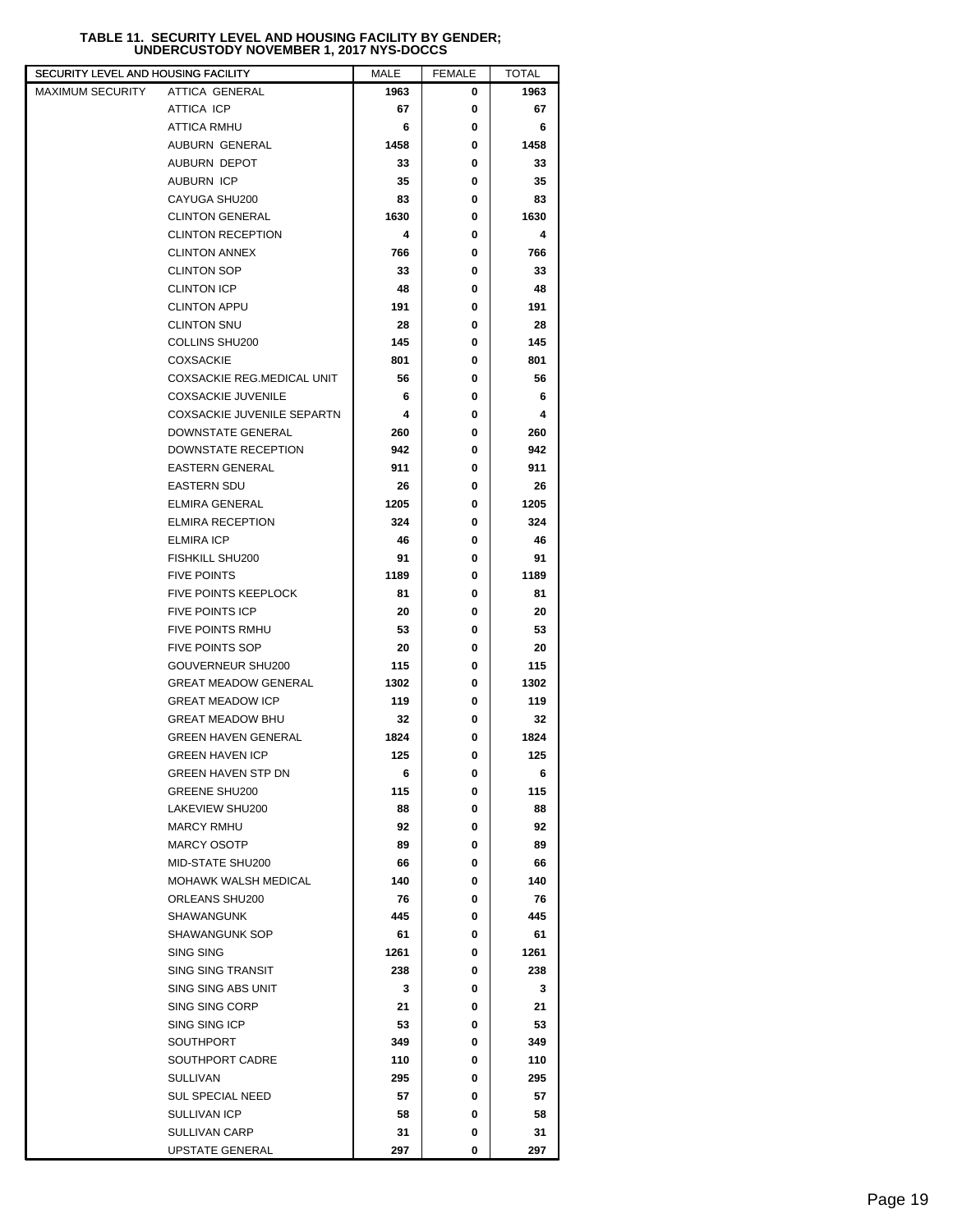**TABLE 11. SECURITY LEVEL AND HOUSING FACILITY BY GENDER; UNDERCUSTODY NOVEMBER 1, 2017 NYS-DOCCS**

| SECURITY LEVEL AND HOUSING FACILITY | | MALE | FEMALE | TOTAL |
|---|---|---|---|---|
| MAXIMUM SECURITY | ATTICA GENERAL | 1963 | 0 | 1963 |
| | ATTICA ICP | 67 | 0 | 67 |
| | ATTICA RMHU | 6 | 0 | 6 |
| | AUBURN GENERAL | 1458 | 0 | 1458 |
| | AUBURN DEPOT | 33 | 0 | 33 |
| | AUBURN ICP | 35 | 0 | 35 |
| | CAYUGA SHU200 | 83 | 0 | 83 |
| | CLINTON GENERAL | 1630 | 0 | 1630 |
| | CLINTON RECEPTION | 4 | 0 | 4 |
| | CLINTON ANNEX | 766 | 0 | 766 |
| | CLINTON SOP | 33 | 0 | 33 |
| | CLINTON ICP | 48 | 0 | 48 |
| | CLINTON APPU | 191 | 0 | 191 |
| | CLINTON SNU | 28 | 0 | 28 |
| | COLLINS SHU200 | 145 | 0 | 145 |
| | COXSACKIE | 801 | 0 | 801 |
| | COXSACKIE REG.MEDICAL UNIT | 56 | 0 | 56 |
| | COXSACKIE JUVENILE | 6 | 0 | 6 |
| | COXSACKIE JUVENILE SEPARTN | 4 | 0 | 4 |
| | DOWNSTATE GENERAL | 260 | 0 | 260 |
| | DOWNSTATE RECEPTION | 942 | 0 | 942 |
| | EASTERN GENERAL | 911 | 0 | 911 |
| | EASTERN SDU | 26 | 0 | 26 |
| | ELMIRA GENERAL | 1205 | 0 | 1205 |
| | ELMIRA RECEPTION | 324 | 0 | 324 |
| | ELMIRA ICP | 46 | 0 | 46 |
| | FISHKILL SHU200 | 91 | 0 | 91 |
| | FIVE POINTS | 1189 | 0 | 1189 |
| | FIVE POINTS KEEPLOCK | 81 | 0 | 81 |
| | FIVE POINTS ICP | 20 | 0 | 20 |
| | FIVE POINTS RMHU | 53 | 0 | 53 |
| | FIVE POINTS SOP | 20 | 0 | 20 |
| | GOUVERNEUR SHU200 | 115 | 0 | 115 |
| | GREAT MEADOW GENERAL | 1302 | 0 | 1302 |
| | GREAT MEADOW ICP | 119 | 0 | 119 |
| | GREAT MEADOW BHU | 32 | 0 | 32 |
| | GREEN HAVEN GENERAL | 1824 | 0 | 1824 |
| | GREEN HAVEN ICP | 125 | 0 | 125 |
| | GREEN HAVEN STP DN | 6 | 0 | 6 |
| | GREENE SHU200 | 115 | 0 | 115 |
| | LAKEVIEW SHU200 | 88 | 0 | 88 |
| | MARCY RMHU | 92 | 0 | 92 |
| | MARCY OSOTP | 89 | 0 | 89 |
| | MID-STATE SHU200 | 66 | 0 | 66 |
| | MOHAWK WALSH MEDICAL | 140 | 0 | 140 |
| | ORLEANS SHU200 | 76 | 0 | 76 |
| | SHAWANGUNK | 445 | 0 | 445 |
| | SHAWANGUNK SOP | 61 | 0 | 61 |
| | SING SING | 1261 | 0 | 1261 |
| | SING SING TRANSIT | 238 | 0 | 238 |
| | SING SING ABS UNIT | 3 | 0 | 3 |
| | SING SING CORP | 21 | 0 | 21 |
| | SING SING ICP | 53 | 0 | 53 |
| | SOUTHPORT | 349 | 0 | 349 |
| | SOUTHPORT CADRE | 110 | 0 | 110 |
| | SULLIVAN | 295 | 0 | 295 |
| | SUL SPECIAL NEED | 57 | 0 | 57 |
| | SULLIVAN ICP | 58 | 0 | 58 |
| | SULLIVAN CARP | 31 | 0 | 31 |
| | UPSTATE GENERAL | 297 | 0 | 297 |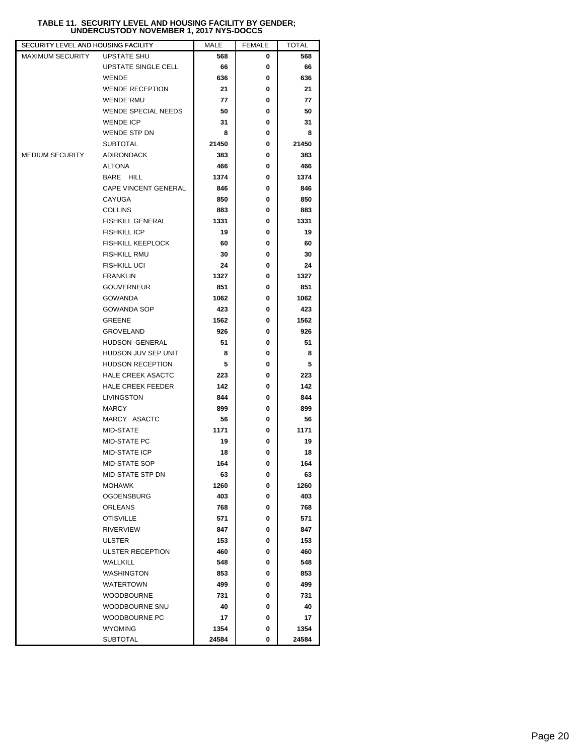# TABLE 11. SECURITY LEVEL AND HOUSING FACILITY BY GENDER; UNDERCUSTODY NOVEMBER 1, 2017 NYS-DOCCS

| SECURITY LEVEL AND HOUSING FACILITY | | MALE | FEMALE | TOTAL |
|---|---|---|---|---|
| MAXIMUM SECURITY | UPSTATE SHU | 568 | 0 | 568 |
| | UPSTATE SINGLE CELL | 66 | 0 | 66 |
| | WENDE | 636 | 0 | 636 |
| | WENDE RECEPTION | 21 | 0 | 21 |
| | WENDE RMU | 77 | 0 | 77 |
| | WENDE SPECIAL NEEDS | 50 | 0 | 50 |
| | WENDE ICP | 31 | 0 | 31 |
| | WENDE STP DN | 8 | 0 | 8 |
| | SUBTOTAL | 21450 | 0 | 21450 |
| MEDIUM SECURITY | ADIRONDACK | 383 | 0 | 383 |
| | ALTONA | 466 | 0 | 466 |
| | BARE HILL | 1374 | 0 | 1374 |
| | CAPE VINCENT GENERAL | 846 | 0 | 846 |
| | CAYUGA | 850 | 0 | 850 |
| | COLLINS | 883 | 0 | 883 |
| | FISHKILL GENERAL | 1331 | 0 | 1331 |
| | FISHKILL ICP | 19 | 0 | 19 |
| | FISHKILL KEEPLOCK | 60 | 0 | 60 |
| | FISHKILL RMU | 30 | 0 | 30 |
| | FISHKILL UCI | 24 | 0 | 24 |
| | FRANKLIN | 1327 | 0 | 1327 |
| | GOUVERNEUR | 851 | 0 | 851 |
| | GOWANDA | 1062 | 0 | 1062 |
| | GOWANDA SOP | 423 | 0 | 423 |
| | GREENE | 1562 | 0 | 1562 |
| | GROVELAND | 926 | 0 | 926 |
| | HUDSON GENERAL | 51 | 0 | 51 |
| | HUDSON JUV SEP UNIT | 8 | 0 | 8 |
| | HUDSON RECEPTION | 5 | 0 | 5 |
| | HALE CREEK ASACTC | 223 | 0 | 223 |
| | HALE CREEK FEEDER | 142 | 0 | 142 |
| | LIVINGSTON | 844 | 0 | 844 |
| | MARCY | 899 | 0 | 899 |
| | MARCY ASACTC | 56 | 0 | 56 |
| | MID-STATE | 1171 | 0 | 1171 |
| | MID-STATE PC | 19 | 0 | 19 |
| | MID-STATE ICP | 18 | 0 | 18 |
| | MID-STATE SOP | 164 | 0 | 164 |
| | MID-STATE STP DN | 63 | 0 | 63 |
| | MOHAWK | 1260 | 0 | 1260 |
| | OGDENSBURG | 403 | 0 | 403 |
| | ORLEANS | 768 | 0 | 768 |
| | OTISVILLE | 571 | 0 | 571 |
| | RIVERVIEW | 847 | 0 | 847 |
| | ULSTER | 153 | 0 | 153 |
| | ULSTER RECEPTION | 460 | 0 | 460 |
| | WALLKILL | 548 | 0 | 548 |
| | WASHINGTON | 853 | 0 | 853 |
| | WATERTOWN | 499 | 0 | 499 |
| | WOODBOURNE | 731 | 0 | 731 |
| | WOODBOURNE SNU | 40 | 0 | 40 |
| | WOODBOURNE PC | 17 | 0 | 17 |
| | WYOMING | 1354 | 0 | 1354 |
| | SUBTOTAL | 24584 | 0 | 24584 |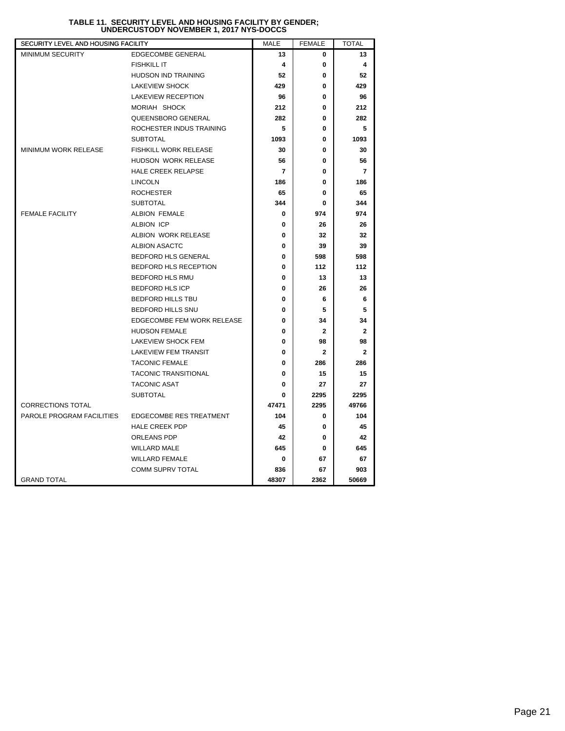**TABLE 11. SECURITY LEVEL AND HOUSING FACILITY BY GENDER; UNDERCUSTODY NOVEMBER 1, 2017 NYS-DOCCS**

| SECURITY LEVEL AND HOUSING FACILITY | | MALE | FEMALE | TOTAL |
|---|---|---|---|---|
| MINIMUM SECURITY | EDGECOMBE GENERAL | 13 | 0 | 13 |
| | FISHKILL IT | 4 | 0 | 4 |
| | HUDSON IND TRAINING | 52 | 0 | 52 |
| | LAKEVIEW SHOCK | 429 | 0 | 429 |
| | LAKEVIEW RECEPTION | 96 | 0 | 96 |
| | MORIAH SHOCK | 212 | 0 | 212 |
| | QUEENSBORO GENERAL | 282 | 0 | 282 |
| | ROCHESTER INDUS TRAINING | 5 | 0 | 5 |
| | SUBTOTAL | 1093 | 0 | 1093 |
| MINIMUM WORK RELEASE | FISHKILL WORK RELEASE | 30 | 0 | 30 |
| | HUDSON WORK RELEASE | 56 | 0 | 56 |
| | HALE CREEK RELAPSE | 7 | 0 | 7 |
| | LINCOLN | 186 | 0 | 186 |
| | ROCHESTER | 65 | 0 | 65 |
| | SUBTOTAL | 344 | 0 | 344 |
| FEMALE FACILITY | ALBION FEMALE | 0 | 974 | 974 |
| | ALBION ICP | 0 | 26 | 26 |
| | ALBION WORK RELEASE | 0 | 32 | 32 |
| | ALBION ASACTC | 0 | 39 | 39 |
| | BEDFORD HLS GENERAL | 0 | 598 | 598 |
| | BEDFORD HLS RECEPTION | 0 | 112 | 112 |
| | BEDFORD HLS RMU | 0 | 13 | 13 |
| | BEDFORD HLS ICP | 0 | 26 | 26 |
| | BEDFORD HILLS TBU | 0 | 6 | 6 |
| | BEDFORD HILLS SNU | 0 | 5 | 5 |
| | EDGECOMBE FEM WORK RELEASE | 0 | 34 | 34 |
| | HUDSON FEMALE | 0 | 2 | 2 |
| | LAKEVIEW SHOCK FEM | 0 | 98 | 98 |
| | LAKEVIEW FEM TRANSIT | 0 | 2 | 2 |
| | TACONIC FEMALE | 0 | 286 | 286 |
| | TACONIC TRANSITIONAL | 0 | 15 | 15 |
| | TACONIC ASAT | 0 | 27 | 27 |
| | SUBTOTAL | 0 | 2295 | 2295 |
| CORRECTIONS TOTAL | | 47471 | 2295 | 49766 |
| PAROLE PROGRAM FACILITIES | EDGECOMBE RES TREATMENT | 104 | 0 | 104 |
| | HALE CREEK PDP | 45 | 0 | 45 |
| | ORLEANS PDP | 42 | 0 | 42 |
| | WILLARD MALE | 645 | 0 | 645 |
| | WILLARD FEMALE | 0 | 67 | 67 |
| | COMM SUPRV TOTAL | 836 | 67 | 903 |
| GRAND TOTAL | | 48307 | 2362 | 50669 |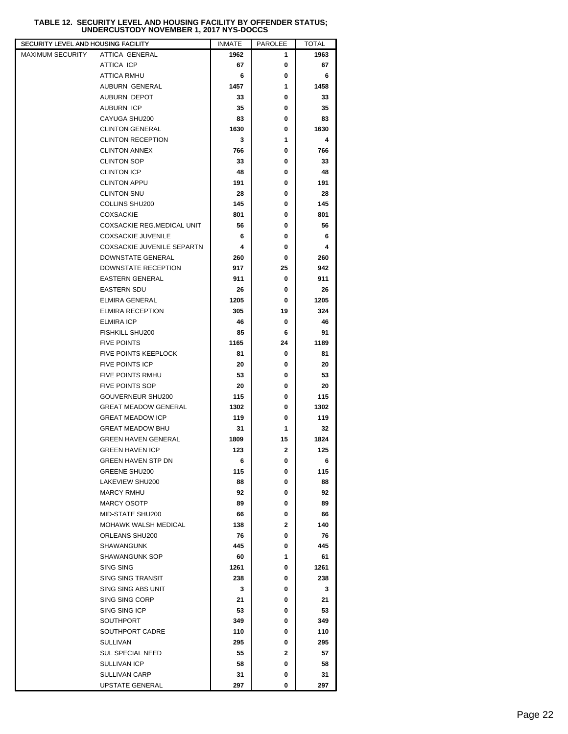**TABLE 12. SECURITY LEVEL AND HOUSING FACILITY BY OFFENDER STATUS; UNDERCUSTODY NOVEMBER 1, 2017 NYS-DOCCS**

| SECURITY LEVEL AND HOUSING FACILITY | | INMATE | PAROLEE | TOTAL |
|---|---|---|---|---|
| MAXIMUM SECURITY | ATTICA GENERAL | 1962 | 1 | 1963 |
| | ATTICA ICP | 67 | 0 | 67 |
| | ATTICA RMHU | 6 | 0 | 6 |
| | AUBURN GENERAL | 1457 | 1 | 1458 |
| | AUBURN DEPOT | 33 | 0 | 33 |
| | AUBURN ICP | 35 | 0 | 35 |
| | CAYUGA SHU200 | 83 | 0 | 83 |
| | CLINTON GENERAL | 1630 | 0 | 1630 |
| | CLINTON RECEPTION | 3 | 1 | 4 |
| | CLINTON ANNEX | 766 | 0 | 766 |
| | CLINTON SOP | 33 | 0 | 33 |
| | CLINTON ICP | 48 | 0 | 48 |
| | CLINTON APPU | 191 | 0 | 191 |
| | CLINTON SNU | 28 | 0 | 28 |
| | COLLINS SHU200 | 145 | 0 | 145 |
| | COXSACKIE | 801 | 0 | 801 |
| | COXSACKIE REG.MEDICAL UNIT | 56 | 0 | 56 |
| | COXSACKIE JUVENILE | 6 | 0 | 6 |
| | COXSACKIE JUVENILE SEPARTN | 4 | 0 | 4 |
| | DOWNSTATE GENERAL | 260 | 0 | 260 |
| | DOWNSTATE RECEPTION | 917 | 25 | 942 |
| | EASTERN GENERAL | 911 | 0 | 911 |
| | EASTERN SDU | 26 | 0 | 26 |
| | ELMIRA GENERAL | 1205 | 0 | 1205 |
| | ELMIRA RECEPTION | 305 | 19 | 324 |
| | ELMIRA ICP | 46 | 0 | 46 |
| | FISHKILL SHU200 | 85 | 6 | 91 |
| | FIVE POINTS | 1165 | 24 | 1189 |
| | FIVE POINTS KEEPLOCK | 81 | 0 | 81 |
| | FIVE POINTS ICP | 20 | 0 | 20 |
| | FIVE POINTS RMHU | 53 | 0 | 53 |
| | FIVE POINTS SOP | 20 | 0 | 20 |
| | GOUVERNEUR SHU200 | 115 | 0 | 115 |
| | GREAT MEADOW GENERAL | 1302 | 0 | 1302 |
| | GREAT MEADOW ICP | 119 | 0 | 119 |
| | GREAT MEADOW BHU | 31 | 1 | 32 |
| | GREEN HAVEN GENERAL | 1809 | 15 | 1824 |
| | GREEN HAVEN ICP | 123 | 2 | 125 |
| | GREEN HAVEN STP DN | 6 | 0 | 6 |
| | GREENE SHU200 | 115 | 0 | 115 |
| | LAKEVIEW SHU200 | 88 | 0 | 88 |
| | MARCY RMHU | 92 | 0 | 92 |
| | MARCY OSOTP | 89 | 0 | 89 |
| | MID-STATE SHU200 | 66 | 0 | 66 |
| | MOHAWK WALSH MEDICAL | 138 | 2 | 140 |
| | ORLEANS SHU200 | 76 | 0 | 76 |
| | SHAWANGUNK | 445 | 0 | 445 |
| | SHAWANGUNK SOP | 60 | 1 | 61 |
| | SING SING | 1261 | 0 | 1261 |
| | SING SING TRANSIT | 238 | 0 | 238 |
| | SING SING ABS UNIT | 3 | 0 | 3 |
| | SING SING CORP | 21 | 0 | 21 |
| | SING SING ICP | 53 | 0 | 53 |
| | SOUTHPORT | 349 | 0 | 349 |
| | SOUTHPORT CADRE | 110 | 0 | 110 |
| | SULLIVAN | 295 | 0 | 295 |
| | SUL SPECIAL NEED | 55 | 2 | 57 |
| | SULLIVAN ICP | 58 | 0 | 58 |
| | SULLIVAN CARP | 31 | 0 | 31 |
| | UPSTATE GENERAL | 297 | 0 | 297 |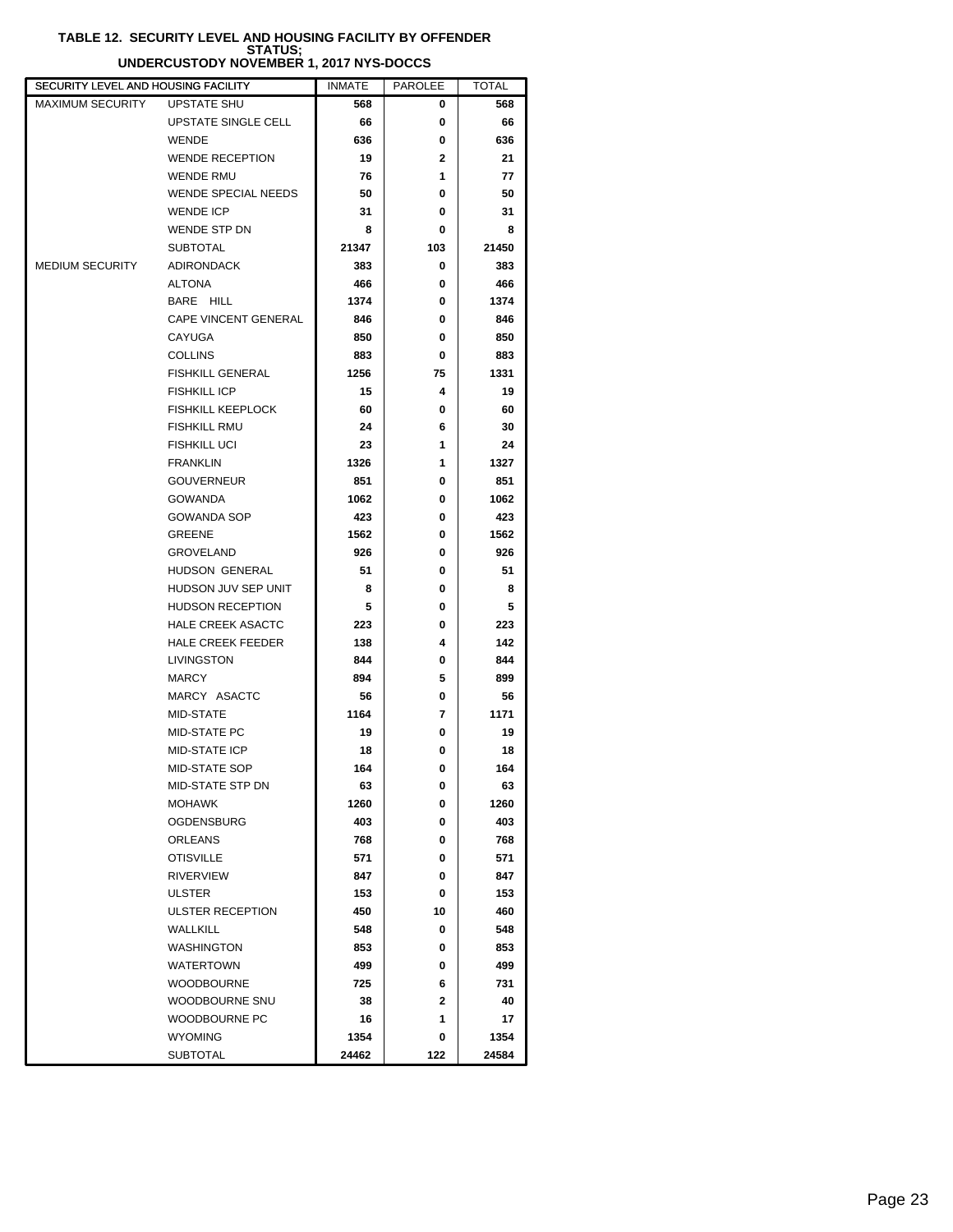**TABLE 12. SECURITY LEVEL AND HOUSING FACILITY BY OFFENDER STATUS; UNDERCUSTODY NOVEMBER 1, 2017 NYS-DOCCS**

| SECURITY LEVEL AND HOUSING FACILITY | | INMATE | PAROLEE | TOTAL |
|---|---|---|---|---|
| MAXIMUM SECURITY | UPSTATE SHU | 568 | 0 | 568 |
| | UPSTATE SINGLE CELL | 66 | 0 | 66 |
| | WENDE | 636 | 0 | 636 |
| | WENDE RECEPTION | 19 | 2 | 21 |
| | WENDE RMU | 76 | 1 | 77 |
| | WENDE SPECIAL NEEDS | 50 | 0 | 50 |
| | WENDE ICP | 31 | 0 | 31 |
| | WENDE STP DN | 8 | 0 | 8 |
| | SUBTOTAL | 21347 | 103 | 21450 |
| MEDIUM SECURITY | ADIRONDACK | 383 | 0 | 383 |
| | ALTONA | 466 | 0 | 466 |
| | BARE HILL | 1374 | 0 | 1374 |
| | CAPE VINCENT GENERAL | 846 | 0 | 846 |
| | CAYUGA | 850 | 0 | 850 |
| | COLLINS | 883 | 0 | 883 |
| | FISHKILL GENERAL | 1256 | 75 | 1331 |
| | FISHKILL ICP | 15 | 4 | 19 |
| | FISHKILL KEEPLOCK | 60 | 0 | 60 |
| | FISHKILL RMU | 24 | 6 | 30 |
| | FISHKILL UCI | 23 | 1 | 24 |
| | FRANKLIN | 1326 | 1 | 1327 |
| | GOUVERNEUR | 851 | 0 | 851 |
| | GOWANDA | 1062 | 0 | 1062 |
| | GOWANDA SOP | 423 | 0 | 423 |
| | GREENE | 1562 | 0 | 1562 |
| | GROVELAND | 926 | 0 | 926 |
| | HUDSON GENERAL | 51 | 0 | 51 |
| | HUDSON JUV SEP UNIT | 8 | 0 | 8 |
| | HUDSON RECEPTION | 5 | 0 | 5 |
| | HALE CREEK ASACTC | 223 | 0 | 223 |
| | HALE CREEK FEEDER | 138 | 4 | 142 |
| | LIVINGSTON | 844 | 0 | 844 |
| | MARCY | 894 | 5 | 899 |
| | MARCY ASACTC | 56 | 0 | 56 |
| | MID-STATE | 1164 | 7 | 1171 |
| | MID-STATE PC | 19 | 0 | 19 |
| | MID-STATE ICP | 18 | 0 | 18 |
| | MID-STATE SOP | 164 | 0 | 164 |
| | MID-STATE STP DN | 63 | 0 | 63 |
| | MOHAWK | 1260 | 0 | 1260 |
| | OGDENSBURG | 403 | 0 | 403 |
| | ORLEANS | 768 | 0 | 768 |
| | OTISVILLE | 571 | 0 | 571 |
| | RIVERVIEW | 847 | 0 | 847 |
| | ULSTER | 153 | 0 | 153 |
| | ULSTER RECEPTION | 450 | 10 | 460 |
| | WALLKILL | 548 | 0 | 548 |
| | WASHINGTON | 853 | 0 | 853 |
| | WATERTOWN | 499 | 0 | 499 |
| | WOODBOURNE | 725 | 6 | 731 |
| | WOODBOURNE SNU | 38 | 2 | 40 |
| | WOODBOURNE PC | 16 | 1 | 17 |
| | WYOMING | 1354 | 0 | 1354 |
| | SUBTOTAL | 24462 | 122 | 24584 |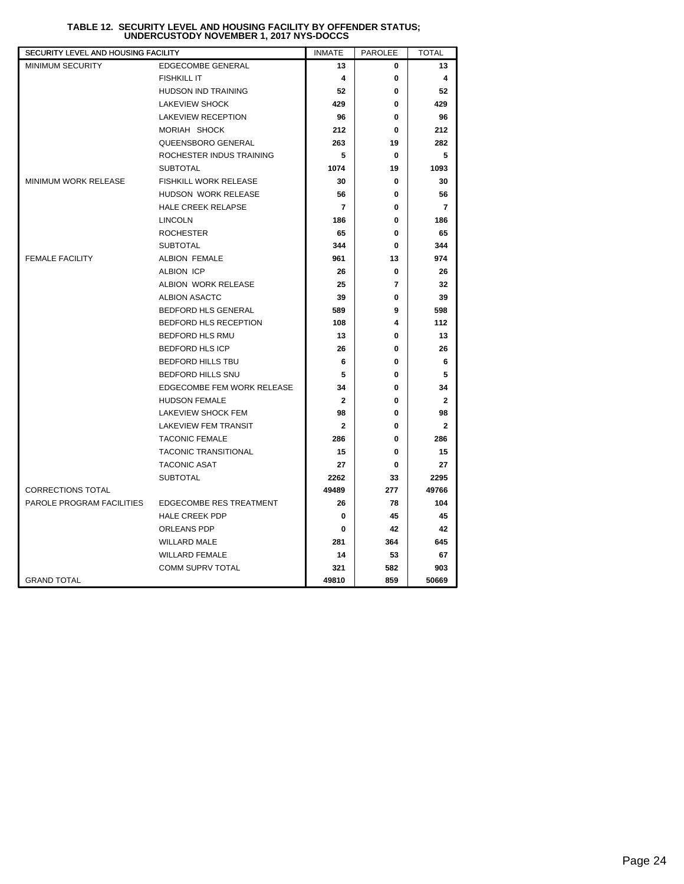**TABLE 12. SECURITY LEVEL AND HOUSING FACILITY BY OFFENDER STATUS; UNDERCUSTODY NOVEMBER 1, 2017 NYS-DOCCS**

| SECURITY LEVEL AND HOUSING FACILITY | | INMATE | PAROLEE | TOTAL |
|---|---|---|---|---|
| MINIMUM SECURITY | EDGECOMBE GENERAL | 13 | 0 | 13 |
| | FISHKILL IT | 4 | 0 | 4 |
| | HUDSON IND TRAINING | 52 | 0 | 52 |
| | LAKEVIEW SHOCK | 429 | 0 | 429 |
| | LAKEVIEW RECEPTION | 96 | 0 | 96 |
| | MORIAH SHOCK | 212 | 0 | 212 |
| | QUEENSBORO GENERAL | 263 | 19 | 282 |
| | ROCHESTER INDUS TRAINING | 5 | 0 | 5 |
| | SUBTOTAL | 1074 | 19 | 1093 |
| MINIMUM WORK RELEASE | FISHKILL WORK RELEASE | 30 | 0 | 30 |
| | HUDSON WORK RELEASE | 56 | 0 | 56 |
| | HALE CREEK RELAPSE | 7 | 0 | 7 |
| | LINCOLN | 186 | 0 | 186 |
| | ROCHESTER | 65 | 0 | 65 |
| | SUBTOTAL | 344 | 0 | 344 |
| FEMALE FACILITY | ALBION FEMALE | 961 | 13 | 974 |
| | ALBION ICP | 26 | 0 | 26 |
| | ALBION WORK RELEASE | 25 | 7 | 32 |
| | ALBION ASACTC | 39 | 0 | 39 |
| | BEDFORD HLS GENERAL | 589 | 9 | 598 |
| | BEDFORD HLS RECEPTION | 108 | 4 | 112 |
| | BEDFORD HLS RMU | 13 | 0 | 13 |
| | BEDFORD HLS ICP | 26 | 0 | 26 |
| | BEDFORD HILLS TBU | 6 | 0 | 6 |
| | BEDFORD HILLS SNU | 5 | 0 | 5 |
| | EDGECOMBE FEM WORK RELEASE | 34 | 0 | 34 |
| | HUDSON FEMALE | 2 | 0 | 2 |
| | LAKEVIEW SHOCK FEM | 98 | 0 | 98 |
| | LAKEVIEW FEM TRANSIT | 2 | 0 | 2 |
| | TACONIC FEMALE | 286 | 0 | 286 |
| | TACONIC TRANSITIONAL | 15 | 0 | 15 |
| | TACONIC ASAT | 27 | 0 | 27 |
| | SUBTOTAL | 2262 | 33 | 2295 |
| CORRECTIONS TOTAL | | 49489 | 277 | 49766 |
| PAROLE PROGRAM FACILITIES | EDGECOMBE RES TREATMENT | 26 | 78 | 104 |
| | HALE CREEK PDP | 0 | 45 | 45 |
| | ORLEANS PDP | 0 | 42 | 42 |
| | WILLARD MALE | 281 | 364 | 645 |
| | WILLARD FEMALE | 14 | 53 | 67 |
| | COMM SUPRV TOTAL | 321 | 582 | 903 |
| GRAND TOTAL | | 49810 | 859 | 50669 |